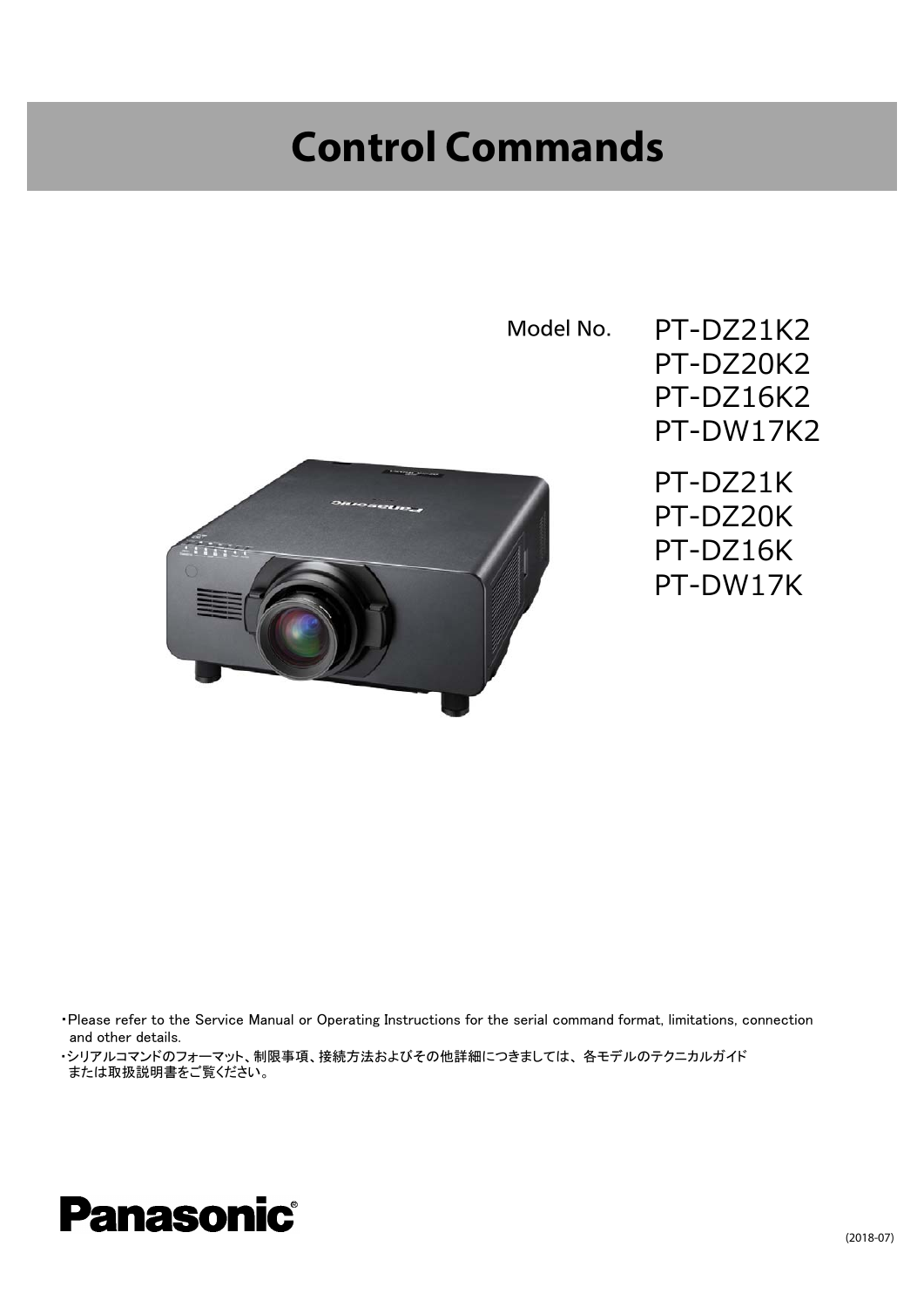# Control Commands

Model No.

PT-DZ21K2
PT-DZ20K2
PT-DZ16K2
PT-DW17K2

PT-DZ21K
PT-DZ20K
PT-DZ16K
PT-DW17K

・Please refer to the Service Manual or Operating Instructions for the serial command format, limitations, connection and other details.

・シリアルコマンドのフォーマット、制限事項、接続方法およびその他詳細につきましては、各モデルのテクニカルガイドまたは取扱説明書をご覧ください。

Panasonic

(2018-07)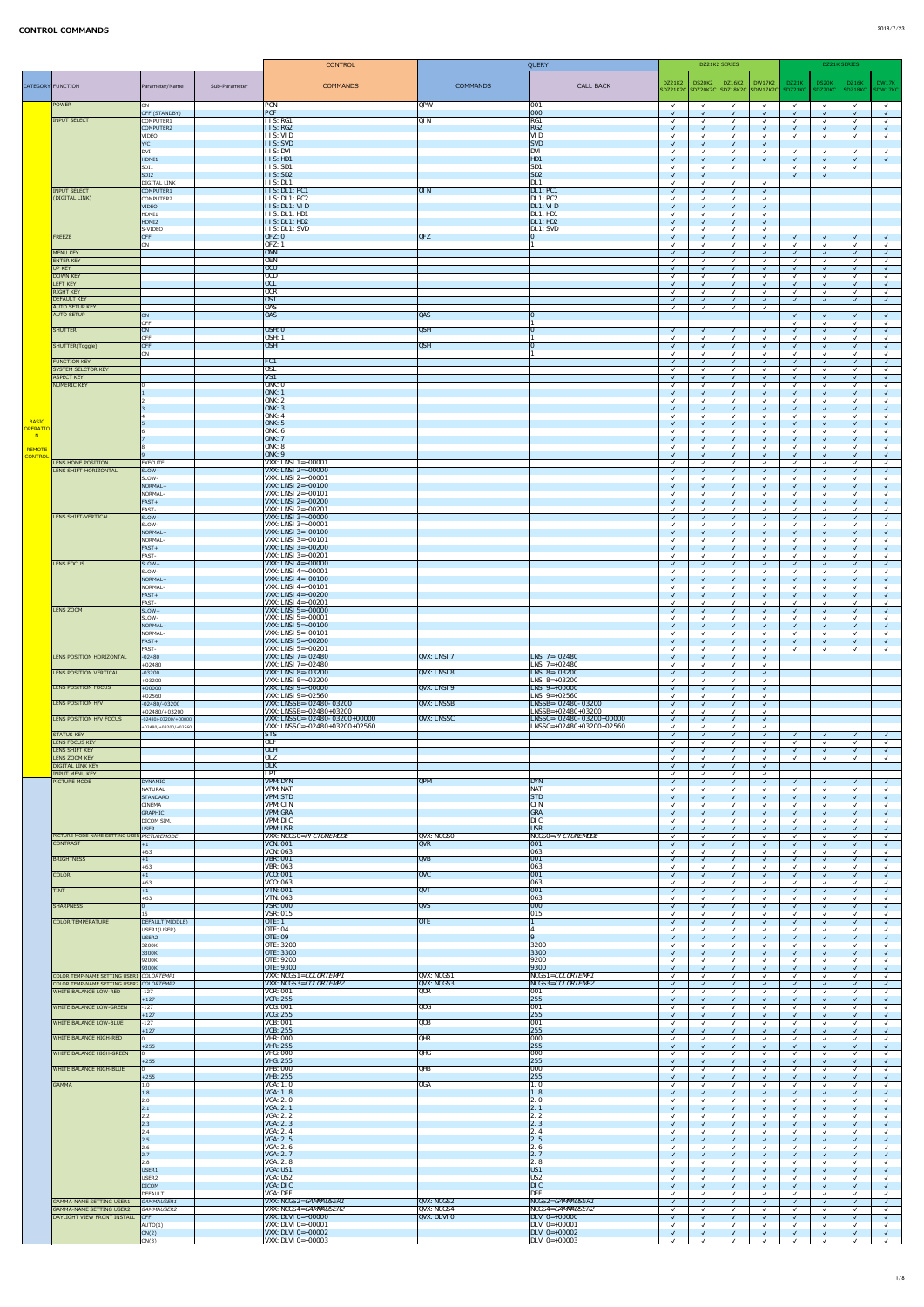# CONTROL COMMANDS

| CATEGORY | FUNCTION | Parameter/Name | Sub-Parameter | CONTROL COMMANDS | QUERY COMMANDS | QUERY CALL BACK | DZ21K2 SDZ21K2C | DS20K2 SDZ20K2C | DZ16K2 SDZ16K2C | DW17K2 SDW17K2C | DZ21K SDZ21KC | DS20K SDZ20KC | DZ16K SDZ16KC | DW17K SDW17KC |
|---|---|---|---|---|---|---|---|---|---|---|---|---|---|---|
| BASIC OPERATION REMOTE CONTROL | POWER | ON | | PON | QPW | 001 | ✓ | ✓ | ✓ | ✓ | ✓ | ✓ | ✓ | ✓ |
| | | OFF (STANDBY) | | POF | | 000 | ✓ | ✓ | ✓ | ✓ | ✓ | ✓ | ✓ | ✓ |
| | INPUT SELECT | COMPUTER1 | | IIS:RG1 | QIN | RG1 | ✓ | ✓ | ✓ | ✓ | ✓ | ✓ | ✓ | ✓ |
| | | COMPUTER2 | | IIS:RG2 | | RG2 | ✓ | ✓ | ✓ | ✓ | ✓ | ✓ | ✓ | ✓ |
| | | VIDEO | | IIS:VID | | VID | ✓ | ✓ | ✓ | ✓ | ✓ | ✓ | ✓ | ✓ |
| | | Y/C | | IIS:SVD | | SVD | ✓ | ✓ | ✓ | ✓ | | | | |
| | | DVI | | IIS:DVI | | DVI | ✓ | ✓ | ✓ | ✓ | ✓ | ✓ | ✓ | ✓ |
| | | HDMI1 | | IIS:HD1 | | HD1 | ✓ | ✓ | ✓ | ✓ | ✓ | ✓ | ✓ | ✓ |
| | | SDI1 | | IIS:SD1 | | SD1 | ✓ | ✓ | | | ✓ | ✓ | ✓ | |
| | | SDI2 | | IIS:SD2 | | SD2 | ✓ | ✓ | | | ✓ | ✓ | | |
| | | DIGITAL LINK | | IIS:DL1 | | DL1 | ✓ | ✓ | ✓ | ✓ | | | | |
| | INPUT SELECT (DIGITAL LINK) | COMPUTER1 | | IIS:DL1:PC1 | QIN | DL1:PC1 | ✓ | ✓ | ✓ | ✓ | | | | |
| | | COMPUTER2 | | IIS:DL1:PC2 | | DL1:PC2 | ✓ | ✓ | ✓ | ✓ | | | | |
| | | VIDEO | | IIS:DL1:VID | | DL1:VID | ✓ | ✓ | ✓ | ✓ | | | | |
| | | HDMI1 | | IIS:DL1:HD1 | | DL1:HD1 | ✓ | ✓ | ✓ | ✓ | | | | |
| | | HDMI2 | | IIS:DL1:HD2 | | DL1:HD2 | ✓ | ✓ | ✓ | ✓ | | | | |
| | | S-VIDEO | | IIS:DL1:SVD | | DL1:SVD | ✓ | ✓ | ✓ | ✓ | | | | |
| | FREEZE | OFF | | OFZ:0 | QFZ | 0 | ✓ | ✓ | ✓ | ✓ | ✓ | ✓ | ✓ | ✓ |
| | | ON | | OFZ:1 | | 1 | ✓ | ✓ | ✓ | ✓ | ✓ | ✓ | ✓ | ✓ |
| | MENU KEY | | | OMN | | | ✓ | ✓ | ✓ | ✓ | ✓ | ✓ | ✓ | ✓ |
| | ENTER KEY | | | OEN | | | ✓ | ✓ | ✓ | ✓ | ✓ | ✓ | ✓ | ✓ |
| | UP KEY | | | OCU | | | ✓ | ✓ | ✓ | ✓ | ✓ | ✓ | ✓ | ✓ |
| | DOWN KEY | | | OCD | | | ✓ | ✓ | ✓ | ✓ | ✓ | ✓ | ✓ | ✓ |
| | LEFT KEY | | | OCL | | | ✓ | ✓ | ✓ | ✓ | ✓ | ✓ | ✓ | ✓ |
| | RIGHT KEY | | | OCR | | | ✓ | ✓ | ✓ | ✓ | ✓ | ✓ | ✓ | ✓ |
| | DEFAULT KEY | | | OST | | | ✓ | ✓ | ✓ | ✓ | ✓ | ✓ | ✓ | ✓ |
| | AUTO SETUP KEY | | | OAS | | | ✓ | ✓ | ✓ | ✓ | | | | |
| | AUTO SETUP | ON | | OAS | QAS | 0 | | | | | ✓ | ✓ | ✓ | ✓ |
| | | OFF | | | | 1 | | | | | ✓ | ✓ | ✓ | ✓ |
| | SHUTTER | ON | | OSH:0 | QSH | 0 | ✓ | ✓ | ✓ | ✓ | ✓ | ✓ | ✓ | ✓ |
| | | OFF | | OSH:1 | | 1 | ✓ | ✓ | ✓ | ✓ | ✓ | ✓ | ✓ | ✓ |
| | SHUTTER(Toggle) | OFF | | OSH | QSH | 0 | ✓ | ✓ | ✓ | ✓ | ✓ | ✓ | ✓ | ✓ |
| | | ON | | | | 1 | ✓ | ✓ | ✓ | ✓ | ✓ | ✓ | ✓ | ✓ |
| | FUNCTION KEY | | | OF1 | | | ✓ | ✓ | ✓ | ✓ | ✓ | ✓ | ✓ | ✓ |
| | SYSTEM SELCTOR KEY | | | OSL | | | ✓ | ✓ | ✓ | ✓ | ✓ | ✓ | ✓ | ✓ |
| | ASPECT KEY | | | VS1 | | | ✓ | ✓ | ✓ | ✓ | ✓ | ✓ | ✓ | ✓ |
| | NUMERIC KEY | 0 | | ONK:0 | | | ✓ | ✓ | ✓ | ✓ | ✓ | ✓ | ✓ | ✓ |
| | | 1 | | ONK:1 | | | ✓ | ✓ | ✓ | ✓ | ✓ | ✓ | ✓ | ✓ |
| | | 2 | | ONK:2 | | | ✓ | ✓ | ✓ | ✓ | ✓ | ✓ | ✓ | ✓ |
| | | 3 | | ONK:3 | | | ✓ | ✓ | ✓ | ✓ | ✓ | ✓ | ✓ | ✓ |
| | | 4 | | ONK:4 | | | ✓ | ✓ | ✓ | ✓ | ✓ | ✓ | ✓ | ✓ |
| | | 5 | | ONK:5 | | | ✓ | ✓ | ✓ | ✓ | ✓ | ✓ | ✓ | ✓ |
| | | 6 | | ONK:6 | | | ✓ | ✓ | ✓ | ✓ | ✓ | ✓ | ✓ | ✓ |
| | | 7 | | ONK:7 | | | ✓ | ✓ | ✓ | ✓ | ✓ | ✓ | ✓ | ✓ |
| | | 8 | | ONK:8 | | | ✓ | ✓ | ✓ | ✓ | ✓ | ✓ | ✓ | ✓ |
| | | 9 | | ONK:9 | | | ✓ | ✓ | ✓ | ✓ | ✓ | ✓ | ✓ | ✓ |
| | LENS HOME POSITION | EXECUTE | | VXX:LNSI1=+00001 | | | ✓ | ✓ | ✓ | ✓ | ✓ | ✓ | ✓ | ✓ |
| | LENS SHIFT-HORIZONTAL | SLOW+ | | VXX:LNSI2=+00000 | | | ✓ | ✓ | ✓ | ✓ | ✓ | ✓ | ✓ | ✓ |
| | | SLOW- | | VXX:LNSI2=+00001 | | | ✓ | ✓ | ✓ | ✓ | ✓ | ✓ | ✓ | ✓ |
| | | NORMAL+ | | VXX:LNSI2=+00100 | | | ✓ | ✓ | ✓ | ✓ | ✓ | ✓ | ✓ | ✓ |
| | | NORMAL- | | VXX:LNSI2=+00101 | | | ✓ | ✓ | ✓ | ✓ | ✓ | ✓ | ✓ | ✓ |
| | | FAST+ | | VXX:LNSI2=+00200 | | | ✓ | ✓ | ✓ | ✓ | ✓ | ✓ | ✓ | ✓ |
| | | FAST- | | VXX:LNSI2=+00201 | | | ✓ | ✓ | ✓ | ✓ | ✓ | ✓ | ✓ | ✓ |
| | LENS SHIFT-VERTICAL | SLOW+ | | VXX:LNSI3=+00000 | | | ✓ | ✓ | ✓ | ✓ | ✓ | ✓ | ✓ | ✓ |
| | | SLOW- | | VXX:LNSI3=+00001 | | | ✓ | ✓ | ✓ | ✓ | ✓ | ✓ | ✓ | ✓ |
| | | NORMAL+ | | VXX:LNSI3=+00100 | | | ✓ | ✓ | ✓ | ✓ | ✓ | ✓ | ✓ | ✓ |
| | | NORMAL- | | VXX:LNSI3=+00101 | | | ✓ | ✓ | ✓ | ✓ | ✓ | ✓ | ✓ | ✓ |
| | | FAST+ | | VXX:LNSI3=+00200 | | | ✓ | ✓ | ✓ | ✓ | ✓ | ✓ | ✓ | ✓ |
| | | FAST- | | VXX:LNSI3=+00201 | | | ✓ | ✓ | ✓ | ✓ | ✓ | ✓ | ✓ | ✓ |
| | LENS FOCUS | SLOW+ | | VXX:LNSI4=+00000 | | | ✓ | ✓ | ✓ | ✓ | ✓ | ✓ | ✓ | ✓ |
| | | SLOW- | | VXX:LNSI4=+00001 | | | ✓ | ✓ | ✓ | ✓ | ✓ | ✓ | ✓ | ✓ |
| | | NORMAL+ | | VXX:LNSI4=+00100 | | | ✓ | ✓ | ✓ | ✓ | ✓ | ✓ | ✓ | ✓ |
| | | NORMAL- | | VXX:LNSI4=+00101 | | | ✓ | ✓ | ✓ | ✓ | ✓ | ✓ | ✓ | ✓ |
| | | FAST+ | | VXX:LNSI4=+00200 | | | ✓ | ✓ | ✓ | ✓ | ✓ | ✓ | ✓ | ✓ |
| | | FAST- | | VXX:LNSI4=+00201 | | | ✓ | ✓ | ✓ | ✓ | ✓ | ✓ | ✓ | ✓ |
| | LENS ZOOM | SLOW+ | | VXX:LNSI5=+00000 | | | ✓ | ✓ | ✓ | ✓ | ✓ | ✓ | ✓ | ✓ |
| | | SLOW- | | VXX:LNSI5=+00001 | | | ✓ | ✓ | ✓ | ✓ | ✓ | ✓ | ✓ | ✓ |
| | | NORMAL+ | | VXX:LNSI5=+00100 | | | ✓ | ✓ | ✓ | ✓ | ✓ | ✓ | ✓ | ✓ |
| | | NORMAL- | | VXX:LNSI5=+00101 | | | ✓ | ✓ | ✓ | ✓ | ✓ | ✓ | ✓ | ✓ |
| | | FAST+ | | VXX:LNSI5=+00200 | | | ✓ | ✓ | ✓ | ✓ | ✓ | ✓ | ✓ | ✓ |
| | | FAST- | | VXX:LNSI5=+00201 | | | ✓ | ✓ | ✓ | ✓ | ✓ | ✓ | ✓ | ✓ |
| | LENS POSITION HORIZONTAL | -02480 | | VXX:LNSI7=-02480 | QVX:LNSI7 | LNSI7=-02480 | ✓ | ✓ | ✓ | ✓ | | | | |
| | | +02480 | | VXX:LNSI7=+02480 | | LNSI7=+02480 | ✓ | ✓ | ✓ | ✓ | | | | |
| | LENS POSITION VERTICAL | -03200 | | VXX:LNSI8=-03200 | QVX:LNSI8 | LNSI8=-03200 | ✓ | ✓ | ✓ | ✓ | | | | |
| | | +03200 | | VXX:LNSI8=+03200 | | LNSI8=+03200 | ✓ | ✓ | ✓ | ✓ | | | | |
| | LENS POSITION FOCUS | +00000 | | VXX:LNSI9=+00000 | QVX:LNSI9 | LNSI9=+00000 | ✓ | ✓ | ✓ | ✓ | | | | |
| | | +02560 | | VXX:LNSI9=+02560 | | LNSI9=+02560 | ✓ | ✓ | ✓ | ✓ | | | | |
| | LENS POSITION H/V | -02480/-03200 | | VXX:LNSSB=-02480-03200 | QVX:LNSSB | LNSSB=-02480-03200 | ✓ | ✓ | ✓ | ✓ | | | | |
| | | +02480/+03200 | | VXX:LNSSB=+02480+03200 | | LNSSB=+02480+03200 | ✓ | ✓ | ✓ | ✓ | | | | |
| | LENS POSITION H/V FOCUS | -02480/-03200/+00000 | | VXX:LNSSC=-02480-03200+00000 | QVX:LNSSC | LNSSC=-02480-03200+00000 | ✓ | ✓ | ✓ | ✓ | | | | |
| | | +02480/+03200/+02560 | | VXX:LNSSC=+02480+03200+02560 | | LNSSC=+02480+03200+02560 | ✓ | ✓ | ✓ | ✓ | | | | |
| | STATUS KEY | | | STS | | | ✓ | ✓ | ✓ | ✓ | ✓ | ✓ | ✓ | ✓ |
| | LENS FOCUS KEY | | | OLF | | | ✓ | ✓ | ✓ | ✓ | ✓ | ✓ | ✓ | ✓ |
| | LENS SHIFT KEY | | | OLH | | | ✓ | ✓ | ✓ | ✓ | ✓ | ✓ | ✓ | ✓ |
| | LENS ZOOM KEY | | | OLZ | | | ✓ | ✓ | ✓ | ✓ | ✓ | ✓ | ✓ | ✓ |
| | DIGITAL LINK KEY | | | ODK | | | ✓ | ✓ | ✓ | ✓ | | | | |
| | INPUT MENU KEY | | | IPT | | | ✓ | ✓ | ✓ | ✓ | | | | |
| | PICTURE MODE | DYNAMIC | | VPM:DYN | QPM | DYN | ✓ | ✓ | ✓ | ✓ | ✓ | ✓ | ✓ | ✓ |
| | | NATURAL | | VPM:NAT | | NAT | ✓ | ✓ | ✓ | ✓ | ✓ | ✓ | ✓ | ✓ |
| | | STANDARD | | VPM:STD | | STD | ✓ | ✓ | ✓ | ✓ | ✓ | ✓ | ✓ | ✓ |
| | | CINEMA | | VPM:CIN | | CIN | ✓ | ✓ | ✓ | ✓ | ✓ | ✓ | ✓ | ✓ |
| | | GRAPHIC | | VPM:GRA | | GRA | ✓ | ✓ | ✓ | ✓ | ✓ | ✓ | ✓ | ✓ |
| | | DICOM SIM. | | VPM:DIC | | DIC | ✓ | ✓ | ✓ | ✓ | ✓ | ✓ | ✓ | ✓ |
| | | USER | | VPM:USR | | USR | ✓ | ✓ | ✓ | ✓ | ✓ | ✓ | ✓ | ✓ |
| | PICTURE MODE-NAME SETTING USER | *PICTUREMODE* | | VXX:NCGS0=*PICTUREMODE* | QVX:NCGS0 | NCGS0=*PICTUREMODE* | ✓ | ✓ | ✓ | ✓ | ✓ | ✓ | ✓ | ✓ |
| | CONTRAST | +1 | | VCN:001 | QVR | 001 | ✓ | ✓ | ✓ | ✓ | ✓ | ✓ | ✓ | ✓ |
| | | +63 | | VCN:063 | | 063 | ✓ | ✓ | ✓ | ✓ | ✓ | ✓ | ✓ | ✓ |
| | BRIGHTNESS | +1 | | VBR:001 | QVB | 001 | ✓ | ✓ | ✓ | ✓ | ✓ | ✓ | ✓ | ✓ |
| | | +63 | | VBR:063 | | 063 | ✓ | ✓ | ✓ | ✓ | ✓ | ✓ | ✓ | ✓ |
| | COLOR | +1 | | VCO:001 | QVC | 001 | ✓ | ✓ | ✓ | ✓ | ✓ | ✓ | ✓ | ✓ |
| | | +63 | | VCO:063 | | 063 | ✓ | ✓ | ✓ | ✓ | ✓ | ✓ | ✓ | ✓ |
| | TINT | +1 | | VTN:001 | QVT | 001 | ✓ | ✓ | ✓ | ✓ | ✓ | ✓ | ✓ | ✓ |
| | | +63 | | VTN:063 | | 063 | ✓ | ✓ | ✓ | ✓ | ✓ | ✓ | ✓ | ✓ |
| | SHARPNESS | 0 | | VSR:000 | QVS | 000 | ✓ | ✓ | ✓ | ✓ | ✓ | ✓ | ✓ | ✓ |
| | | 15 | | VSR:015 | | 015 | ✓ | ✓ | ✓ | ✓ | ✓ | ✓ | ✓ | ✓ |
| | COLOR TEMPERATURE | DEFAULT(MIDDLE) | | OTE:1 | QTE | 1 | ✓ | ✓ | ✓ | ✓ | ✓ | ✓ | ✓ | ✓ |
| | | USER1(USER) | | OTE:04 | | 4 | ✓ | ✓ | ✓ | ✓ | ✓ | ✓ | ✓ | ✓ |
| | | USER2 | | OTE:09 | | 9 | ✓ | ✓ | ✓ | ✓ | ✓ | ✓ | ✓ | ✓ |
| | | 3200K | | OTE:3200 | | 3200 | ✓ | ✓ | ✓ | ✓ | ✓ | ✓ | ✓ | ✓ |
| | | 3300K | | OTE:3300 | | 3300 | ✓ | ✓ | ✓ | ✓ | ✓ | ✓ | ✓ | ✓ |
| | | 9200K | | OTE:9200 | | 9200 | ✓ | ✓ | ✓ | ✓ | ✓ | ✓ | ✓ | ✓ |
| | | 9300K | | OTE:9300 | | 9300 | ✓ | ✓ | ✓ | ✓ | ✓ | ✓ | ✓ | ✓ |
| | COLOR TEMP-NAME SETTING USER1 | *COLORTEMP1* | | VXX:NCGS1=*COLORTEMP1* | QVX:NCGS1 | NCGS1=*COLORTEMP1* | ✓ | ✓ | ✓ | ✓ | ✓ | ✓ | ✓ | ✓ |
| | COLOR TEMP-NAME SETTING USER2 | *COLORTEMP2* | | VXX:NCGS3=*COLORTEMP2* | QVX:NCGS3 | NCGS3=*COLORTEMP2* | ✓ | ✓ | ✓ | ✓ | ✓ | ✓ | ✓ | ✓ |
| | WHITE BALANCE LOW-RED | -127 | | VOR:001 | QOR | 001 | ✓ | ✓ | ✓ | ✓ | ✓ | ✓ | ✓ | ✓ |
| | | +127 | | VOR:255 | | 255 | ✓ | ✓ | ✓ | ✓ | ✓ | ✓ | ✓ | ✓ |
| | WHITE BALANCE LOW-GREEN | -127 | | VOG:001 | QOG | 001 | ✓ | ✓ | ✓ | ✓ | ✓ | ✓ | ✓ | ✓ |
| | | +127 | | VOG:255 | | 255 | ✓ | ✓ | ✓ | ✓ | ✓ | ✓ | ✓ | ✓ |
| | WHITE BALANCE LOW-BLUE | -127 | | VOB:001 | QOB | 001 | ✓ | ✓ | ✓ | ✓ | ✓ | ✓ | ✓ | ✓ |
| | | +127 | | VOB:255 | | 255 | ✓ | ✓ | ✓ | ✓ | ✓ | ✓ | ✓ | ✓ |
| | WHITE BALANCE HIGH-RED | 0 | | VHR:000 | QHR | 000 | ✓ | ✓ | ✓ | ✓ | ✓ | ✓ | ✓ | ✓ |
| | | +255 | | VHR:255 | | 255 | ✓ | ✓ | ✓ | ✓ | ✓ | ✓ | ✓ | ✓ |
| | WHITE BALANCE HIGH-GREEN | 0 | | VHG:000 | QHG | 000 | ✓ | ✓ | ✓ | ✓ | ✓ | ✓ | ✓ | ✓ |
| | | +255 | | VHG:255 | | 255 | ✓ | ✓ | ✓ | ✓ | ✓ | ✓ | ✓ | ✓ |
| | WHITE BALANCE HIGH-BLUE | 0 | | VHB:000 | QHB | 000 | ✓ | ✓ | ✓ | ✓ | ✓ | ✓ | ✓ | ✓ |
| | | +255 | | VHB:255 | | 255 | ✓ | ✓ | ✓ | ✓ | ✓ | ✓ | ✓ | ✓ |
| | GAMMA | 1.0 | | VGA:1.0 | QGA | 1.0 | ✓ | ✓ | ✓ | ✓ | ✓ | ✓ | ✓ | ✓ |
| | | 1.8 | | VGA:1.8 | | 1.8 | ✓ | ✓ | ✓ | ✓ | ✓ | ✓ | ✓ | ✓ |
| | | 2.0 | | VGA:2.0 | | 2.0 | ✓ | ✓ | ✓ | ✓ | ✓ | ✓ | ✓ | ✓ |
| | | 2.1 | | VGA:2.1 | | 2.1 | ✓ | ✓ | ✓ | ✓ | ✓ | ✓ | ✓ | ✓ |
| | | 2.2 | | VGA:2.2 | | 2.2 | ✓ | ✓ | ✓ | ✓ | ✓ | ✓ | ✓ | ✓ |
| | | 2.3 | | VGA:2.3 | | 2.3 | ✓ | ✓ | ✓ | ✓ | ✓ | ✓ | ✓ | ✓ |
| | | 2.4 | | VGA:2.4 | | 2.4 | ✓ | ✓ | ✓ | ✓ | ✓ | ✓ | ✓ | ✓ |
| | | 2.5 | | VGA:2.5 | | 2.5 | ✓ | ✓ | ✓ | ✓ | ✓ | ✓ | ✓ | ✓ |
| | | 2.6 | | VGA:2.6 | | 2.6 | ✓ | ✓ | ✓ | ✓ | ✓ | ✓ | ✓ | ✓ |
| | | 2.7 | | VGA:2.7 | | 2.7 | ✓ | ✓ | ✓ | ✓ | ✓ | ✓ | ✓ | ✓ |
| | | 2.8 | | VGA:2.8 | | 2.8 | ✓ | ✓ | ✓ | ✓ | ✓ | ✓ | ✓ | ✓ |
| | | USER1 | | VGA:US1 | | US1 | ✓ | ✓ | ✓ | ✓ | ✓ | ✓ | ✓ | ✓ |
| | | USER2 | | VGA:US2 | | US2 | ✓ | ✓ | ✓ | ✓ | ✓ | ✓ | ✓ | ✓ |
| | | DICOM | | VGA:DIC | | DIC | ✓ | ✓ | ✓ | ✓ | ✓ | ✓ | ✓ | ✓ |
| | | DEFAULT | | VGA:DEF | | DEF | ✓ | ✓ | ✓ | ✓ | ✓ | ✓ | ✓ | ✓ |
| | GAMMA-NAME SETTING USER1 | *GAMMAUSER1* | | VXX:NCGS2=*GAMMAUSER1* | QVX:NCGS2 | NCGS2=*GAMMAUSER1* | ✓ | ✓ | ✓ | ✓ | ✓ | ✓ | ✓ | ✓ |
| | GAMMA-NAME SETTING USER2 | *GAMMAUSER2* | | VXX:NCGS4=*GAMMAUSER2* | QVX:NCGS4 | NCGS4=*GAMMAUSER2* | ✓ | ✓ | ✓ | ✓ | ✓ | ✓ | ✓ | ✓ |
| | DAYLIGHT VIEW FRONT INSTALL | OFF | | VXX:DLVI0=+00000 | QVX:DLVI0 | DLVI0=+00000 | ✓ | ✓ | ✓ | ✓ | ✓ | ✓ | ✓ | ✓ |
| | | AUTO(1) | | VXX:DLVI0=+00001 | | DLVI0=+00001 | ✓ | ✓ | ✓ | ✓ | ✓ | ✓ | ✓ | ✓ |
| | | ON(2) | | VXX:DLVI0=+00002 | | DLVI0=+00002 | ✓ | ✓ | ✓ | ✓ | ✓ | ✓ | ✓ | ✓ |
| | | ON(3) | | VXX:DLVI0=+00003 | | DLVI0=+00003 | ✓ | ✓ | ✓ | ✓ | ✓ | ✓ | ✓ | ✓ |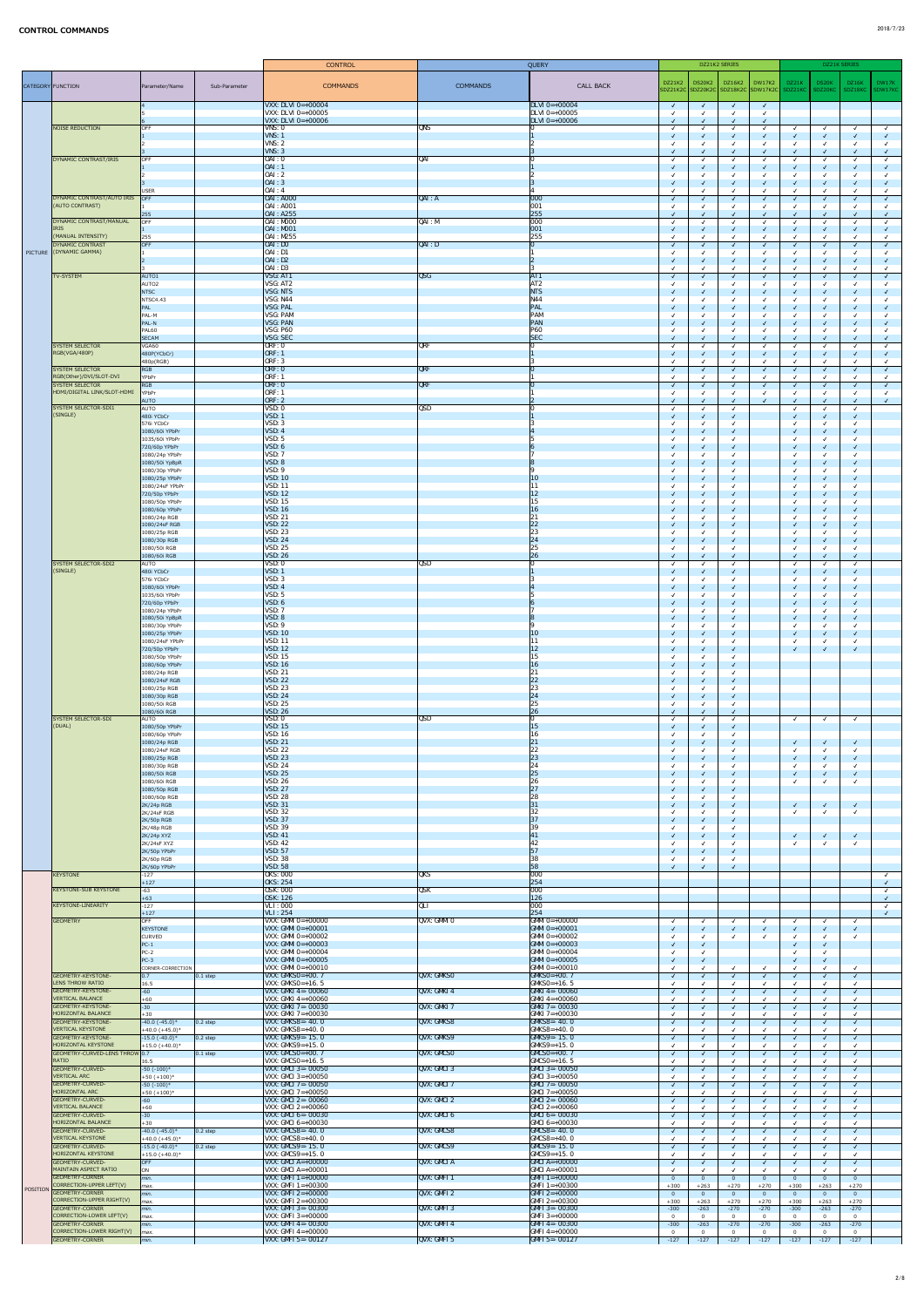# CONTROL COMMANDS

| CATEGORY | FUNCTION | Parameter/Name | Sub-Parameter | CONTROL | QUERY | | DZ21K2 SERIES | | | | DZ21K SERIES | | | |
|---|---|---|---|---|---|---|---|---|---|---|---|---|---|---|
| | | | | COMMANDS | COMMANDS | CALL BACK | DZ21K2 SDZ21K2C | DS20K2 SDZ20K2C | DZ16K2 SDZ16K2C | DW17K2 SDW17K2C | DZ21K SDZ21KC | DS20K SDZ20KC | DZ16K SDZ16KC | DW17K SDW17KC |
| | | 4 | | VXX: DLVI 0=+00004 | | DLVI 0=+00004 | ✓ | ✓ | ✓ | ✓ | | | | |
| | | 5 | | VXX: DLVI 0=+00005 | | DLVI 0=+00005 | ✓ | ✓ | ✓ | ✓ | | | | |
| | | 6 | | VXX: DLVI 0=+00006 | | DLVI 0=+00006 | ✓ | ✓ | ✓ | ✓ | | | | |
| | NOISE REDUCTION | OFF | | VNS: 0 | QNS | 0 | ✓ | ✓ | ✓ | ✓ | ✓ | ✓ | ✓ | ✓ |
| | | 1 | | VNS: 1 | | 1 | ✓ | ✓ | ✓ | ✓ | ✓ | ✓ | ✓ | ✓ |
| | | 2 | | VNS: 2 | | 2 | ✓ | ✓ | ✓ | ✓ | ✓ | ✓ | ✓ | ✓ |
| | | 3 | | VNS: 3 | | 3 | ✓ | ✓ | ✓ | ✓ | ✓ | ✓ | ✓ | ✓ |
| | DYNAMIC CONTRAST/IRIS | OFF | | OAI : 0 | QAI | 0 | ✓ | ✓ | ✓ | ✓ | ✓ | ✓ | ✓ | ✓ |
| | | 1 | | OAI : 1 | | 1 | ✓ | ✓ | ✓ | ✓ | ✓ | ✓ | ✓ | ✓ |
| | | 2 | | OAI : 2 | | 2 | ✓ | ✓ | ✓ | ✓ | ✓ | ✓ | ✓ | ✓ |
| | | 3 | | OAI : 3 | | 3 | ✓ | ✓ | ✓ | ✓ | ✓ | ✓ | ✓ | ✓ |
| | | USER | | OAI : 4 | | 4 | ✓ | ✓ | ✓ | ✓ | ✓ | ✓ | ✓ | ✓ |
| | DYNAMIC CONTRAST/AUTO IRIS (AUTO CONTRAST) | OFF | | OAI : A000 | QAI : A | 000 | ✓ | ✓ | ✓ | ✓ | ✓ | ✓ | ✓ | ✓ |
| | | 1 | | OAI : A001 | | 001 | ✓ | ✓ | ✓ | ✓ | ✓ | ✓ | ✓ | ✓ |
| | | 255 | | OAI : A255 | | 255 | ✓ | ✓ | ✓ | ✓ | ✓ | ✓ | ✓ | ✓ |
| | DYNAMIC CONTRAST/MANUAL IRIS (MANUAL INTENSITY) | OFF | | OAI : M000 | QAI : M | 000 | ✓ | ✓ | ✓ | ✓ | ✓ | ✓ | ✓ | ✓ |
| | | 1 | | OAI : M001 | | 001 | ✓ | ✓ | ✓ | ✓ | ✓ | ✓ | ✓ | ✓ |
| | | 255 | | OAI : M255 | | 255 | ✓ | ✓ | ✓ | ✓ | ✓ | ✓ | ✓ | ✓ |
| PICTURE | DYNAMIC CONTRAST (DYNAMIC GAMMA) | OFF | | OAI : D0 | QAI : D | 0 | ✓ | ✓ | ✓ | ✓ | ✓ | ✓ | ✓ | ✓ |
| | | 1 | | OAI : D1 | | 1 | ✓ | ✓ | ✓ | ✓ | ✓ | ✓ | ✓ | ✓ |
| | | 2 | | OAI : D2 | | 2 | ✓ | ✓ | ✓ | ✓ | ✓ | ✓ | ✓ | ✓ |
| | | 3 | | OAI : D3 | | 3 | ✓ | ✓ | ✓ | ✓ | ✓ | ✓ | ✓ | ✓ |
| | TV-SYSTEM | AUTO1 | | VSG: AT1 | QSG | AT1 | ✓ | ✓ | ✓ | ✓ | ✓ | ✓ | ✓ | ✓ |
| | | AUTO2 | | VSG: AT2 | | AT2 | ✓ | ✓ | ✓ | ✓ | ✓ | ✓ | ✓ | ✓ |
| | | NTSC | | VSG: NTS | | NTS | ✓ | ✓ | ✓ | ✓ | ✓ | ✓ | ✓ | ✓ |
| | | NTSC4.43 | | VSG: N44 | | N44 | ✓ | ✓ | ✓ | ✓ | ✓ | ✓ | ✓ | ✓ |
| | | PAL | | VSG: PAL | | PAL | ✓ | ✓ | ✓ | ✓ | ✓ | ✓ | ✓ | ✓ |
| | | PAL-M | | VSG: PAM | | PAM | ✓ | ✓ | ✓ | ✓ | ✓ | ✓ | ✓ | ✓ |
| | | PAL-N | | VSG: PAN | | PAN | ✓ | ✓ | ✓ | ✓ | ✓ | ✓ | ✓ | ✓ |
| | | PAL60 | | VSG: P60 | | P60 | ✓ | ✓ | ✓ | ✓ | ✓ | ✓ | ✓ | ✓ |
| | | SECAM | | VSG: SEC | | SEC | ✓ | ✓ | ✓ | ✓ | ✓ | ✓ | ✓ | ✓ |
| | SYSTEM SELECTOR RGB(VGA/480P) | VGA60 | | ORF: 0 | QRF | 0 | ✓ | ✓ | ✓ | ✓ | ✓ | ✓ | ✓ | ✓ |
| | | 480P(YCbCr) | | ORF: 1 | | 1 | ✓ | ✓ | ✓ | ✓ | ✓ | ✓ | ✓ | ✓ |
| | | 480p(RGB) | | ORF: 3 | | 3 | ✓ | ✓ | ✓ | ✓ | ✓ | ✓ | ✓ | ✓ |
| | SYSTEM SELECTOR RGB(Other)/DVI/SLOT-DVI | RGB | | ORF: 0 | QRF | 0 | ✓ | ✓ | ✓ | ✓ | ✓ | ✓ | ✓ | ✓ |
| | | YPbPr | | ORF: 1 | | 1 | ✓ | ✓ | ✓ | ✓ | ✓ | ✓ | ✓ | ✓ |
| | SYSTEM SELECTOR HDMI/DIGITAL LINK/SLOT-HDMI | RGB | | ORF: 0 | QRF | 0 | ✓ | ✓ | ✓ | ✓ | ✓ | ✓ | ✓ | ✓ |
| | | YPbPr | | ORF: 1 | | 1 | ✓ | ✓ | ✓ | ✓ | ✓ | ✓ | ✓ | ✓ |
| | | AUTO | | ORF: 2 | | 2 | ✓ | ✓ | ✓ | ✓ | ✓ | ✓ | ✓ | ✓ |
| | SYSTEM SELECTOR-SDI1 (SINGLE) | AUTO | | VSD: 0 | QSD | 0 | ✓ | ✓ | ✓ | | ✓ | ✓ | ✓ | |
| | | 480i YCbCr | | VSD: 1 | | 1 | ✓ | ✓ | ✓ | | ✓ | ✓ | ✓ | |
| | | 576i YCbCr | | VSD: 3 | | 3 | ✓ | ✓ | ✓ | | ✓ | ✓ | ✓ | |
| | | 1080/60i YPbPr | | VSD: 4 | | 4 | ✓ | ✓ | ✓ | | ✓ | ✓ | ✓ | |
| | | 1035/60i YPbPr | | VSD: 5 | | 5 | ✓ | ✓ | ✓ | | ✓ | ✓ | ✓ | |
| | | 720/60p YPbPr | | VSD: 6 | | 6 | ✓ | ✓ | ✓ | | ✓ | ✓ | ✓ | |
| | | 1080/24p YPbPr | | VSD: 7 | | 7 | ✓ | ✓ | ✓ | | ✓ | ✓ | ✓ | |
| | | 1080/50i YpBpR | | VSD: 8 | | 8 | ✓ | ✓ | ✓ | | ✓ | ✓ | ✓ | |
| | | 1080/30p YPbPr | | VSD: 9 | | 9 | ✓ | ✓ | ✓ | | ✓ | ✓ | ✓ | |
| | | 1080/25p YPbPr | | VSD: 10 | | 10 | ✓ | ✓ | ✓ | | ✓ | ✓ | ✓ | |
| | | 1080/24sF YPbPr | | VSD: 11 | | 11 | ✓ | ✓ | ✓ | | ✓ | ✓ | ✓ | |
| | | 720/50p YPbPr | | VSD: 12 | | 12 | ✓ | ✓ | ✓ | | ✓ | ✓ | ✓ | |
| | | 1080/50p YPbPr | | VSD: 15 | | 15 | ✓ | ✓ | ✓ | | ✓ | ✓ | ✓ | |
| | | 1080/60p YPbPr | | VSD: 16 | | 16 | ✓ | ✓ | ✓ | | ✓ | ✓ | ✓ | |
| | | 1080/24p RGB | | VSD: 21 | | 21 | ✓ | ✓ | ✓ | | ✓ | ✓ | ✓ | |
| | | 1080/24sF RGB | | VSD: 22 | | 22 | ✓ | ✓ | ✓ | | ✓ | ✓ | ✓ | |
| | | 1080/25p RGB | | VSD: 23 | | 23 | ✓ | ✓ | ✓ | | ✓ | ✓ | ✓ | |
| | | 1080/30p RGB | | VSD: 24 | | 24 | ✓ | ✓ | ✓ | | ✓ | ✓ | ✓ | |
| | | 1080/50i RGB | | VSD: 25 | | 25 | ✓ | ✓ | ✓ | | ✓ | ✓ | ✓ | |
| | | 1080/60i RGB | | VSD: 26 | | 26 | ✓ | ✓ | ✓ | | ✓ | ✓ | ✓ | |
| | SYSTEM SELECTOR-SDI2 (SINGLE) | AUTO | | VSD: 0 | QSD | 0 | ✓ | ✓ | ✓ | | ✓ | ✓ | ✓ | |
| | | 480i YCbCr | | VSD: 1 | | 1 | ✓ | ✓ | ✓ | | ✓ | ✓ | ✓ | |
| | | 576i YCbCr | | VSD: 3 | | 3 | ✓ | ✓ | ✓ | | ✓ | ✓ | ✓ | |
| | | 1080/60i YPbPr | | VSD: 4 | | 4 | ✓ | ✓ | ✓ | | ✓ | ✓ | ✓ | |
| | | 1035/60i YPbPr | | VSD: 5 | | 5 | ✓ | ✓ | ✓ | | ✓ | ✓ | ✓ | |
| | | 720/60p YPbPr | | VSD: 6 | | 6 | ✓ | ✓ | ✓ | | ✓ | ✓ | ✓ | |
| | | 1080/24p YPbPr | | VSD: 7 | | 7 | ✓ | ✓ | ✓ | | ✓ | ✓ | ✓ | |
| | | 1080/50i YpBpR | | VSD: 8 | | 8 | ✓ | ✓ | ✓ | | ✓ | ✓ | ✓ | |
| | | 1080/30p YPbPr | | VSD: 9 | | 9 | ✓ | ✓ | ✓ | | ✓ | ✓ | ✓ | |
| | | 1080/25p YPbPr | | VSD: 10 | | 10 | ✓ | ✓ | ✓ | | ✓ | ✓ | ✓ | |
| | | 1080/24sF YPbPr | | VSD: 11 | | 11 | ✓ | ✓ | ✓ | | ✓ | ✓ | ✓ | |
| | | 720/50p YPbPr | | VSD: 12 | | 12 | ✓ | ✓ | ✓ | | ✓ | ✓ | ✓ | |
| | | 1080/50p YPbPr | | VSD: 15 | | 15 | ✓ | ✓ | ✓ | | | | | |
| | | 1080/60p YPbPr | | VSD: 16 | | 16 | ✓ | ✓ | ✓ | | | | | |
| | | 1080/24p RGB | | VSD: 21 | | 21 | ✓ | ✓ | ✓ | | | | | |
| | | 1080/24sF RGB | | VSD: 22 | | 22 | ✓ | ✓ | ✓ | | | | | |
| | | 1080/25p RGB | | VSD: 23 | | 23 | ✓ | ✓ | ✓ | | | | | |
| | | 1080/30p RGB | | VSD: 24 | | 24 | ✓ | ✓ | ✓ | | | | | |
| | | 1080/50i RGB | | VSD: 25 | | 25 | ✓ | ✓ | ✓ | | | | | |
| | | 1080/60i RGB | | VSD: 26 | | 26 | ✓ | ✓ | ✓ | | | | | |
| | SYSTEM SELECTOR-SDI (DUAL) | AUTO | | VSD: 0 | QSD | 0 | ✓ | ✓ | ✓ | | ✓ | ✓ | ✓ | |
| | | 1080/50p YPbPr | | VSD: 15 | | 15 | ✓ | ✓ | ✓ | | | | | |
| | | 1080/60p YPbPr | | VSD: 16 | | 16 | ✓ | ✓ | ✓ | | | | | |
| | | 1080/24p RGB | | VSD: 21 | | 21 | ✓ | ✓ | ✓ | | ✓ | ✓ | ✓ | |
| | | 1080/24sF RGB | | VSD: 22 | | 22 | ✓ | ✓ | ✓ | | ✓ | ✓ | ✓ | |
| | | 1080/25p RGB | | VSD: 23 | | 23 | ✓ | ✓ | ✓ | | ✓ | ✓ | ✓ | |
| | | 1080/30p RGB | | VSD: 24 | | 24 | ✓ | ✓ | ✓ | | ✓ | ✓ | ✓ | |
| | | 1080/50i RGB | | VSD: 25 | | 25 | ✓ | ✓ | ✓ | | ✓ | ✓ | ✓ | |
| | | 1080/60i RGB | | VSD: 26 | | 26 | ✓ | ✓ | ✓ | | ✓ | ✓ | ✓ | |
| | | 1080/50p RGB | | VSD: 27 | | 27 | ✓ | ✓ | ✓ | | | | | |
| | | 1080/60p RGB | | VSD: 28 | | 28 | ✓ | ✓ | ✓ | | | | | |
| | | 2K/24p RGB | | VSD: 31 | | 31 | ✓ | ✓ | ✓ | | ✓ | ✓ | ✓ | |
| | | 2K/24sF RGB | | VSD: 32 | | 32 | ✓ | ✓ | ✓ | | ✓ | ✓ | ✓ | |
| | | 2K/50p RGB | | VSD: 37 | | 37 | ✓ | ✓ | ✓ | | | | | |
| | | 2K/48p RGB | | VSD: 39 | | 39 | ✓ | ✓ | ✓ | | | | | |
| | | 2K/24p XYZ | | VSD: 41 | | 41 | ✓ | ✓ | ✓ | | ✓ | ✓ | ✓ | |
| | | 2K/24sF XYZ | | VSD: 42 | | 42 | ✓ | ✓ | ✓ | | ✓ | ✓ | ✓ | |
| | | 2K/50p YPbPr | | VSD: 57 | | 57 | ✓ | ✓ | ✓ | | | | | |
| | | 2K/60p RGB | | VSD: 38 | | 38 | ✓ | ✓ | ✓ | | | | | |
| | | 2K/60p YPbPr | | VSD: 58 | | 58 | ✓ | ✓ | ✓ | | | | | |
| POSITION | KEYSTONE | -127 | | OKS: 000 | QKS | 000 | | | | | | | | ✓ |
| | | +127 | | OKS: 254 | | 254 | | | | | | | | ✓ |
| | KEYSTONE-SUB KEYSTONE | -63 | | OSK: 000 | QSK | 000 | | | | | | | | ✓ |
| | | +63 | | OSK: 126 | | 126 | | | | | | | | ✓ |
| | KEYSTONE-LINEARITY | -127 | | VLI : 000 | QLI | 000 | | | | | | | | ✓ |
| | | +127 | | VLI : 254 | | 254 | | | | | | | | ✓ |
| | GEOMETRY | OFF | | VXX: GMMI 0=+00000 | QVX: GMMI 0 | GMMI 0=+00000 | ✓ | ✓ | ✓ | ✓ | ✓ | ✓ | ✓ | |
| | | KEYSTONE | | VXX: GMMI 0=+00001 | | GMMI 0=+00001 | ✓ | ✓ | ✓ | ✓ | ✓ | ✓ | ✓ | |
| | | CURVED | | VXX: GMMI 0=+00002 | | GMMI 0=+00002 | ✓ | ✓ | ✓ | ✓ | ✓ | ✓ | ✓ | |
| | | PC-1 | | VXX: GMMI 0=+00003 | | GMMI 0=+00003 | ✓ | ✓ | | | ✓ | ✓ | | |
| | | PC-2 | | VXX: GMMI 0=+00004 | | GMMI 0=+00004 | ✓ | ✓ | | | ✓ | ✓ | | |
| | | PC-3 | | VXX: GMMI 0=+00005 | | GMMI 0=+00005 | ✓ | ✓ | | | ✓ | ✓ | | |
| | | CORNER-CORRECTION | | VXX: GMMI 0=+00010 | | GMMI 0=+00010 | ✓ | ✓ | ✓ | ✓ | ✓ | ✓ | ✓ | |
| | GEOMETRY-KEYSTONE-LENS THROW RATIO | 0.7 | 0.1 step | VXX: GMKS0=+00.7 | QVX: GMKS0 | GMKS0=+00.7 | ✓ | ✓ | ✓ | ✓ | ✓ | ✓ | ✓ | |
| | | 16.5 | | VXX: GMKS0=+16.5 | | GMKS0=+16.5 | ✓ | ✓ | ✓ | ✓ | ✓ | ✓ | ✓ | |
| | GEOMETRY-KEYSTONE-VERTICAL BALANCE | -60 | | VXX: GMKI 4=-00060 | QVX: GMKI 4 | GMKI 4=-00060 | ✓ | ✓ | ✓ | ✓ | ✓ | ✓ | ✓ | |
| | | +60 | | VXX: GMKI 4=+00060 | | GMKI 4=+00060 | ✓ | ✓ | ✓ | ✓ | ✓ | ✓ | ✓ | |
| | GEOMETRY-KEYSTONE-HORIZONTAL BALANCE | -30 | | VXX: GMKI 7=-00030 | QVX: GMKI 7 | GMKI 7=-00030 | ✓ | ✓ | ✓ | ✓ | ✓ | ✓ | ✓ | |
| | | +30 | | VXX: GMKI 7=+00030 | | GMKI 7=+00030 | ✓ | ✓ | ✓ | ✓ | ✓ | ✓ | ✓ | |
| | GEOMETRY-KEYSTONE-VERTICAL KEYSTONE | -40.0 (-45.0)* | 0.2 step | VXX: GMKS8=-40.0 | QVX: GMKS8 | GMKS8=-40.0 | ✓ | ✓ | ✓ | ✓ | ✓ | ✓ | ✓ | |
| | | +40.0 (+45.0)* | | VXX: GMKS8=+40.0 | | GMKS8=+40.0 | ✓ | ✓ | ✓ | ✓ | ✓ | ✓ | ✓ | |
| | GEOMETRY-KEYSTONE-HORIZONTAL KEYSTONE | -15.0 (-40.0)* | 0.2 step | VXX: GMKS9=-15.0 | QVX: GMKS9 | GMKS9=-15.0 | ✓ | ✓ | ✓ | ✓ | ✓ | ✓ | ✓ | |
| | | +15.0 (+40.0)* | | VXX: GMKS9=+15.0 | | GMKS9=+15.0 | ✓ | ✓ | ✓ | ✓ | ✓ | ✓ | ✓ | |
| | GEOMETRY-CURVED-LENS THROW RATIO | 0.7 | 0.1 step | VXX: GMCS0=+00.7 | QVX: GMCS0 | GMCS0=+00.7 | ✓ | ✓ | ✓ | ✓ | ✓ | ✓ | ✓ | |
| | | 16.5 | | VXX: GMCS0=+16.5 | | GMCS0=+16.5 | ✓ | ✓ | ✓ | ✓ | ✓ | ✓ | ✓ | |
| | GEOMETRY-CURVED-VERTICAL ARC | -50 (-100)* | | VXX: GMCI 3=-00050 | QVX: GMCI 3 | GMCI 3=-00050 | ✓ | ✓ | ✓ | ✓ | ✓ | ✓ | ✓ | |
| | | +50 (+100)* | | VXX: GMCI 3=+00050 | | GMCI 3=+00050 | ✓ | ✓ | ✓ | ✓ | ✓ | ✓ | ✓ | |
| | GEOMETRY-CURVED-HORIZONTAL ARC | -50 (-100)* | | VXX: GMCI 7=-00050 | QVX: GMCI 7 | GMCI 7=-00050 | ✓ | ✓ | ✓ | ✓ | ✓ | ✓ | ✓ | |
| | | +50 (+100)* | | VXX: GMCI 7=+00050 | | GMCI 7=+00050 | ✓ | ✓ | ✓ | ✓ | ✓ | ✓ | ✓ | |
| | GEOMETRY-CURVED-VERTICAL BALANCE | -60 | | VXX: GMCI 2=-00060 | QVX: GMCI 2 | GMCI 2=-00060 | ✓ | ✓ | ✓ | ✓ | ✓ | ✓ | ✓ | |
| | | +60 | | VXX: GMCI 2=+00060 | | GMCI 2=+00060 | ✓ | ✓ | ✓ | ✓ | ✓ | ✓ | ✓ | |
| | GEOMETRY-CURVED-HORIZONTAL BALANCE | -30 | | VXX: GMCI 6=-00030 | QVX: GMCI 6 | GMCI 6=-00030 | ✓ | ✓ | ✓ | ✓ | ✓ | ✓ | ✓ | |
| | | +30 | | VXX: GMCI 6=+00030 | | GMCI 6=+00030 | ✓ | ✓ | ✓ | ✓ | ✓ | ✓ | ✓ | |
| | GEOMETRY-CURVED-VERTICAL KEYSTONE | -40.0 (-45.0)* | 0.2 step | VXX: GMCS8=-40.0 | QVX: GMCS8 | GMCS8=-40.0 | ✓ | ✓ | ✓ | ✓ | ✓ | ✓ | ✓ | |
| | | +40.0 (+45.0)* | | VXX: GMCS8=+40.0 | | GMCS8=+40.0 | ✓ | ✓ | ✓ | ✓ | ✓ | ✓ | ✓ | |
| | GEOMETRY-CURVED-HORIZONTAL KEYSTONE | -15.0 (-40.0)* | 0.2 step | VXX: GMCS9=-15.0 | QVX: GMCS9 | GMCS9=-15.0 | ✓ | ✓ | ✓ | ✓ | ✓ | ✓ | ✓ | |
| | | +15.0 (+40.0)* | | VXX: GMCS9=+15.0 | | GMCS9=+15.0 | ✓ | ✓ | ✓ | ✓ | ✓ | ✓ | ✓ | |
| | GEOMETRY-CURVED-MAINTAIN ASPECT RATIO | OFF | | VXX: GMCI A=+00000 | QVX: GMCI A | GMCI A=+00000 | ✓ | ✓ | ✓ | ✓ | ✓ | ✓ | ✓ | |
| | | ON | | VXX: GMCI A=+00001 | | GMCI A=+00001 | ✓ | ✓ | ✓ | ✓ | ✓ | ✓ | ✓ | |
| | GEOMETRY-CORNER CORRECTION-UPPER LEFT(V) | min. | | VXX: GMFI 1=+00000 | QVX: GMFI 1 | GMFI 1=+00000 | 0 | 0 | 0 | 0 | 0 | 0 | 0 | |
| | | max. | | VXX: GMFI 1=+00300 | | GMFI 1=+00300 | +300 | +263 | +270 | +270 | +300 | +263 | +270 | |
| | GEOMETRY-CORNER CORRECTION-UPPER RIGHT(V) | min. | | VXX: GMFI 2=+00000 | QVX: GMFI 2 | GMFI 2=+00000 | 0 | 0 | 0 | 0 | 0 | 0 | 0 | |
| | | max. | | VXX: GMFI 2=+00300 | | GMFI 2=+00300 | +300 | +263 | +270 | +270 | +300 | +263 | +270 | |
| | GEOMETRY-CORNER CORRECTION-LOWER LEFT(V) | min. | | VXX: GMFI 3=-00300 | QVX: GMFI 3 | GMFI 3=-00300 | -300 | -263 | -270 | -270 | -300 | -263 | -270 | |
| | | max. | | VXX: GMFI 3=+00000 | | GMFI 3=+00000 | 0 | 0 | 0 | 0 | 0 | 0 | 0 | |
| | GEOMETRY-CORNER CORRECTION-LOWER RIGHT(V) | min. | | VXX: GMFI 4=-00300 | QVX: GMFI 4 | GMFI 4=-00300 | -300 | -263 | -270 | -270 | -300 | -263 | -270 | |
| | | max. | | VXX: GMFI 4=+00000 | | GMFI 4=+00000 | 0 | 0 | 0 | 0 | 0 | 0 | 0 | |
| | GEOMETRY-CORNER | min. | | VXX: GMFI 5=-00127 | QVX: GMFI 5 | GMFI 5=-00127 | -127 | -127 | -127 | -127 | -127 | -127 | -127 | |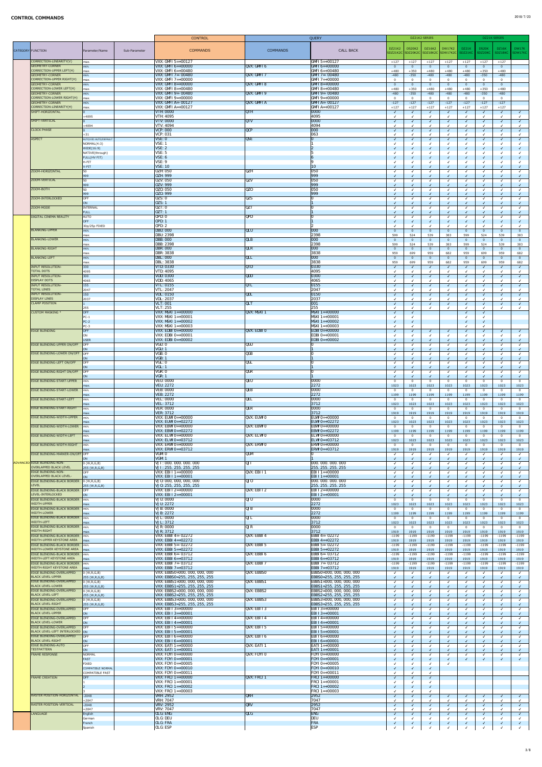## CONTROL COMMANDS

| CATEGORY | FUNCTION | Parameter/Name | Sub-Parameter | CONTROL COMMANDS | QUERY COMMANDS | CALL BACK | DZ21K2 SDZ21K2C | DZ20K2 SDZ20K2C | DZ16K2 SDZ16K2C | DW17K2 SDW17K2C | DZ21K SDZ21KC | DZ20K SDZ20KC | DZ16K SDZ16KC | DW17K SDW17KC |
|---|---|---|---|---|---|---|---|---|---|---|---|---|---|---|
| | CORRECTION-LINEARITY(V) | max. | | VXX: GMFI 5=+00127 | | GMFI 5=+00127 | +127 | +127 | +127 | +127 | +127 | +127 | +127 | |
| | GEOMETRY-CORNER CORRECTION-UPPER LEFT(H) | min. | | VXX: GMFI 6=+00000 | QVX: GMFI 6 | GMFI 6=+00000 | 0 | 0 | 0 | 0 | 0 | 0 | 0 | |
| | | max. | | VXX: GMFI 6=+00480 | | GMFI 6=+00480 | +480 | +350 | +480 | +480 | +480 | +350 | +480 | |
| | GEOMETRY-CORNER CORRECTION-UPPER RIGHT(H) | min. | | VXX: GMFI 7= 00480 | QVX: GMFI 7 | GMFI 7= 00480 | -480 | -350 | -480 | -480 | -480 | -350 | -480 | |
| | | max. | | VXX: GMFI 7=+00000 | | GMFI 7=+00000 | 0 | 0 | 0 | 0 | 0 | 0 | 0 | |
| | GEOMETRY-CORNER CORRECTION-LOWER LEFT(H) | min. | | VXX: GMFI 8=+00000 | QVX: GMFI 8 | GMFI 8=+00000 | 0 | 0 | 0 | 0 | 0 | 0 | 0 | |
| | | max. | | VXX: GMFI 8=+00480 | | GMFI 8=+00480 | +480 | +350 | +480 | +480 | +480 | +350 | +480 | |
| | GEOMETRY-CORNER CORRECTION-LOWER RIGHT(H) | min. | | VXX: GMFI 9= 00480 | QVX: GMFI 9 | GMFI 9= 00480 | -480 | -350 | -480 | -480 | -480 | -350 | -480 | |
| | | max. | | VXX: GMFI 9=+00000 | | GMFI 9=+00000 | 0 | 0 | 0 | 0 | 0 | 0 | 0 | |
| | GEOMETRY-CORNER CORRECTION-LINEARITY(H) | min. | | VXX: GMFI A= 00127 | QVX: GMFI A | GMFI A= 00127 | -127 | -127 | -127 | -127 | -127 | -127 | -127 | |
| | | max. | | VXX: GMFI A=+00127 | | GMFI A=+00127 | +127 | +127 | +127 | +127 | +127 | +127 | +127 | |
| | SHIFT-HORIZONTAL | 0 | | VTH: 0000 | QTH | 0000 | ✓ | ✓ | ✓ | ✓ | ✓ | ✓ | ✓ | ✓ |
| | | +4095 | | VTH: 4095 | | 4095 | ✓ | ✓ | ✓ | ✓ | ✓ | ✓ | ✓ | ✓ |
| | SHIFT-VERTICAL | 0 | | VTV: 0000 | QTV | 0000 | ✓ | ✓ | ✓ | ✓ | ✓ | ✓ | ✓ | ✓ |
| | | +4094 | | VTV: 4094 | | 4094 | ✓ | ✓ | ✓ | ✓ | ✓ | ✓ | ✓ | ✓ |
| | CLOCK PHASE | 0 | | VCP: 000 | QCP | 000 | ✓ | ✓ | ✓ | ✓ | ✓ | ✓ | ✓ | ✓ |
| | | +31 | | VCP: 031 | | 063 | ✓ | ✓ | ✓ | ✓ | ✓ | ✓ | ✓ | ✓ |
| | ASPECT | AUTO(VID:AUTO/DEFAULT) | | VSE: 0 | QSE | 0 | ✓ | ✓ | ✓ | ✓ | ✓ | ✓ | ✓ | ✓ |
| | | NORMAL(4:3) | | VSE: 1 | | 1 | ✓ | ✓ | ✓ | ✓ | ✓ | ✓ | ✓ | ✓ |
| | | WIDE(16:9) | | VSE: 2 | | 2 | ✓ | ✓ | ✓ | ✓ | ✓ | ✓ | ✓ | ✓ |
| | | NATIVE(through) | | VSE: 5 | | 5 | ✓ | ✓ | ✓ | ✓ | ✓ | ✓ | ✓ | ✓ |
| | | FULL(HV FIT) | | VSE: 6 | | 6 | ✓ | ✓ | ✓ | ✓ | ✓ | ✓ | ✓ | ✓ |
| | | H-FIT | | VSE: 9 | | 9 | ✓ | ✓ | ✓ | ✓ | ✓ | ✓ | ✓ | ✓ |
| | | V-FIT | | VSE: 10 | | 10 | ✓ | ✓ | ✓ | ✓ | ✓ | ✓ | ✓ | ✓ |
| | ZOOM-HORIZONTAL | 50 | | QZH: 050 | QZH | 050 | ✓ | ✓ | ✓ | ✓ | ✓ | ✓ | ✓ | ✓ |
| | | 999 | | QZH: 999 | | 999 | ✓ | ✓ | ✓ | ✓ | ✓ | ✓ | ✓ | ✓ |
| | ZOOM-VERTICAL | 50 | | QZV: 050 | QZV | 050 | ✓ | ✓ | ✓ | ✓ | ✓ | ✓ | ✓ | ✓ |
| | | 999 | | QZV: 999 | | 999 | ✓ | ✓ | ✓ | ✓ | ✓ | ✓ | ✓ | ✓ |
| | ZOOM-BOTH | 50 | | QZO: 050 | QZO | 050 | ✓ | ✓ | ✓ | ✓ | ✓ | ✓ | ✓ | ✓ |
| | | 999 | | QZO: 999 | | 999 | ✓ | ✓ | ✓ | ✓ | ✓ | ✓ | ✓ | ✓ |
| | ZOOM-INTERLOCKED | OFF | | QZS: 0 | QZS | 0 | ✓ | ✓ | ✓ | ✓ | ✓ | ✓ | ✓ | ✓ |
| | | ON | | QZS: 1 | | 1 | ✓ | ✓ | ✓ | ✓ | ✓ | ✓ | ✓ | ✓ |
| | ZOOM-MODE | INTERNAL | | QZT: 0 | QZT | 0 | ✓ | ✓ | ✓ | ✓ | ✓ | ✓ | ✓ | ✓ |
| | | FULL | | QZT: 1 | | 1 | ✓ | ✓ | ✓ | ✓ | ✓ | ✓ | ✓ | ✓ |
| | DIGITAL CINEMA REALITY | AUTO | | QPD: 0 | QPD | 0 | ✓ | ✓ | ✓ | ✓ | ✓ | ✓ | ✓ | ✓ |
| | | OFF | | QPD: 1 | | 1 | ✓ | ✓ | ✓ | ✓ | ✓ | ✓ | ✓ | ✓ |
| | | 30p/25p FIXED | | QPD: 2 | | 2 | ✓ | ✓ | ✓ | ✓ | ✓ | ✓ | ✓ | ✓ |
| | BLANKING-UPPER | min. | | DBU: 000 | QLU | 000 | 0 | 0 | 0 | 0 | 0 | 0 | 0 | 0 |
| | | max. | | DBU: 2398 | | 2398 | 599 | 524 | 539 | 383 | 599 | 524 | 539 | 383 |
| | BLANKING-LOWER | min. | | DBB: 000 | QLB | 000 | 0 | 0 | 0 | 0 | 0 | 0 | 0 | 0 |
| | | max. | | DBB: 2398 | | 2398 | 599 | 524 | 539 | 383 | 599 | 524 | 539 | 383 |
| | BLANKING-RIGHT | min. | | DBR: 000 | QLR | 000 | 0 | 0 | 0 | 0 | 0 | 0 | 0 | 0 |
| | | max. | | DBR: 3838 | | 3838 | 959 | 699 | 959 | 682 | 959 | 699 | 959 | 682 |
| | BLANKING-LEFT | min. | | DBL: 000 | QLL | 000 | 0 | 0 | 0 | 0 | 0 | 0 | 0 | 0 |
| | | max. | | DBL: 3838 | | 3838 | 959 | 699 | 959 | 682 | 959 | 699 | 959 | 682 |
| | INPUT RESOLUTION-TOTAL DOTS | 330 | | VTD: 0330 | QTD | 0330 | ✓ | ✓ | ✓ | ✓ | ✓ | ✓ | ✓ | ✓ |
| | | 4095 | | VTD: 4095 | | 4095 | ✓ | ✓ | ✓ | ✓ | ✓ | ✓ | ✓ | ✓ |
| | INPUT RESOLUTION-DISPLAY DOTS | 300 | | VDD: 0300 | QDD | 0300 | ✓ | ✓ | ✓ | ✓ | ✓ | ✓ | ✓ | ✓ |
| | | 4065 | | VDD: 4065 | | 4065 | ✓ | ✓ | ✓ | ✓ | ✓ | ✓ | ✓ | ✓ |
| | INPUT RESOLUTION-TOTAL LINES | 155 | | VTL: 0155 | QTL | 0155 | ✓ | ✓ | ✓ | ✓ | ✓ | ✓ | ✓ | ✓ |
| | | 2047 | | VTL: 2047 | | 2047 | ✓ | ✓ | ✓ | ✓ | ✓ | ✓ | ✓ | ✓ |
| | INPUT RESOLUTION-DISPLAY LINES | 150 | | VDL: 0150 | QDL | 0150 | ✓ | ✓ | ✓ | ✓ | ✓ | ✓ | ✓ | ✓ |
| | | 2037 | | VDL: 2037 | | 2037 | ✓ | ✓ | ✓ | ✓ | ✓ | ✓ | ✓ | ✓ |
| | CLAMP POSITION | 1 | | VLT: 001 | QLT | 001 | ✓ | ✓ | ✓ | ✓ | ✓ | ✓ | ✓ | ✓ |
| | | 255 | | VLT: 255 | | 255 | ✓ | ✓ | ✓ | ✓ | ✓ | ✓ | ✓ | ✓ |
| | CUSTOM MASKING * | OFF | | VXX: MSKI 1=+00000 | QVX: MSKI 1 | MSKI 1=+00000 | ✓ | ✓ | | | ✓ | ✓ | | |
| | | PC-1 | | VXX: MSKI 1=+00001 | | MSKI 1=+00001 | ✓ | ✓ | | | ✓ | ✓ | | |
| | | PC-2 | | VXX: MSKI 1=+00002 | | MSKI 1=+00002 | ✓ | ✓ | | | ✓ | ✓ | | |
| | | PC-3 | | VXX: MSKI 1=+00003 | | MSKI 1=+00003 | ✓ | ✓ | | | ✓ | ✓ | | |
| | EDGE BLENDING | OFF | | VXX: EDBI 0=+00000 | QVX: EDBI 0 | EDBI 0=+00000 | ✓ | ✓ | ✓ | ✓ | ✓ | ✓ | ✓ | ✓ |
| | | ON | | VXX: EDBI 0=+00001 | | EDBI 0=+00001 | ✓ | ✓ | ✓ | ✓ | ✓ | ✓ | ✓ | ✓ |
| | | USER | | VXX: EDBI 0=+00002 | | EDBI 0=+00002 | ✓ | ✓ | ✓ | ✓ | ✓ | ✓ | ✓ | ✓ |
| | EDGE BLENDING-UPPER ON/OFF | OFF | | VGU: 0 | QGU | 0 | ✓ | ✓ | ✓ | ✓ | ✓ | ✓ | ✓ | ✓ |
| | | ON | | VGU: 1 | | 1 | ✓ | ✓ | ✓ | ✓ | ✓ | ✓ | ✓ | ✓ |
| | EDGE BLENDING-LOWER ON/OFF | OFF | | VGB: 0 | QGB | 0 | ✓ | ✓ | ✓ | ✓ | ✓ | ✓ | ✓ | ✓ |
| | | ON | | VGB: 1 | | 1 | ✓ | ✓ | ✓ | ✓ | ✓ | ✓ | ✓ | ✓ |
| | EDGE BLENDING-LEFT ON/OFF | OFF | | VGL: 0 | QGL | 0 | ✓ | ✓ | ✓ | ✓ | ✓ | ✓ | ✓ | ✓ |
| | | ON | | VGL: 1 | | 1 | ✓ | ✓ | ✓ | ✓ | ✓ | ✓ | ✓ | ✓ |
| | EDGE BLENDING-RIGHT ON/OFF | OFF | | VGR: 0 | QGR | 0 | ✓ | ✓ | ✓ | ✓ | ✓ | ✓ | ✓ | ✓ |
| | | ON | | VGR: 1 | | 1 | ✓ | ✓ | ✓ | ✓ | ✓ | ✓ | ✓ | ✓ |
| | EDGE BLENDING-START-UPPER | min. | | VEU: 0000 | QEU | 0000 | 0 | 0 | 0 | 0 | 0 | 0 | 0 | 0 |
| | | max. | | VEU: 2272 | | 2272 | 1023 | 1023 | 1023 | 1023 | 1023 | 1023 | 1023 | 1023 |
| | EDGE BLENDING-START-LOWER | min. | | VEB: 0000 | QEB | 0000 | 0 | 0 | 0 | 0 | 0 | 0 | 0 | 0 |
| | | max. | | VEB: 2272 | | 2272 | 1199 | 1199 | 1199 | 1199 | 1199 | 1199 | 1199 | 1199 |
| | EDGE BLENDING-START-LEFT | min. | | VEL: 0000 | QEL | 0000 | 0 | 0 | 0 | 0 | 0 | 0 | 0 | 0 |
| | | max. | | VEL: 3712 | | 3712 | 1023 | 1023 | 1023 | 1023 | 1023 | 1023 | 1023 | 1023 |
| | EDGE BLENDING-START-RIGHT | min. | | VER: 0000 | QER | 0000 | 0 | 0 | 0 | 0 | 0 | 0 | 0 | 0 |
| | | max. | | VER: 3712 | | 3712 | 1919 | 1919 | 1919 | 1919 | 1919 | 1919 | 1919 | 1919 |
| | EDGE BLENDING-WIDTH-UPPER | min. | | VXX: EUWI 0=+00000 | QVX: EUWI 0 | EUWI 0=+00000 | 0 | 0 | 0 | 0 | 0 | 0 | 0 | 0 |
| | | max. | | VXX: EUWI 0=+02272 | | EUWI 0=+02272 | 1023 | 1023 | 1023 | 1023 | 1023 | 1023 | 1023 | 1023 |
| | EDGE BLENDING-WIDTH-LOWER | min. | | VXX: EBWI 0=+00000 | QVX: EBWI 0 | EBWI 0=+00000 | 0 | 0 | 0 | 0 | 0 | 0 | 0 | 0 |
| | | max. | | VXX: EBWI 0=+02272 | | EBWI 0=+02272 | 1199 | 1199 | 1199 | 1199 | 1199 | 1199 | 1199 | 1199 |
| | EDGE BLENDING-WIDTH-LEFT | min. | | VXX: ELWI 0=+00000 | QVX: ELWI 0 | ELWI 0=+00000 | 0 | 0 | 0 | 0 | 0 | 0 | 0 | 0 |
| | | max. | | VXX: ELWI 0=+03712 | | ELWI 0=+03712 | 1023 | 1023 | 1023 | 1023 | 1023 | 1023 | 1023 | 1023 |
| | EDGE BLENDING-WIDTH-RIGHT | min. | | VXX: ERWI 0=+00000 | QVX: ERWI 0 | ERWI 0=+00000 | 0 | 0 | 0 | 0 | 0 | 0 | 0 | 0 |
| | | max. | | VXX: ERWI 0=+03712 | | ERWI 0=+03712 | 1919 | 1919 | 1919 | 1919 | 1919 | 1919 | 1919 | 1919 |
| | EDGE BLENDING-MARKER-ON/OFF | OFF | | VGM: 0 | QGM | 0 | ✓ | ✓ | ✓ | ✓ | ✓ | ✓ | ✓ | ✓ |
| | | ON | | VGM: 1 | | 1 | ✓ | ✓ | ✓ | ✓ | ✓ | ✓ | ✓ | ✓ |
| ADVANCED | EDGE BLENDING-NON-OVERLAPPED BLACK LEVEL | 0 (W,R,G,B) | | VJI: 000, 000, 000, 000 | QJI | 000, 000, 000, 000 | ✓ | ✓ | ✓ | ✓ | ✓ | ✓ | ✓ | ✓ |
| | | 255 (W,R,G,B) | | VJI: 255, 255, 255, 255 | | 255, 255, 255, 255 | ✓ | ✓ | ✓ | ✓ | ✓ | ✓ | ✓ | ✓ |
| | EDGE BLENDING-NON-OVERLAPPED BLACK LEVEL- | OFF | | VXX: EBII 1=+00000 | QVX: EBII 1 | EBII 1=+00000 | ✓ | ✓ | ✓ | ✓ | ✓ | ✓ | ✓ | ✓ |
| | | ON | | VXX: EBII 1=+00001 | | EBII 1=+00001 | ✓ | ✓ | ✓ | ✓ | ✓ | ✓ | ✓ | ✓ |
| | EDGE BLENDING-BLACK BORDER LEVEL | 0 (W,R,G,B) | | VJO: 000, 000, 000, 000 | QJO | 000, 000, 000, 000 | ✓ | ✓ | ✓ | ✓ | ✓ | ✓ | ✓ | ✓ |
| | | 255 (W,R,G,B) | | VJO: 255, 255, 255, 255 | | 255, 255, 255, 255 | ✓ | ✓ | ✓ | ✓ | ✓ | ✓ | ✓ | ✓ |
| | EDGE BLENDING-BLACK BORDER LEVEL-INTERLOCKED | OFF | | VXX: EBII 2=+00000 | QVX: EBII 2 | EBII 2=+00000 | ✓ | ✓ | ✓ | ✓ | ✓ | ✓ | ✓ | ✓ |
| | | ON | | VXX: EBII 2=+00001 | | EBII 2=+00001 | ✓ | ✓ | ✓ | ✓ | ✓ | ✓ | ✓ | ✓ |
| | EDGE BLENDING-BLACK BORDER WIDTH-UPPER | min. | | VJU: 0000 | QJU | 0000 | 0 | 0 | 0 | 0 | 0 | 0 | 0 | 0 |
| | | max. | | VJU: 2272 | | 2272 | 1023 | 1023 | 1023 | 1023 | 1023 | 1023 | 1023 | 1023 |
| | EDGE BLENDING-BLACK BORDER WIDTH-LOWER | min. | | VJB: 0000 | QJB | 0000 | 0 | 0 | 0 | 0 | 0 | 0 | 0 | 0 |
| | | max. | | VJB: 2272 | | 2272 | 1199 | 1199 | 1199 | 1199 | 1199 | 1199 | 1199 | 1199 |
| | EDGE BLENDING-BLACK BORDER WIDTH-LEFT | min. | | VJL: 0000 | QJL | 0000 | 0 | 0 | 0 | 0 | 0 | 0 | 0 | 0 |
| | | max. | | VJL: 3712 | | 3712 | 1023 | 1023 | 1023 | 1023 | 1023 | 1023 | 1023 | 1023 |
| | EDGE BLENDING-BLACK BORDER WIDTH-RIGHT | min. | | VJR: 0000 | QJR | 0000 | 0 | 0 | 0 | 0 | 0 | 0 | 0 | 0 |
| | | max. | | VJR: 3712 | | 3712 | 1919 | 1919 | 1919 | 1919 | 1919 | 1919 | 1919 | 1919 |
| | EDGE BLENDING-BLACK BORDER WIDTH-UPPER KEYSTONE AREA | min. | | VXX: EBBI 4= 02272 | QVX: EBBI 4 | EBBI 4= 02272 | -1199 | -1199 | -1199 | -1199 | -1199 | -1199 | -1199 | -1199 |
| | | max. | | VXX: EBBI 4=+02272 | | EBBI 4=+02272 | 1919 | 1919 | 1919 | 1919 | 1919 | 1919 | 1919 | 1919 |
| | EDGE BLENDING-BLACK BORDER WIDTH-LOWER KEYSTONE AREA | min. | | VXX: EBBI 5= 02272 | QVX: EBBI 5 | EBBI 5= 02272 | -1199 | -1199 | -1199 | -1199 | -1199 | -1199 | -1199 | -1199 |
| | | max. | | VXX: EBBI 5=+02272 | | EBBI 5=+02272 | 1919 | 1919 | 1919 | 1919 | 1919 | 1919 | 1919 | 1919 |
| | EDGE BLENDING-BLACK BORDER WIDTH-LEFT KEYSTONE AREA | min. | | VXX: EBBI 6= 03712 | QVX: EBBI 6 | EBBI 6= 03712 | -1199 | -1199 | -1199 | -1199 | -1199 | -1199 | -1199 | -1199 |
| | | max. | | VXX: EBBI 6=+03712 | | EBBI 6=+03712 | 1919 | 1919 | 1919 | 1919 | 1919 | 1919 | 1919 | 1919 |
| | EDGE BLENDING-BLACK BORDER WIDTH-RIGHT KEYSTONE AREA | min. | | VXX: EBBI 7= 03712 | QVX: EBBI 7 | EBBI 7= 03712 | -1199 | -1199 | -1199 | -1199 | -1199 | -1199 | -1199 | -1199 |
| | | max. | | VXX: EBBI 7=+03712 | | EBBI 7=+03712 | 1919 | 1919 | 1919 | 1919 | 1919 | 1919 | 1919 | 1919 |
| | EDGE BLENDING-OVERLAPPED BLACK LEVEL-UPPER | 0 (W,R,G,B) | | VXX: EBBS0=000, 000, 000, 000 | QVX: EBBS0 | EBBS0=000, 000, 000, 000 | ✓ | ✓ | ✓ | ✓ | ✓ | ✓ | ✓ | ✓ |
| | | 255 (W,R,G,B) | | VXX: EBBS0=255, 255, 255, 255 | | EBBS0=255, 255, 255, 255 | ✓ | ✓ | ✓ | ✓ | ✓ | ✓ | ✓ | ✓ |
| | EDGE BLENDING-OVERLAPPED BLACK LEVEL-LOWER | 0 (W,R,G,B) | | VXX: EBBS1=000, 000, 000, 000 | QVX: EBBS1 | EBBS1=000, 000, 000, 000 | ✓ | ✓ | ✓ | ✓ | ✓ | ✓ | ✓ | ✓ |
| | | 255 (W,R,G,B) | | VXX: EBBS1=255, 255, 255, 255 | | EBBS1=255, 255, 255, 255 | ✓ | ✓ | ✓ | ✓ | ✓ | ✓ | ✓ | ✓ |
| | EDGE BLENDING-OVERLAPPED BLACK LEVEL-LEFT | 0 (W,R,G,B) | | VXX: EBBS2=000, 000, 000, 000 | QVX: EBBS2 | EBBS2=000, 000, 000, 000 | ✓ | ✓ | ✓ | ✓ | ✓ | ✓ | ✓ | ✓ |
| | | 255 (W,R,G,B) | | VXX: EBBS2=255, 255, 255, 255 | | EBBS2=255, 255, 255, 255 | ✓ | ✓ | ✓ | ✓ | ✓ | ✓ | ✓ | ✓ |
| | EDGE BLENDING-OVERLAPPED BLACK LEVEL-RIGHT | 0 (W,R,G,B) | | VXX: EBBS3=000, 000, 000, 000 | QVX: EBBS3 | EBBS3=000, 000, 000, 000 | ✓ | ✓ | ✓ | ✓ | ✓ | ✓ | ✓ | ✓ |
| | | 255 (W,R,G,B) | | VXX: EBBS3=255, 255, 255, 255 | | EBBS3=255, 255, 255, 255 | ✓ | ✓ | ✓ | ✓ | ✓ | ✓ | ✓ | ✓ |
| | EDGE BLENDING-OVERLAPPED BLACK LEVEL-UPPER | OFF | | VXX: EBII 3=+00000 | QVX: EBII 3 | EBII 3=+00000 | ✓ | ✓ | ✓ | ✓ | ✓ | ✓ | ✓ | ✓ |
| | | ON | | VXX: EBII 3=+00001 | | EBII 3=+00001 | ✓ | ✓ | ✓ | ✓ | ✓ | ✓ | ✓ | ✓ |
| | EDGE BLENDING-OVERLAPPED BLACK LEVEL-LOWER | OFF | | VXX: EBII 4=+00000 | QVX: EBII 4 | EBII 4=+00000 | ✓ | ✓ | ✓ | ✓ | ✓ | ✓ | ✓ | ✓ |
| | | ON | | VXX: EBII 4=+00001 | | EBII 4=+00001 | ✓ | ✓ | ✓ | ✓ | ✓ | ✓ | ✓ | ✓ |
| | EDGE BLENDING-OVERLAPPED BLACK LEVEL-LEFT INTERLOCKED | OFF | | VXX: EBII 5=+00000 | QVX: EBII 5 | EBII 5=+00000 | ✓ | ✓ | ✓ | ✓ | ✓ | ✓ | ✓ | ✓ |
| | | ON | | VXX: EBII 5=+00001 | | EBII 5=+00001 | ✓ | ✓ | ✓ | ✓ | ✓ | ✓ | ✓ | ✓ |
| | EDGE BLENDING-OVERLAPPED BLACK LEVEL-RIGHT | OFF | | VXX: EBII 6=+00000 | QVX: EBII 6 | EBII 6=+00000 | ✓ | ✓ | ✓ | ✓ | ✓ | ✓ | ✓ | ✓ |
| | | ON | | VXX: EBII 6=+00001 | | EBII 6=+00001 | ✓ | ✓ | ✓ | ✓ | ✓ | ✓ | ✓ | ✓ |
| | EDGE BLENDING-AUTO TESTPATTERN | OFF | | VXX: EATI 1=+00000 | QVX: EATI 1 | EATI 1=+00000 | ✓ | ✓ | ✓ | ✓ | ✓ | ✓ | ✓ | ✓ |
| | | ON | | VXX: EATI 1=+00001 | | EATI 1=+00001 | ✓ | ✓ | ✓ | ✓ | ✓ | ✓ | ✓ | ✓ |
| | FRAME RESPONSE | NORMAL | | VXX: FDYI 0=+00000 | QVX: FDYI 0 | FDYI 0=+00000 | ✓ | ✓ | ✓ | ✓ | ✓ | ✓ | ✓ | ✓ |
| | | FAST | | VXX: FDYI 0=+00001 | | FDYI 0=+00001 | ✓ | ✓ | ✓ | ✓ | ✓ | ✓ | ✓ | |
| | | FIXED | | VXX: FDYI 0=+00005 | | FDYI 0=+00005 | ✓ | ✓ | ✓ | ✓ | | | | |
| | | COMPATIBLE NORMAL | | VXX: FDYI 0=+00010 | | FDYI 0=+00010 | ✓ | ✓ | ✓ | | | | | |
| | | COMPATIBLE FAST | | VXX: FDYI 0=+00011 | | FDYI 0=+00011 | ✓ | ✓ | ✓ | | | | | |
| | FRAME CREATION | OFF | | VXX: FRCI 1=+00000 | QVX: FRCI 1 | FRCI 1=+00000 | ✓ | ✓ | ✓ | | | | | |
| | | 1 | | VXX: FRCI 1=+00001 | | FRCI 1=+00001 | ✓ | ✓ | ✓ | | | | | |
| | | 2 | | VXX: FRCI 1=+00002 | | FRCI 1=+00002 | ✓ | ✓ | ✓ | | | | | |
| | | 3 | | VXX: FRCI 1=+00003 | | FRCI 1=+00003 | ✓ | ✓ | ✓ | | | | | |
| | RASTER POSITION-HORIZONTAL | -2048 | | VRH: 2952 | QRH | 2952 | ✓ | ✓ | ✓ | ✓ | ✓ | ✓ | ✓ | ✓ |
| | | +2047 | | VRH: 7047 | | 7047 | ✓ | ✓ | ✓ | ✓ | ✓ | ✓ | ✓ | ✓ |
| | RASTER POSITION-VERTICAL | -2048 | | VRV: 2952 | QRV | 2952 | ✓ | ✓ | ✓ | ✓ | ✓ | ✓ | ✓ | ✓ |
| | | +2047 | | VRV: 7047 | | 7047 | ✓ | ✓ | ✓ | ✓ | ✓ | ✓ | ✓ | ✓ |
| | LANGUAGE | English | | OLG: ENG | QLG | ENG | ✓ | ✓ | ✓ | ✓ | ✓ | ✓ | ✓ | ✓ |
| | | German | | OLG: DEU | | DEU | ✓ | ✓ | ✓ | ✓ | ✓ | ✓ | ✓ | ✓ |
| | | French | | OLG: FRA | | FRA | ✓ | ✓ | ✓ | ✓ | ✓ | ✓ | ✓ | ✓ |
| | | Spanish | | OLG: ESP | | ESP | ✓ | ✓ | ✓ | ✓ | ✓ | ✓ | ✓ | ✓ |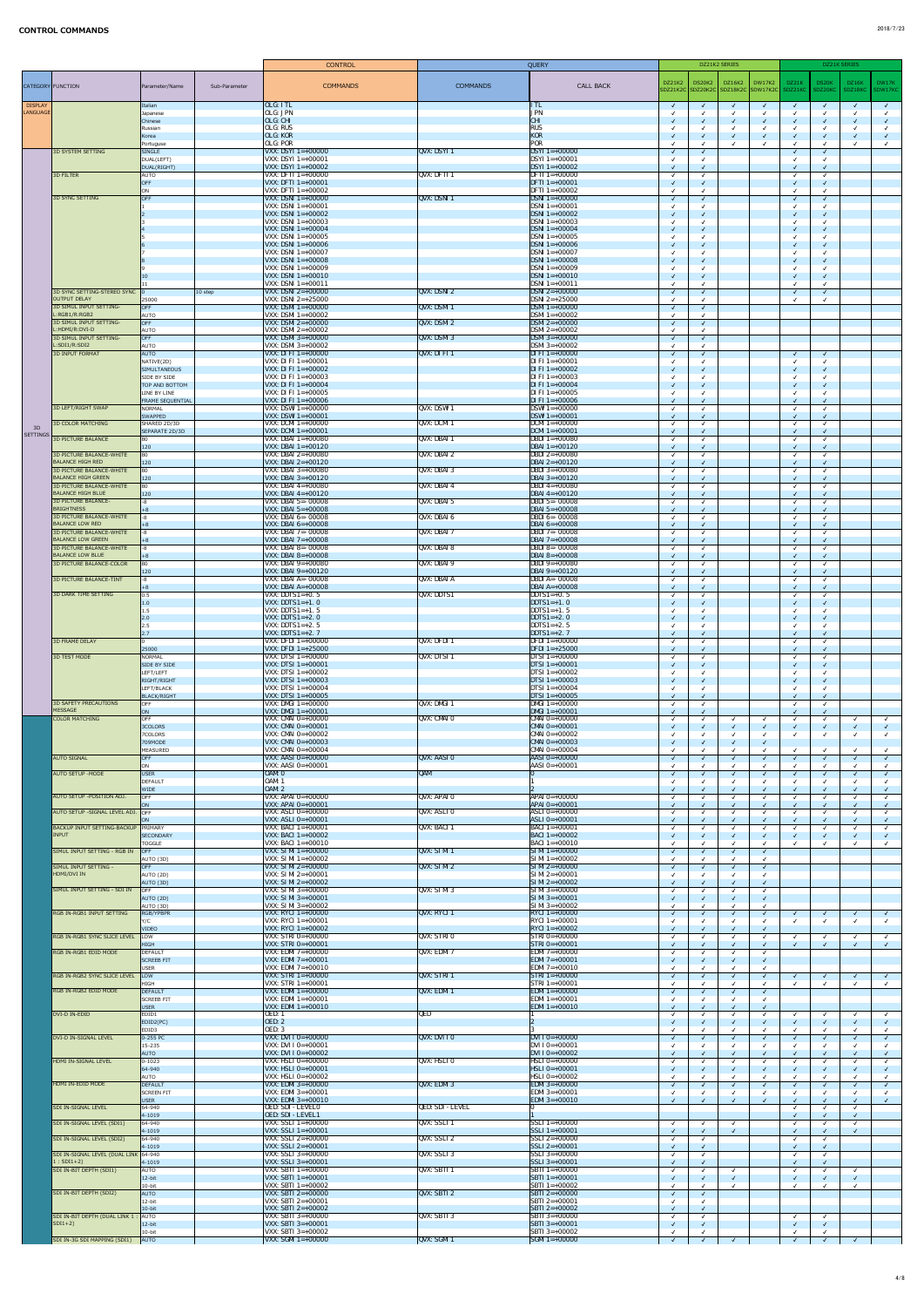# CONTROL COMMANDS

| CATEGORY | FUNCTION | Parameter/Name | Sub-Parameter | CONTROL COMMANDS | QUERY COMMANDS | QUERY CALL BACK | DZ21K2 | DS20K2 | DZ16K2 | DW17K2 | DZ21K | DS20K | DZ16K | DW17K |
|---|---|---|---|---|---|---|---|---|---|---|---|---|---|---|
| DISPLAY LANGUAGE | | Italian | | OLG: ITL | | ITL | ✓ | ✓ | ✓ | ✓ | ✓ | ✓ | ✓ | ✓ |
| | | Japanese | | OLG: JPN | | JPN | ✓ | ✓ | ✓ | ✓ | ✓ | ✓ | ✓ | ✓ |
| | | Chinese | | OLG: CHI | | CHI | ✓ | ✓ | ✓ | ✓ | ✓ | ✓ | ✓ | ✓ |
| | | Russian | | OLG: RUS | | RUS | ✓ | ✓ | ✓ | ✓ | ✓ | ✓ | ✓ | ✓ |
| | | Korea | | OLG: KOR | | KOR | ✓ | ✓ | ✓ | ✓ | ✓ | ✓ | ✓ | ✓ |
| | | Portuguese | | OLG: POR | | POR | ✓ | ✓ | ✓ | ✓ | ✓ | ✓ | ✓ | ✓ |
| 3D SETTINGS | 3D SYSTEM SETTING | SINGLE | | VXX: DSYI 1=+00000 | QVX: DSYI 1 | DSYI 1=+00000 | ✓ | ✓ | | | ✓ | ✓ | | |
| | | DUAL(LEFT) | | VXX: DSYI 1=+00001 | | DSYI 1=+00001 | ✓ | ✓ | | | ✓ | ✓ | | |
| | | DUAL(RIGHT) | | VXX: DSYI 1=+00002 | | DSYI 1=+00002 | ✓ | ✓ | | | ✓ | ✓ | | |
| | 3D FILTER | AUTO | | VXX: DFTI 1=+00000 | QVX: DFTI 1 | DFTI 1=+00000 | ✓ | ✓ | | | ✓ | ✓ | | |
| | | OFF | | VXX: DFTI 1=+00001 | | DFTI 1=+00001 | ✓ | ✓ | | | ✓ | ✓ | | |
| | | ON | | VXX: DFTI 1=+00002 | | DFTI 1=+00002 | ✓ | ✓ | | | ✓ | ✓ | | |
| | 3D SYNC SETTING | OFF | | VXX: DSNI 1=+00000 | QVX: DSNI 1 | DSNI 1=+00000 | ✓ | ✓ | | | ✓ | ✓ | | |
| | | 1 | | VXX: DSNI 1=+00001 | | DSNI 1=+00001 | ✓ | ✓ | | | ✓ | ✓ | | |
| | | 2 | | VXX: DSNI 1=+00002 | | DSNI 1=+00002 | ✓ | ✓ | | | ✓ | ✓ | | |
| | | 3 | | VXX: DSNI 1=+00003 | | DSNI 1=+00003 | ✓ | ✓ | | | ✓ | ✓ | | |
| | | 4 | | VXX: DSNI 1=+00004 | | DSNI 1=+00004 | ✓ | ✓ | | | ✓ | ✓ | | |
| | | 5 | | VXX: DSNI 1=+00005 | | DSNI 1=+00005 | ✓ | ✓ | | | ✓ | ✓ | | |
| | | 6 | | VXX: DSNI 1=+00006 | | DSNI 1=+00006 | ✓ | ✓ | | | ✓ | ✓ | | |
| | | 7 | | VXX: DSNI 1=+00007 | | DSNI 1=+00007 | ✓ | ✓ | | | ✓ | ✓ | | |
| | | 8 | | VXX: DSNI 1=+00008 | | DSNI 1=+00008 | ✓ | ✓ | | | ✓ | ✓ | | |
| | | 9 | | VXX: DSNI 1=+00009 | | DSNI 1=+00009 | ✓ | ✓ | | | ✓ | ✓ | | |
| | | 10 | | VXX: DSNI 1=+00010 | | DSNI 1=+00010 | ✓ | ✓ | | | ✓ | ✓ | | |
| | | 11 | | VXX: DSNI 1=+00011 | | DSNI 1=+00011 | ✓ | ✓ | | | ✓ | ✓ | | |
| | 3D SYNC SETTING-STEREO SYNC OUTPUT DELAY | 0 | 10 step | VXX: DSNI 2=+00000 | QVX: DSNI 2 | DSNI 2=+00000 | ✓ | ✓ | | | ✓ | ✓ | | |
| | | 25000 | | VXX: DSNI 2=+25000 | | DSNI 2=+25000 | ✓ | ✓ | | | ✓ | ✓ | | |
| | 3D SIMUL INPUT SETTING-L:RGB1/R:RGB2 | OFF | | VXX: DSMI 1=+00000 | QVX: DSMI 1 | DSMI 1=+00000 | ✓ | ✓ | | | | | | |
| | | AUTO | | VXX: DSMI 1=+00002 | | DSMI 1=+00002 | ✓ | ✓ | | | | | | |
| | 3D SIMUL INPUT SETTING-L:HDMI/R:DVI-D | OFF | | VXX: DSMI 2=+00000 | QVX: DSMI 2 | DSMI 2=+00000 | ✓ | ✓ | | | | | | |
| | | AUTO | | VXX: DSMI 2=+00002 | | DSMI 2=+00002 | ✓ | ✓ | | | | | | |
| | 3D SIMUL INPUT SETTING-L:SDI1/R:SDI2 | OFF | | VXX: DSMI 3=+00000 | QVX: DSMI 3 | DSMI 3=+00000 | ✓ | ✓ | | | | | | |
| | | AUTO | | VXX: DSMI 3=+00002 | | DSMI 3=+00002 | ✓ | ✓ | | | | | | |
| | 3D INPUT FORMAT | AUTO | | VXX: DIFI 1=+00000 | QVX: DIFI 1 | DIFI 1=+00000 | ✓ | ✓ | | | | | | |
| | | NATIVE(2D) | | VXX: DIFI 1=+00001 | | DIFI 1=+00001 | ✓ | ✓ | | | ✓ | ✓ | | |
| | | SIMULTANEOUS | | VXX: DIFI 1=+00002 | | DIFI 1=+00002 | ✓ | ✓ | | | ✓ | ✓ | | |
| | | SIDE BY SIDE | | VXX: DIFI 1=+00003 | | DIFI 1=+00003 | ✓ | ✓ | | | ✓ | ✓ | | |
| | | TOP AND BOTTOM | | VXX: DIFI 1=+00004 | | DIFI 1=+00004 | ✓ | ✓ | | | ✓ | ✓ | | |
| | | LINE BY LINE | | VXX: DIFI 1=+00005 | | DIFI 1=+00005 | ✓ | ✓ | | | ✓ | ✓ | | |
| | | FRAME SEQUENTIAL | | VXX: DIFI 1=+00006 | | DIFI 1=+00006 | ✓ | ✓ | | | ✓ | ✓ | | |
| | 3D LEFT/RIGHT SWAP | NORMAL | | VXX: DSWI 1=+00000 | QVX: DSWI 1 | DSWI 1=+00000 | ✓ | ✓ | | | ✓ | ✓ | | |
| | | SWAPPED | | VXX: DSWI 1=+00001 | | DSWI 1=+00001 | ✓ | ✓ | | | ✓ | ✓ | | |
| | 3D COLOR MATCHING | SHARED 2D/3D | | VXX: DCMI 1=+00000 | QVX: DCMI 1 | DCMI 1=+00000 | ✓ | ✓ | | | ✓ | ✓ | | |
| | | SEPARATE 2D/3D | | VXX: DCMI 1=+00001 | | DCMI 1=+00001 | ✓ | ✓ | | | ✓ | ✓ | | |
| | 3D PICTURE BALANCE | 80 | | VXX: DBAI 1=+00080 | QVX: DBAI 1 | DBAI 1=+00080 | ✓ | ✓ | | | ✓ | ✓ | | |
| | | 120 | | VXX: DBAI 1=+00120 | | DBAI 1=+00120 | ✓ | ✓ | | | ✓ | ✓ | | |
| | 3D PICTURE BALANCE-WHITE BALANCE HIGH RED | 80 | | VXX: DBAI 2=+00080 | QVX: DBAI 2 | DBAI 2=+00080 | ✓ | ✓ | | | ✓ | ✓ | | |
| | | 120 | | VXX: DBAI 2=+00120 | | DBAI 2=+00120 | ✓ | ✓ | | | ✓ | ✓ | | |
| | 3D PICTURE BALANCE-WHITE BALANCE HIGH GREEN | 80 | | VXX: DBAI 3=+00080 | QVX: DBAI 3 | DBAI 3=+00080 | ✓ | ✓ | | | ✓ | ✓ | | |
| | | 120 | | VXX: DBAI 3=+00120 | | DBAI 3=+00120 | ✓ | ✓ | | | ✓ | ✓ | | |
| | 3D PICTURE BALANCE-WHITE BALANCE HIGH BLUE | 80 | | VXX: DBAI 4=+00080 | QVX: DBAI 4 | DBAI 4=+00080 | ✓ | ✓ | | | ✓ | ✓ | | |
| | | 120 | | VXX: DBAI 4=+00120 | | DBAI 4=+00120 | ✓ | ✓ | | | ✓ | ✓ | | |
| | 3D PICTURE BALANCE-BRIGHTNESS | -8 | | VXX: DBAI 5=-00008 | QVX: DBAI 5 | DBAI 5=-00008 | ✓ | ✓ | | | ✓ | ✓ | | |
| | | +8 | | VXX: DBAI 5=+00008 | | DBAI 5=+00008 | ✓ | ✓ | | | ✓ | ✓ | | |
| | 3D PICTURE BALANCE-WHITE BALANCE LOW RED | -8 | | VXX: DBAI 6=-00008 | QVX: DBAI 6 | DBAI 6=-00008 | ✓ | ✓ | | | ✓ | ✓ | | |
| | | +8 | | VXX: DBAI 6=+00008 | | DBAI 6=+00008 | ✓ | ✓ | | | ✓ | ✓ | | |
| | 3D PICTURE BALANCE-WHITE BALANCE LOW GREEN | -8 | | VXX: DBAI 7=-00008 | QVX: DBAI 7 | DBAI 7=-00008 | ✓ | ✓ | | | ✓ | ✓ | | |
| | | +8 | | VXX: DBAI 7=+00008 | | DBAI 7=+00008 | ✓ | ✓ | | | ✓ | ✓ | | |
| | 3D PICTURE BALANCE-WHITE BALANCE LOW BLUE | -8 | | VXX: DBAI 8=-00008 | QVX: DBAI 8 | DBAI 8=-00008 | ✓ | ✓ | | | ✓ | ✓ | | |
| | | +8 | | VXX: DBAI 8=+00008 | | DBAI 8=+00008 | ✓ | ✓ | | | ✓ | ✓ | | |
| | 3D PICTURE BALANCE-COLOR | 80 | | VXX: DBAI 9=+00080 | QVX: DBAI 9 | DBAI 9=+00080 | ✓ | ✓ | | | ✓ | ✓ | | |
| | | 120 | | VXX: DBAI 9=+00120 | | DBAI 9=+00120 | ✓ | ✓ | | | ✓ | ✓ | | |
| | 3D PICTURE BALANCE-TINT | -8 | | VXX: DBAI A=-00008 | QVX: DBAI A | DBAI A=-00008 | ✓ | ✓ | | | ✓ | ✓ | | |
| | | +8 | | VXX: DBAI A=+00008 | | DBAI A=+00008 | ✓ | ✓ | | | ✓ | ✓ | | |
| | 3D DARK TIME SETTING | 0.5 | | VXX: DDTS1=+0. 5 | QVX: DDTS1 | DDTS1=+0. 5 | ✓ | ✓ | | | ✓ | ✓ | | |
| | | 1.0 | | VXX: DDTS1=+1. 0 | | DDTS1=+1. 0 | ✓ | ✓ | | | ✓ | ✓ | | |
| | | 1.5 | | VXX: DDTS1=+1. 5 | | DDTS1=+1. 5 | ✓ | ✓ | | | ✓ | ✓ | | |
| | | 2.0 | | VXX: DDTS1=+2. 0 | | DDTS1=+2. 0 | ✓ | ✓ | | | ✓ | ✓ | | |
| | | 2.5 | | VXX: DDTS1=+2. 5 | | DDTS1=+2. 5 | ✓ | ✓ | | | ✓ | ✓ | | |
| | | 2.7 | | VXX: DDTS1=+2. 7 | | DDTS1=+2. 7 | ✓ | ✓ | | | ✓ | ✓ | | |
| | 3D FRAME DELAY | 0 | | VXX: DFDI 1=+00000 | QVX: DFDI 1 | DFDI 1=+00000 | ✓ | ✓ | | | ✓ | ✓ | | |
| | | 25000 | | VXX: DFDI 1=+25000 | | DFDI 1=+25000 | ✓ | ✓ | | | ✓ | ✓ | | |
| | 3D TEST MODE | NORMAL | | VXX: DTSI 1=+00000 | QVX: DTSI 1 | DTSI 1=+00000 | ✓ | ✓ | | | ✓ | ✓ | | |
| | | SIDE BY SIDE | | VXX: DTSI 1=+00001 | | DTSI 1=+00001 | ✓ | ✓ | | | ✓ | ✓ | | |
| | | LEFT/LEFT | | VXX: DTSI 1=+00002 | | DTSI 1=+00002 | ✓ | ✓ | | | ✓ | ✓ | | |
| | | RIGHT/RIGHT | | VXX: DTSI 1=+00003 | | DTSI 1=+00003 | ✓ | ✓ | | | ✓ | ✓ | | |
| | | LEFT/BLACK | | VXX: DTSI 1=+00004 | | DTSI 1=+00004 | ✓ | ✓ | | | ✓ | ✓ | | |
| | | BLACK/RIGHT | | VXX: DTSI 1=+00005 | | DTSI 1=+00005 | ✓ | ✓ | | | ✓ | ✓ | | |
| | 3D SAFETY PRECAUTIONS MESSAGE | OFF | | VXX: DMGI 1=+00000 | QVX: DMGI 1 | DMGI 1=+00000 | ✓ | ✓ | | | ✓ | ✓ | | |
| | | ON | | VXX: DMGI 1=+00001 | | DMGI 1=+00001 | ✓ | ✓ | | | ✓ | ✓ | | |
| | COLOR MATCHING | OFF | | VXX: CMAI 0=+00000 | QVX: CMAI 0 | CMAI 0=+00000 | ✓ | ✓ | ✓ | ✓ | ✓ | ✓ | ✓ | ✓ |
| | | 3COLORS | | VXX: CMAI 0=+00001 | | CMAI 0=+00001 | ✓ | ✓ | ✓ | ✓ | ✓ | ✓ | ✓ | ✓ |
| | | 7COLORS | | VXX: CMAI 0=+00002 | | CMAI 0=+00002 | ✓ | ✓ | ✓ | ✓ | ✓ | ✓ | ✓ | ✓ |
| | | 709MODE | | VXX: CMAI 0=+00003 | | CMAI 0=+00003 | ✓ | ✓ | ✓ | ✓ | | | | |
| | | MEASURED | | VXX: CMAI 0=+00004 | | CMAI 0=+00004 | ✓ | ✓ | ✓ | ✓ | ✓ | ✓ | ✓ | ✓ |
| | AUTO SIGNAL | OFF | | VXX: AASI 0=+00000 | QVX: AASI 0 | AASI 0=+00000 | ✓ | ✓ | ✓ | ✓ | ✓ | ✓ | ✓ | ✓ |
| | | ON | | VXX: AASI 0=+00001 | | AASI 0=+00001 | ✓ | ✓ | ✓ | ✓ | ✓ | ✓ | ✓ | ✓ |
| | AUTO SETUP -MODE | USER | | OAM 0 | QAM | 0 | ✓ | ✓ | ✓ | ✓ | ✓ | ✓ | ✓ | ✓ |
| | | DEFAULT | | OAM 1 | | 1 | ✓ | ✓ | ✓ | ✓ | ✓ | ✓ | ✓ | ✓ |
| | | WIDE | | OAM 2 | | 2 | ✓ | ✓ | ✓ | ✓ | ✓ | ✓ | ✓ | ✓ |
| | AUTO SETUP -POSITION ADJ. | OFF | | VXX: APAI 0=+00000 | QVX: APAI 0 | APAI 0=+00000 | ✓ | ✓ | ✓ | ✓ | ✓ | ✓ | ✓ | ✓ |
| | | ON | | VXX: APAI 0=+00001 | | APAI 0=+00001 | ✓ | ✓ | ✓ | ✓ | ✓ | ✓ | ✓ | ✓ |
| | AUTO SETUP -SIGNAL LEVEL ADJ. | OFF | | VXX: ASLI 0=+00000 | QVX: ASLI 0 | ASLI 0=+00000 | ✓ | ✓ | ✓ | ✓ | ✓ | ✓ | ✓ | ✓ |
| | | ON | | VXX: ASLI 0=+00001 | | ASLI 0=+00001 | ✓ | ✓ | ✓ | ✓ | ✓ | ✓ | ✓ | ✓ |
| | BACKUP INPUT SETTING-BACKUP INPUT | PRIMARY | | VXX: BACI 1=+00001 | QVX: BACI 1 | BACI 1=+00001 | ✓ | ✓ | ✓ | ✓ | ✓ | ✓ | ✓ | ✓ |
| | | SECONDARY | | VXX: BACI 1=+00002 | | BACI 1=+00002 | ✓ | ✓ | ✓ | ✓ | ✓ | ✓ | ✓ | ✓ |
| | | TOGGLE | | VXX: BACI 1=+00010 | | BACI 1=+00010 | ✓ | ✓ | ✓ | ✓ | ✓ | ✓ | ✓ | ✓ |
| | SIMUL INPUT SETTING - RGB IN | OFF | | VXX: SIMI 1=+00000 | QVX: SIMI 1 | SIMI 1=+00000 | ✓ | ✓ | ✓ | ✓ | | | | |
| | | AUTO (3D) | | VXX: SIMI 1=+00002 | | SIMI 1=+00002 | ✓ | ✓ | ✓ | ✓ | | | | |
| | SIMUL INPUT SETTING - HDMI/DVI IN | OFF | | VXX: SIMI 2=+00000 | QVX: SIMI 2 | SIMI 2=+00000 | ✓ | ✓ | ✓ | ✓ | | | | |
| | | AUTO (2D) | | VXX: SIMI 2=+00001 | | SIMI 2=+00001 | ✓ | ✓ | ✓ | ✓ | | | | |
| | | AUTO (3D) | | VXX: SIMI 2=+00002 | | SIMI 2=+00002 | ✓ | ✓ | ✓ | ✓ | | | | |
| | SIMUL INPUT SETTING - SDI IN | OFF | | VXX: SIMI 3=+00000 | QVX: SIMI 3 | SIMI 3=+00000 | ✓ | ✓ | ✓ | ✓ | | | | |
| | | AUTO (2D) | | VXX: SIMI 3=+00001 | | SIMI 3=+00001 | ✓ | ✓ | ✓ | ✓ | | | | |
| | | AUTO (3D) | | VXX: SIMI 3=+00002 | | SIMI 3=+00002 | ✓ | ✓ | ✓ | ✓ | | | | |
| | RGB IN-RGB1 INPUT SETTING | RGB/YPBPR | | VXX: RYCI 1=+00000 | QVX: RYCI 1 | RYCI 1=+00000 | ✓ | ✓ | ✓ | ✓ | ✓ | ✓ | ✓ | ✓ |
| | | Y/C | | VXX: RYCI 1=+00001 | | RYCI 1=+00001 | ✓ | ✓ | ✓ | ✓ | ✓ | ✓ | ✓ | ✓ |
| | | VIDEO | | VXX: RYCI 1=+00002 | | RYCI 1=+00002 | ✓ | ✓ | ✓ | ✓ | | | | |
| | RGB IN-RGB1 SYNC SLICE LEVEL | LOW | | VXX: STRI 0=+00000 | QVX: STRI 0 | STRI 0=+00000 | ✓ | ✓ | ✓ | ✓ | ✓ | ✓ | ✓ | ✓ |
| | | HIGH | | VXX: STRI 0=+00001 | | STRI 0=+00001 | ✓ | ✓ | ✓ | ✓ | ✓ | ✓ | ✓ | ✓ |
| | RGB IN-RGB1 EDID MODE | DEFAULT | | VXX: EDMI 7=+00000 | QVX: EDMI 7 | EDMI 7=+00000 | ✓ | ✓ | ✓ | ✓ | | | | |
| | | SCREEB FIT | | VXX: EDMI 7=+00001 | | EDMI 7=+00001 | ✓ | ✓ | ✓ | ✓ | | | | |
| | | USER | | VXX: EDMI 7=+00010 | | EDMI 7=+00010 | ✓ | ✓ | ✓ | ✓ | | | | |
| | RGB IN-RGB2 SYNC SLICE LEVEL | LOW | | VXX: STRI 1=+00000 | QVX: STRI 1 | STRI 1=+00000 | ✓ | ✓ | ✓ | ✓ | ✓ | ✓ | ✓ | ✓ |
| | | HIGH | | VXX: STRI 1=+00001 | | STRI 1=+00001 | ✓ | ✓ | ✓ | ✓ | ✓ | ✓ | ✓ | ✓ |
| | RGB IN-RGB2 EDID MODE | DEFAULT | | VXX: EDMI 1=+00000 | QVX: EDMI 1 | EDMI 1=+00000 | ✓ | ✓ | ✓ | ✓ | | | | |
| | | SCREEB FIT | | VXX: EDMI 1=+00001 | | EDMI 1=+00001 | ✓ | ✓ | ✓ | ✓ | | | | |
| | | USER | | VXX: EDMI 1=+00010 | | EDMI 1=+00010 | ✓ | ✓ | ✓ | ✓ | | | | |
| | DVI-D IN-EDID | EDID1 | | OED: 1 | QED | 1 | ✓ | ✓ | ✓ | ✓ | ✓ | ✓ | ✓ | ✓ |
| | | EDID2(PC) | | OED: 2 | | 2 | ✓ | ✓ | ✓ | ✓ | ✓ | ✓ | ✓ | ✓ |
| | | EDID3 | | OED: 3 | | 3 | ✓ | ✓ | ✓ | ✓ | ✓ | ✓ | ✓ | ✓ |
| | DVI-D IN-SIGNAL LEVEL | 0-255 PC | | VXX: DVII 0=+00000 | QVX: DVII 0 | DVII 0=+00000 | ✓ | ✓ | ✓ | ✓ | ✓ | ✓ | ✓ | ✓ |
| | | 16-235 | | VXX: DVII 0=+00001 | | DVII 0=+00001 | ✓ | ✓ | ✓ | ✓ | ✓ | ✓ | ✓ | ✓ |
| | | AUTO | | VXX: DVII 0=+00002 | | DVII 0=+00002 | ✓ | ✓ | ✓ | ✓ | ✓ | ✓ | ✓ | ✓ |
| | HDMI IN-SIGNAL LEVEL | 0-1023 | | VXX: HSLI 0=+00000 | QVX: HSLI 0 | HSLI 0=+00000 | ✓ | ✓ | ✓ | ✓ | ✓ | ✓ | ✓ | ✓ |
| | | 64-940 | | VXX: HSLI 0=+00001 | | HSLI 0=+00001 | ✓ | ✓ | ✓ | ✓ | ✓ | ✓ | ✓ | ✓ |
| | | AUTO | | VXX: HSLI 0=+00002 | | HSLI 0=+00002 | ✓ | ✓ | ✓ | ✓ | ✓ | ✓ | ✓ | ✓ |
| | HDMI IN-EDID MODE | DEFAULT | | VXX: EDMI 3=+00000 | QVX: EDMI 3 | EDMI 3=+00000 | ✓ | ✓ | ✓ | ✓ | ✓ | ✓ | ✓ | ✓ |
| | | SCREEN FIT | | VXX: EDMI 3=+00001 | | EDMI 3=+00001 | ✓ | ✓ | ✓ | ✓ | ✓ | ✓ | ✓ | ✓ |
| | | USER | | VXX: EDMI 3=+00010 | | EDMI 3=+00010 | ✓ | ✓ | ✓ | ✓ | ✓ | ✓ | ✓ | ✓ |
| | SDI IN-SIGNAL LEVEL | 64-940 | | OED: SDI - LEVEL0 | QED: SDI - LEVEL | 0 | | | | | ✓ | ✓ | ✓ | |
| | | 4-1019 | | OED: SDI - LEVEL1 | | 1 | | | | | ✓ | ✓ | ✓ | |
| | SDI IN-SIGNAL LEVEL (SDI1) | 64-940 | | VXX: SSLI 1=+00000 | QVX: SSLI 1 | SSLI 1=+00000 | ✓ | ✓ | ✓ | | ✓ | ✓ | ✓ | |
| | | 4-1019 | | VXX: SSLI 1=+00001 | | SSLI 1=+00001 | ✓ | ✓ | ✓ | | ✓ | ✓ | ✓ | |
| | SDI IN-SIGNAL LEVEL (SDI2) | 64-940 | | VXX: SSLI 2=+00000 | QVX: SSLI 2 | SSLI 2=+00000 | ✓ | ✓ | | | ✓ | ✓ | | |
| | | 4-1019 | | VXX: SSLI 2=+00001 | | SSLI 2=+00001 | ✓ | ✓ | | | ✓ | ✓ | | |
| | SDI IN-SIGNAL LEVEL (DUAL LINK 1 : SDI(1+2) | 64-940 | | VXX: SSLI 3=+00000 | QVX: SSLI 3 | SSLI 3=+00000 | ✓ | ✓ | | | ✓ | ✓ | | |
| | | 4-1019 | | VXX: SSLI 3=+00001 | | SSLI 3=+00001 | ✓ | ✓ | | | ✓ | ✓ | | |
| | SDI IN-BIT DEPTH (SDI1) | AUTO | | VXX: SBTI 1=+00000 | QVX: SBTI 1 | SBTI 1=+00000 | ✓ | ✓ | ✓ | | ✓ | ✓ | ✓ | |
| | | 12-bit | | VXX: SBTI 1=+00001 | | SBTI 1=+00001 | ✓ | ✓ | ✓ | | ✓ | ✓ | ✓ | |
| | | 10-bit | | VXX: SBTI 1=+00002 | | SBTI 1=+00002 | ✓ | ✓ | ✓ | | ✓ | ✓ | ✓ | |
| | SDI IN-BIT DEPTH (SDI2) | AUTO | | VXX: SBTI 2=+00000 | QVX: SBTI 2 | SBTI 2=+00000 | ✓ | ✓ | | | | | | |
| | | 12-bit | | VXX: SBTI 2=+00001 | | SBTI 2=+00001 | ✓ | ✓ | | | | | | |
| | | 10-bit | | VXX: SBTI 2=+00002 | | SBTI 2=+00002 | ✓ | ✓ | | | | | | |
| | SDI IN-BIT DEPTH (DUAL LINK 1 : SDI(1+2) | AUTO | | VXX: SBTI 3=+00000 | QVX: SBTI 3 | SBTI 3=+00000 | ✓ | ✓ | | | ✓ | ✓ | | |
| | | 12-bit | | VXX: SBTI 3=+00001 | | SBTI 3=+00001 | ✓ | ✓ | | | ✓ | ✓ | | |
| | | 10-bit | | VXX: SBTI 3=+00002 | | SBTI 3=+00002 | ✓ | ✓ | | | ✓ | ✓ | | |
| | SDI IN-3G SDI MAPPING (SDI1) | AUTO | | VXX: SGMI 1=+00000 | QVX: SGMI 1 | SGMI 1=+00000 | ✓ | ✓ | ✓ | | ✓ | ✓ | ✓ | |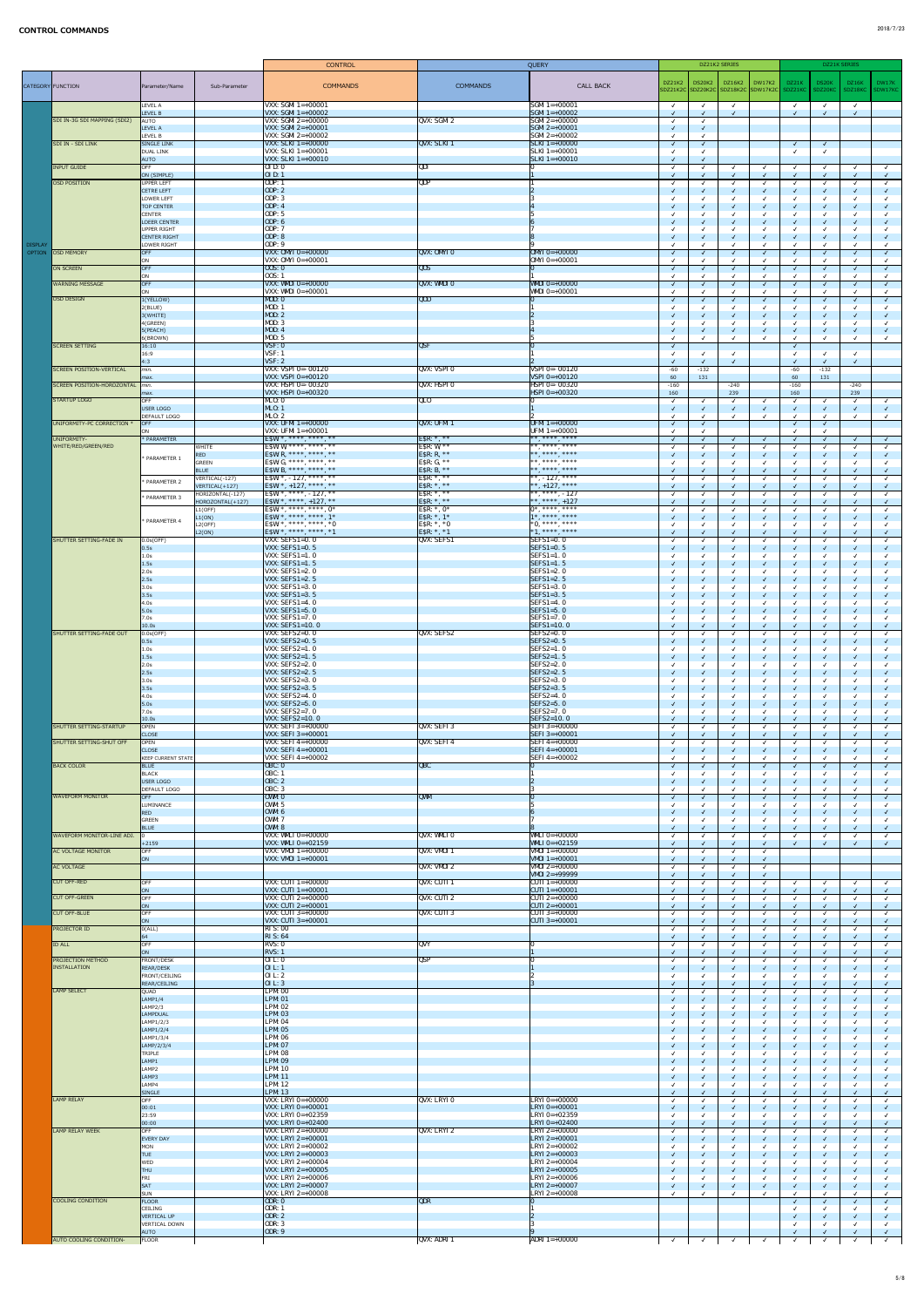# CONTROL COMMANDS

| CATEGORY | FUNCTION | Parameter/Name | Sub-Parameter | CONTROL COMMANDS | QUERY COMMANDS | QUERY CALL BACK | DZ21K2 SERIES DZ21K2 SDZ21K2C | DZ21K2 SERIES DS20K2 SDZ20K2C | DZ21K2 SERIES DZ16K2 SDZ16K2C | DZ21K2 SERIES DW17K2 SDW17K2C | DZ21K SERIES DZ21K SDZ21KC | DZ21K SERIES DS20K SDZ20KC | DZ21K SERIES DZ16K SDZ16KC | DZ21K SERIES DW17K SDW17KC |
|---|---|---|---|---|---|---|---|---|---|---|---|---|---|---|
| | | LEVEL A | | VXX: SGMI 1=+00001 | | SGMI 1=+00001 | ✓ | ✓ | ✓ | | ✓ | ✓ | ✓ | |
| | | LEVEL B | | VXX: SGMI 1=+00002 | | SGMI 1=+00002 | ✓ | ✓ | | | | | | |
| | SDI IN-3G SDI MAPPING (SDI2) | AUTO | | VXX: SGMI 2=+00000 | QVX: SGMI 2 | SGMI 2=+00000 | ✓ | ✓ | | | | | | |
| | | LEVEL A | | VXX: SGMI 2=+00001 | | SGMI 2=+00001 | ✓ | ✓ | | | | | | |
| | | LEVEL B | | VXX: SGMI 2=+00002 | | SGMI 2=+00002 | ✓ | ✓ | | | | | | |
| | SDI IN - SDI LINK | SINGLE LINK | | VXX: SLKI 1=+00000 | QVX: SLKI 1 | SLKI 1=+00000 | ✓ | ✓ | | | ✓ | ✓ | | |
| | | DUAL LINK | | VXX: SLKI 1=+00001 | | SLKI 1=+00001 | ✓ | ✓ | | | ✓ | ✓ | | |
| | | AUTO | | VXX: SLKI 1=+00010 | | SLKI 1=+00010 | ✓ | ✓ | | | | | | |
| | INPUT GUIDE | OFF | | OIG: 0 | QIG | 0 | ✓ | ✓ | ✓ | ✓ | ✓ | ✓ | ✓ | ✓ |
| | | ON (SIMPLE) | | OIG: 1 | | 1 | ✓ | ✓ | ✓ | ✓ | ✓ | ✓ | ✓ | ✓ |
| | OSD POSITION | UPPER LEFT | | ODP: 1 | QDP | 1 | ✓ | ✓ | ✓ | ✓ | ✓ | ✓ | ✓ | ✓ |
| | | CETRE LEFT | | ODP: 2 | | 2 | ✓ | ✓ | ✓ | ✓ | ✓ | ✓ | ✓ | ✓ |
| | | LOWER LEFT | | ODP: 3 | | 3 | ✓ | ✓ | ✓ | ✓ | ✓ | ✓ | ✓ | ✓ |
| | | TOP CENTER | | ODP: 4 | | 4 | ✓ | ✓ | ✓ | ✓ | ✓ | ✓ | ✓ | ✓ |
| | | CENTER | | ODP: 5 | | 5 | ✓ | ✓ | ✓ | ✓ | ✓ | ✓ | ✓ | ✓ |
| | | LOEER CENTER | | ODP: 6 | | 6 | ✓ | ✓ | ✓ | ✓ | ✓ | ✓ | ✓ | ✓ |
| | | UPPER RIGHT | | ODP: 7 | | 7 | ✓ | ✓ | ✓ | ✓ | ✓ | ✓ | ✓ | ✓ |
| | | CENTER RIGHT | | ODP: 8 | | 8 | ✓ | ✓ | ✓ | ✓ | ✓ | ✓ | ✓ | ✓ |
| DISPLAY OPTION | | LOWER RIGHT | | ODP: 9 | | 9 | ✓ | ✓ | ✓ | ✓ | ✓ | ✓ | ✓ | ✓ |
| | OSD MEMORY | OFF | | VXX: OMYI 0=+00000 | QVX: OMYI 0 | OMYI 0=+00000 | ✓ | ✓ | ✓ | ✓ | ✓ | ✓ | ✓ | ✓ |
| | | ON | | VXX: OMYI 0=+00001 | | OMYI 0=+00001 | ✓ | ✓ | ✓ | ✓ | ✓ | ✓ | ✓ | ✓ |
| | ON SCREEN | OFF | | OOS: 0 | QOS | 0 | ✓ | ✓ | ✓ | ✓ | ✓ | ✓ | ✓ | ✓ |
| | | ON | | OOS: 1 | | 1 | ✓ | ✓ | ✓ | ✓ | ✓ | ✓ | ✓ | ✓ |
| | WARNING MESSAGE | OFF | | VXX: WMDI 0=+00000 | QVX: WMDI 0 | WMDI 0=+00000 | ✓ | ✓ | ✓ | ✓ | ✓ | ✓ | ✓ | ✓ |
| | | ON | | VXX: WMDI 0=+00001 | | WMDI 0=+00001 | ✓ | ✓ | ✓ | ✓ | ✓ | ✓ | ✓ | ✓ |
| | OSD DESIGN | 1(YELLOW) | | MDD: 0 | QDD | 0 | ✓ | ✓ | ✓ | ✓ | ✓ | ✓ | ✓ | ✓ |
| | | 2(BLUE) | | MDD: 1 | | 1 | ✓ | ✓ | ✓ | ✓ | ✓ | ✓ | ✓ | ✓ |
| | | 3(WHITE) | | MDD: 2 | | 2 | ✓ | ✓ | ✓ | ✓ | ✓ | ✓ | ✓ | ✓ |
| | | 4(GREEN) | | MDD: 3 | | 3 | ✓ | ✓ | ✓ | ✓ | ✓ | ✓ | ✓ | ✓ |
| | | 5(PEACH) | | MDD: 4 | | 4 | ✓ | ✓ | ✓ | ✓ | ✓ | ✓ | ✓ | ✓ |
| | | 6(BROWN) | | MDD: 5 | | 5 | ✓ | ✓ | ✓ | ✓ | ✓ | ✓ | ✓ | ✓ |
| | SCREEN SETTING | 16:10 | | VSF: 0 | QSF | 0 | ✓ | | | | ✓ | | | |
| | | 16:9 | | VSF: 1 | | 1 | ✓ | ✓ | ✓ | | ✓ | ✓ | ✓ | |
| | | 4:3 | | VSF: 2 | | 2 | ✓ | ✓ | ✓ | | ✓ | ✓ | ✓ | |
| | SCREEN POSITION-VERTICAL | min. | | VXX: VSPI 0=-00120 | QVX: VSPI 0 | VSPI 0=-00120 | -60 | -132 | | | -60 | -132 | | |
| | | max. | | VXX: VSPI 0=+00120 | | VSPI 0=+00120 | 60 | 131 | | | 60 | 131 | | |
| | SCREEN POSITION-HORIZONTAL | min. | | VXX: HSPI 0=-00320 | QVX: HSPI 0 | HSPI 0=-00320 | -160 | | -240 | | -160 | | -240 | |
| | | max. | | VXX: HSPI 0=+00320 | | HSPI 0=+00320 | 160 | | 239 | | 160 | | 239 | |
| | STARTUP LOGO | OFF | | MLO: 0 | QLO | 0 | ✓ | ✓ | ✓ | ✓ | ✓ | ✓ | ✓ | ✓ |
| | | USER LOGO | | MLO: 1 | | 1 | ✓ | ✓ | ✓ | ✓ | ✓ | ✓ | ✓ | ✓ |
| | | DEFAULT LOGO | | MLO: 2 | | 2 | ✓ | ✓ | ✓ | ✓ | ✓ | ✓ | ✓ | ✓ |
| | UNIFORMITY-PC CORRECTION * | OFF | | VXX: UFMI 1=+00000 | QVX: UFMI 1 | UFMI 1=+00000 | ✓ | ✓ | | | ✓ | ✓ | | |
| | | ON | | VXX: UFMI 1=+00001 | | UFMI 1=+00001 | ✓ | ✓ | | | ✓ | ✓ | | |
| | UNIFORMITY-WHITE/RED/GREEN/RED | * PARAMETER | | E$W *, ****, ****, ** | E$R: *, ** | **, ****, **** | ✓ | ✓ | ✓ | ✓ | ✓ | ✓ | ✓ | ✓ |
| | | * PARAMETER 1 | WHITE | E$W W, ****, ****, ** | E$R: W, ** | **, ****, **** | ✓ | ✓ | ✓ | ✓ | ✓ | ✓ | ✓ | ✓ |
| | | | RED | E$W R, ****, ****, ** | E$R: R, ** | **, ****, **** | ✓ | ✓ | ✓ | ✓ | ✓ | ✓ | ✓ | ✓ |
| | | | GREEN | E$W G, ****, ****, ** | E$R: G, ** | **, ****, **** | ✓ | ✓ | ✓ | ✓ | ✓ | ✓ | ✓ | ✓ |
| | | | BLUE | E$W B, ****, ****, ** | E$R: B, ** | **, ****, **** | ✓ | ✓ | ✓ | ✓ | ✓ | ✓ | ✓ | ✓ |
| | | * PARAMETER 2 | VERTICAL(-127) | E$W *, -127, ****, ** | E$R: *, ** | **, -127, **** | ✓ | ✓ | ✓ | ✓ | ✓ | ✓ | ✓ | ✓ |
| | | | VERTICAL(+127) | E$W *, +127, ****, ** | E$R: *, ** | **, +127, **** | ✓ | ✓ | ✓ | ✓ | ✓ | ✓ | ✓ | ✓ |
| | | * PARAMETER 3 | HORIZONTAL(-127) | E$W *, ****, -127, ** | E$R: *, ** | **, ****, -127 | ✓ | ✓ | ✓ | ✓ | ✓ | ✓ | ✓ | ✓ |
| | | | HOROZONTAL(+127) | E$W *, ****, +127, ** | E$R: *, ** | **, ****, +127 | ✓ | ✓ | ✓ | ✓ | ✓ | ✓ | ✓ | ✓ |
| | | * PARAMETER 4 | L1(OFF) | E$W *, ****, ****, 0* | E$R: *, 0* | 0*, ****, **** | ✓ | ✓ | ✓ | ✓ | ✓ | ✓ | ✓ | ✓ |
| | | | L1(ON) | E$W *, ****, ****, 1* | E$R: *, 1* | 1*, ****, **** | ✓ | ✓ | ✓ | ✓ | ✓ | ✓ | ✓ | ✓ |
| | | | L2(OFF) | E$W *, ****, ****, *0 | E$R: *, *0 | *0, ****, **** | ✓ | ✓ | ✓ | ✓ | ✓ | ✓ | ✓ | ✓ |
| | | | L2(ON) | E$W *, ****, ****, *1 | E$R: *, *1 | *1, ****, **** | ✓ | ✓ | ✓ | ✓ | ✓ | ✓ | ✓ | ✓ |
| | SHUTTER SETTING-FADE IN | 0.0s(OFF) | | VXX: SEFS1=0.0 | QVX: SEFS1 | SEFS1=0.0 | ✓ | ✓ | ✓ | ✓ | ✓ | ✓ | ✓ | ✓ |
| | | 0.5s | | VXX: SEFS1=0.5 | | SEFS1=0.5 | ✓ | ✓ | ✓ | ✓ | ✓ | ✓ | ✓ | ✓ |
| | | 1.0s | | VXX: SEFS1=1.0 | | SEFS1=1.0 | ✓ | ✓ | ✓ | ✓ | ✓ | ✓ | ✓ | ✓ |
| | | 1.5s | | VXX: SEFS1=1.5 | | SEFS1=1.5 | ✓ | ✓ | ✓ | ✓ | ✓ | ✓ | ✓ | ✓ |
| | | 2.0s | | VXX: SEFS1=2.0 | | SEFS1=2.0 | ✓ | ✓ | ✓ | ✓ | ✓ | ✓ | ✓ | ✓ |
| | | 2.5s | | VXX: SEFS1=2.5 | | SEFS1=2.5 | ✓ | ✓ | ✓ | ✓ | ✓ | ✓ | ✓ | ✓ |
| | | 3.0s | | VXX: SEFS1=3.0 | | SEFS1=3.0 | ✓ | ✓ | ✓ | ✓ | ✓ | ✓ | ✓ | ✓ |
| | | 3.5s | | VXX: SEFS1=3.5 | | SEFS1=3.5 | ✓ | ✓ | ✓ | ✓ | ✓ | ✓ | ✓ | ✓ |
| | | 4.0s | | VXX: SEFS1=4.0 | | SEFS1=4.0 | ✓ | ✓ | ✓ | ✓ | ✓ | ✓ | ✓ | ✓ |
| | | 5.0s | | VXX: SEFS1=5.0 | | SEFS1=5.0 | ✓ | ✓ | ✓ | ✓ | ✓ | ✓ | ✓ | ✓ |
| | | 7.0s | | VXX: SEFS1=7.0 | | SEFS1=7.0 | ✓ | ✓ | ✓ | ✓ | ✓ | ✓ | ✓ | ✓ |
| | | 10.0s | | VXX: SEFS1=10.0 | | SEFS1=10.0 | ✓ | ✓ | ✓ | ✓ | ✓ | ✓ | ✓ | ✓ |
| | SHUTTER SETTING-FADE OUT | 0.0s(OFF) | | VXX: SEFS2=0.0 | QVX: SEFS2 | SEFS2=0.0 | ✓ | ✓ | ✓ | ✓ | ✓ | ✓ | ✓ | ✓ |
| | | 0.5s | | VXX: SEFS2=0.5 | | SEFS2=0.5 | ✓ | ✓ | ✓ | ✓ | ✓ | ✓ | ✓ | ✓ |
| | | 1.0s | | VXX: SEFS2=1.0 | | SEFS2=1.0 | ✓ | ✓ | ✓ | ✓ | ✓ | ✓ | ✓ | ✓ |
| | | 1.5s | | VXX: SEFS2=1.5 | | SEFS2=1.5 | ✓ | ✓ | ✓ | ✓ | ✓ | ✓ | ✓ | ✓ |
| | | 2.0s | | VXX: SEFS2=2.0 | | SEFS2=2.0 | ✓ | ✓ | ✓ | ✓ | ✓ | ✓ | ✓ | ✓ |
| | | 2.5s | | VXX: SEFS2=2.5 | | SEFS2=2.5 | ✓ | ✓ | ✓ | ✓ | ✓ | ✓ | ✓ | ✓ |
| | | 3.0s | | VXX: SEFS2=3.0 | | SEFS2=3.0 | ✓ | ✓ | ✓ | ✓ | ✓ | ✓ | ✓ | ✓ |
| | | 3.5s | | VXX: SEFS2=3.5 | | SEFS2=3.5 | ✓ | ✓ | ✓ | ✓ | ✓ | ✓ | ✓ | ✓ |
| | | 4.0s | | VXX: SEFS2=4.0 | | SEFS2=4.0 | ✓ | ✓ | ✓ | ✓ | ✓ | ✓ | ✓ | ✓ |
| | | 5.0s | | VXX: SEFS2=5.0 | | SEFS2=5.0 | ✓ | ✓ | ✓ | ✓ | ✓ | ✓ | ✓ | ✓ |
| | | 7.0s | | VXX: SEFS2=7.0 | | SEFS2=7.0 | ✓ | ✓ | ✓ | ✓ | ✓ | ✓ | ✓ | ✓ |
| | | 10.0s | | VXX: SEFS2=10.0 | | SEFS2=10.0 | ✓ | ✓ | ✓ | ✓ | ✓ | ✓ | ✓ | ✓ |
| | SHUTTER SETTING-STARTUP | OPEN | | VXX: SEFI 3=+00000 | QVX: SEFI 3 | SEFI 3=+00000 | ✓ | ✓ | ✓ | ✓ | ✓ | ✓ | ✓ | ✓ |
| | | CLOSE | | VXX: SEFI 3=+00001 | | SEFI 3=+00001 | ✓ | ✓ | ✓ | ✓ | ✓ | ✓ | ✓ | ✓ |
| | SHUTTER SETTING-SHUT OFF | OPEN | | VXX: SEFI 4=+00000 | QVX: SEFI 4 | SEFI 4=+00000 | ✓ | ✓ | ✓ | ✓ | ✓ | ✓ | ✓ | ✓ |
| | | CLOSE | | VXX: SEFI 4=+00001 | | SEFI 4=+00001 | ✓ | ✓ | ✓ | ✓ | ✓ | ✓ | ✓ | ✓ |
| | | KEEP CURRENT STATE | | VXX: SEFI 4=+00002 | | SEFI 4=+00002 | ✓ | ✓ | ✓ | ✓ | ✓ | ✓ | ✓ | ✓ |
| | BACK COLOR | BLUE | | OBC: 0 | QBC | 0 | ✓ | ✓ | ✓ | ✓ | ✓ | ✓ | ✓ | ✓ |
| | | BLACK | | OBC: 1 | | 1 | ✓ | ✓ | ✓ | ✓ | ✓ | ✓ | ✓ | ✓ |
| | | USER LOGO | | OBC: 2 | | 2 | ✓ | ✓ | ✓ | ✓ | ✓ | ✓ | ✓ | ✓ |
| | | DEFAULT LOGO | | OBC: 3 | | 3 | ✓ | ✓ | ✓ | ✓ | ✓ | ✓ | ✓ | ✓ |
| | WAVEFORM MONITOR | OFF | | OWM: 0 | QWM | 0 | ✓ | ✓ | ✓ | ✓ | ✓ | ✓ | ✓ | ✓ |
| | | LUMINANCE | | OWM: 5 | | 5 | ✓ | ✓ | ✓ | ✓ | ✓ | ✓ | ✓ | ✓ |
| | | RED | | OWM: 6 | | 6 | ✓ | ✓ | ✓ | ✓ | ✓ | ✓ | ✓ | ✓ |
| | | GREEN | | OWM: 7 | | 7 | ✓ | ✓ | ✓ | ✓ | ✓ | ✓ | ✓ | ✓ |
| | | BLUE | | OWM: 8 | | 8 | ✓ | ✓ | ✓ | ✓ | ✓ | ✓ | ✓ | ✓ |
| | WAVEFORM MONITOR-LINE ADJ. | 0 | | VXX: WMLI 0=+00000 | QVX: WMLI 0 | WMLI 0=+00000 | ✓ | ✓ | ✓ | ✓ | ✓ | ✓ | ✓ | ✓ |
| | | +2159 | | VXX: WMLI 0=+02159 | | WMLI 0=+02159 | ✓ | ✓ | ✓ | ✓ | ✓ | ✓ | ✓ | ✓ |
| | AC VOLTAGE MONITOR | OFF | | VXX: VMDI 1=+00000 | QVX: VMDI 1 | VMDI 1=+00000 | ✓ | ✓ | ✓ | ✓ | | | | |
| | | ON | | VXX: VMDI 1=+00001 | | VMDI 1=+00001 | ✓ | ✓ | ✓ | ✓ | | | | |
| | AC VOLTAGE | | | | QVX: VMDI 2 | VMDI 2=+00000 | ✓ | ✓ | ✓ | ✓ | | | | |
| | | | | | | VMDI 2=+99999 | ✓ | ✓ | ✓ | ✓ | | | | |
| | CUT OFF-RED | OFF | | VXX: CUTI 1=+00000 | QVX: CUTI 1 | CUTI 1=+00000 | ✓ | ✓ | ✓ | ✓ | ✓ | ✓ | ✓ | ✓ |
| | | ON | | VXX: CUTI 1=+00001 | | CUTI 1=+00001 | ✓ | ✓ | ✓ | ✓ | ✓ | ✓ | ✓ | ✓ |
| | CUT OFF-GREEN | OFF | | VXX: CUTI 2=+00000 | QVX: CUTI 2 | CUTI 2=+00000 | ✓ | ✓ | ✓ | ✓ | ✓ | ✓ | ✓ | ✓ |
| | | ON | | VXX: CUTI 2=+00001 | | CUTI 2=+00001 | ✓ | ✓ | ✓ | ✓ | ✓ | ✓ | ✓ | ✓ |
| | CUT OFF-BLUE | OFF | | VXX: CUTI 3=+00000 | QVX: CUTI 3 | CUTI 3=+00000 | ✓ | ✓ | ✓ | ✓ | ✓ | ✓ | ✓ | ✓ |
| | | ON | | VXX: CUTI 3=+00001 | | CUTI 3=+00001 | ✓ | ✓ | ✓ | ✓ | ✓ | ✓ | ✓ | ✓ |
| | PROJECTOR ID | 0(ALL) | | RIS: 00 | | | ✓ | ✓ | ✓ | ✓ | ✓ | ✓ | ✓ | ✓ |
| | | 64 | | RIS: 64 | | | ✓ | ✓ | ✓ | ✓ | ✓ | ✓ | ✓ | ✓ |
| | ID ALL | OFF | | RVS: 0 | QVY | 0 | ✓ | ✓ | ✓ | ✓ | ✓ | ✓ | ✓ | ✓ |
| | | ON | | RVS: 1 | | | ✓ | ✓ | ✓ | ✓ | ✓ | ✓ | ✓ | ✓ |
| | PROJECTION METHOD INSTALLATION | FRONT/DESK | | OIL: 0 | QSP | 0 | ✓ | ✓ | ✓ | ✓ | ✓ | ✓ | ✓ | ✓ |
| | | REAR/DESK | | OIL: 1 | | 1 | ✓ | ✓ | ✓ | ✓ | ✓ | ✓ | ✓ | ✓ |
| | | FRONT/CEILING | | OIL: 2 | | 2 | ✓ | ✓ | ✓ | ✓ | ✓ | ✓ | ✓ | ✓ |
| | | REAR/CEILING | | OIL: 3 | | 3 | ✓ | ✓ | ✓ | ✓ | ✓ | ✓ | ✓ | ✓ |
| | LAMP SELECT | QUAD | | LPM: 00 | | | ✓ | ✓ | ✓ | ✓ | ✓ | ✓ | ✓ | ✓ |
| | | LAMP1/4 | | LPM: 01 | | | ✓ | ✓ | ✓ | ✓ | ✓ | ✓ | ✓ | ✓ |
| | | LAMP2/3 | | LPM: 02 | | | ✓ | ✓ | ✓ | ✓ | ✓ | ✓ | ✓ | ✓ |
| | | LAMPDUAL | | LPM: 03 | | | ✓ | ✓ | ✓ | ✓ | ✓ | ✓ | ✓ | ✓ |
| | | LAMP1/2/3 | | LPM: 04 | | | ✓ | ✓ | ✓ | ✓ | ✓ | ✓ | ✓ | ✓ |
| | | LAMP1/2/4 | | LPM: 05 | | | ✓ | ✓ | ✓ | ✓ | ✓ | ✓ | ✓ | ✓ |
| | | LAMP1/3/4 | | LPM: 06 | | | ✓ | ✓ | ✓ | ✓ | ✓ | ✓ | ✓ | ✓ |
| | | LAMP2/3/4 | | LPM: 07 | | | ✓ | ✓ | ✓ | ✓ | ✓ | ✓ | ✓ | ✓ |
| | | TRIPLE | | LPM: 08 | | | ✓ | ✓ | ✓ | ✓ | ✓ | ✓ | ✓ | ✓ |
| | | LAMP1 | | LPM: 09 | | | ✓ | ✓ | ✓ | ✓ | ✓ | ✓ | ✓ | ✓ |
| | | LAMP2 | | LPM: 10 | | | ✓ | ✓ | ✓ | ✓ | ✓ | ✓ | ✓ | ✓ |
| | | LAMP3 | | LPM: 11 | | | ✓ | ✓ | ✓ | ✓ | ✓ | ✓ | ✓ | ✓ |
| | | LAMP4 | | LPM: 12 | | | ✓ | ✓ | ✓ | ✓ | ✓ | ✓ | ✓ | ✓ |
| | | SINGLE | | LPM: 13 | | | ✓ | ✓ | ✓ | ✓ | ✓ | ✓ | ✓ | ✓ |
| | LAMP RELAY | OFF | | VXX: LRYI 0=+00000 | QVX: LRYI 0 | LRYI 0=+00000 | ✓ | ✓ | ✓ | ✓ | ✓ | ✓ | ✓ | ✓ |
| | | 00:01 | | VXX: LRYI 0=+00001 | | LRYI 0=+00001 | ✓ | ✓ | ✓ | ✓ | ✓ | ✓ | ✓ | ✓ |
| | | 23:59 | | VXX: LRYI 0=+02359 | | LRYI 0=+02359 | ✓ | ✓ | ✓ | ✓ | ✓ | ✓ | ✓ | ✓ |
| | | 00:00 | | VXX: LRYI 0=+02400 | | LRYI 0=+02400 | ✓ | ✓ | ✓ | ✓ | ✓ | ✓ | ✓ | ✓ |
| | LAMP RELAY WEEK | OFF | | VXX: LRYI 2=+00000 | QVX: LRYI 2 | LRYI 2=+00000 | ✓ | ✓ | ✓ | ✓ | ✓ | ✓ | ✓ | ✓ |
| | | EVERY DAY | | VXX: LRYI 2=+00001 | | LRYI 2=+00001 | ✓ | ✓ | ✓ | ✓ | ✓ | ✓ | ✓ | ✓ |
| | | MON | | VXX: LRYI 2=+00002 | | LRYI 2=+00002 | ✓ | ✓ | ✓ | ✓ | ✓ | ✓ | ✓ | ✓ |
| | | TUE | | VXX: LRYI 2=+00003 | | LRYI 2=+00003 | ✓ | ✓ | ✓ | ✓ | ✓ | ✓ | ✓ | ✓ |
| | | WED | | VXX: LRYI 2=+00004 | | LRYI 2=+00004 | ✓ | ✓ | ✓ | ✓ | ✓ | ✓ | ✓ | ✓ |
| | | THU | | VXX: LRYI 2=+00005 | | LRYI 2=+00005 | ✓ | ✓ | ✓ | ✓ | ✓ | ✓ | ✓ | ✓ |
| | | FRI | | VXX: LRYI 2=+00006 | | LRYI 2=+00006 | ✓ | ✓ | ✓ | ✓ | ✓ | ✓ | ✓ | ✓ |
| | | SAT | | VXX: LRYI 2=+00007 | | LRYI 2=+00007 | ✓ | ✓ | ✓ | ✓ | ✓ | ✓ | ✓ | ✓ |
| | | SUN | | VXX: LRYI 2=+00008 | | LRYI 2=+00008 | ✓ | ✓ | ✓ | ✓ | ✓ | ✓ | ✓ | ✓ |
| | COOLING CONDITION | FLOOR | | OCR: 0 | QCR | 0 | | | | | ✓ | ✓ | ✓ | ✓ |
| | | CEILING | | OCR: 1 | | 1 | | | | | ✓ | ✓ | ✓ | ✓ |
| | | VERTICAL UP | | OCR: 2 | | 2 | | | | | ✓ | ✓ | ✓ | ✓ |
| | | VERTICAL DOWN | | OCR: 3 | | 3 | | | | | ✓ | ✓ | ✓ | ✓ |
| | | AUTO | | OCR: 9 | | 9 | | | | | ✓ | ✓ | ✓ | ✓ |
| | AUTO COOLING CONDITION- | FLOOR | | | QVX: ADRI 1 | ADRI 1=+00000 | ✓ | ✓ | ✓ | ✓ | ✓ | ✓ | ✓ | ✓ |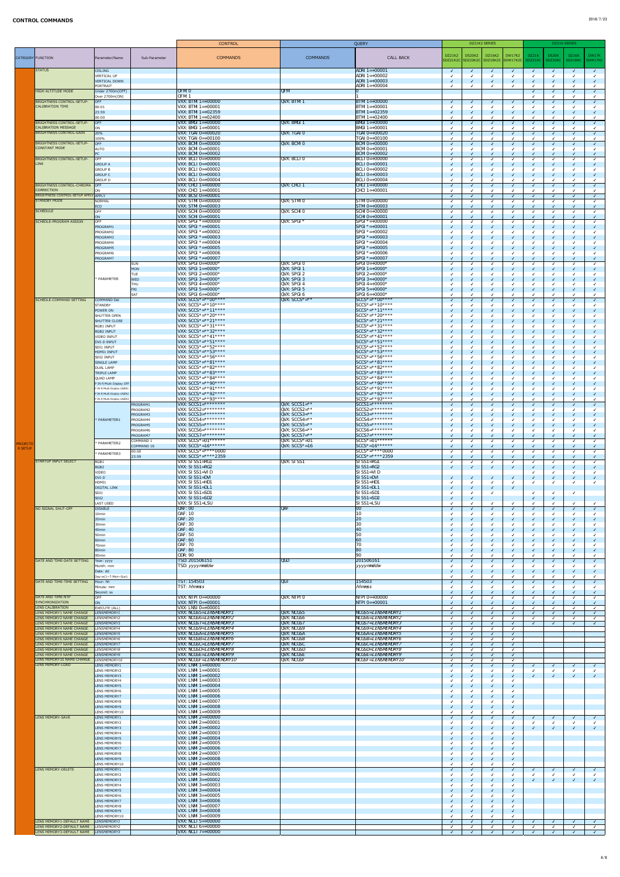# CONTROL COMMANDS

| CATEGORY | FUNCTION | Parameter/Name | Sub-Parameter | CONTROL COMMANDS | QUERY COMMANDS | CALL BACK | DZ21K2 SDZ21K2C | DS20K2 SDZ20K2C | DZ16K2 SDZ16K2C | DW17K2 SDW17K2C | DZ21K SDZ21KC | DS20K SDZ20KC | DZ16K SDZ16KC | DW17K SDW17KC |
|---|---|---|---|---|---|---|---|---|---|---|---|---|---|---|
| PROJECTOR SETUP | STATUS | CEILING | | | | ADRI 1=+00001 | ✓ | ✓ | ✓ | ✓ | ✓ | ✓ | ✓ | ✓ |
| | | VERTICAL UP | | | | ADRI 1=+00002 | ✓ | ✓ | ✓ | ✓ | ✓ | ✓ | ✓ | ✓ |
| | | VERTICAL DOWN | | | | ADRI 1=+00003 | ✓ | ✓ | ✓ | ✓ | ✓ | ✓ | ✓ | ✓ |
| | | PORTRAIT | | | | ADRI 1=+00004 | ✓ | ✓ | ✓ | ✓ | ✓ | ✓ | ✓ | ✓ |
| | HIGH ALTITUDE MODE | Under 2700m(OFF) | | OFM 0 | QFM | 0 | | | | | ✓ | ✓ | ✓ | ✓ |
| | | Over 2700m(ON) | | OFM 1 | | 1 | | | | | ✓ | ✓ | ✓ | ✓ |
| | BRIGHTNESS CONTROL-SETUP-CALIBRATION TIME | OFF | | VXX: BTM 1=+00000 | QVX: BTM 1 | BTM 1=+00000 | ✓ | ✓ | ✓ | ✓ | ✓ | ✓ | ✓ | ✓ |
| | | 00:01 | | VXX: BTM 1=+00001 | | BTM 1=+00001 | ✓ | ✓ | ✓ | ✓ | ✓ | ✓ | ✓ | ✓ |
| | | 23:59 | | VXX: BTM 1=+02359 | | BTM 1=+02359 | ✓ | ✓ | ✓ | ✓ | ✓ | ✓ | ✓ | ✓ |
| | | 00:00 | | VXX: BTM 1=+02400 | | BTM 1=+02400 | ✓ | ✓ | ✓ | ✓ | ✓ | ✓ | ✓ | ✓ |
| | BRIGHTNESS CONTROL-SETUP-CALIBRATION MESSAGE | OFF | | VXX: BMGI 1=+00000 | QVX: BMGI 1 | BMGI 1=+00000 | ✓ | ✓ | ✓ | ✓ | ✓ | ✓ | ✓ | ✓ |
| | | ON | | VXX: BMGI 1=+00001 | | BMGI 1=+00001 | ✓ | ✓ | ✓ | ✓ | ✓ | ✓ | ✓ | ✓ |
| | BRIGHTNESS CONTROL-GAIN | 20% | | VXX: TGAI 0=+00020 | QVX: TGAI 0 | TGAI 0=+00020 | ✓ | ✓ | ✓ | ✓ | ✓ | ✓ | ✓ | ✓ |
| | | 100% | | VXX: TGAI 0=+00100 | | TGAI 0=+00100 | ✓ | ✓ | ✓ | ✓ | ✓ | ✓ | ✓ | ✓ |
| | BRIGHTNESS CONTROL-SETUP-CONSTANT MODE | OFF | | VXX: BCM 0=+00000 | QVX: BCM 0 | BCM 0=+00000 | ✓ | ✓ | ✓ | ✓ | ✓ | ✓ | ✓ | ✓ |
| | | AUTO | | VXX: BCM 0=+00001 | | BCM 0=+00001 | ✓ | ✓ | ✓ | ✓ | ✓ | ✓ | ✓ | ✓ |
| | | PC | | VXX: BCM 0=+00002 | | BCM 0=+00002 | ✓ | ✓ | ✓ | ✓ | ✓ | ✓ | ✓ | ✓ |
| | BRIGHTNESS CONTROL-SETUP-LINK | OFF | | VXX: BCLI 0=+00000 | QVX: BCLI 0 | BCLI 0=+00000 | ✓ | ✓ | ✓ | ✓ | ✓ | ✓ | ✓ | ✓ |
| | | GROUP A | | VXX: BCLI 0=+00001 | | BCLI 0=+00001 | ✓ | ✓ | ✓ | ✓ | ✓ | ✓ | ✓ | ✓ |
| | | GROUP B | | VXX: BCLI 0=+00002 | | BCLI 0=+00002 | ✓ | ✓ | ✓ | ✓ | ✓ | ✓ | ✓ | ✓ |
| | | GROUP C | | VXX: BCLI 0=+00003 | | BCLI 0=+00003 | ✓ | ✓ | ✓ | ✓ | ✓ | ✓ | ✓ | ✓ |
| | | GROUP D | | VXX: BCLI 0=+00004 | | BCLI 0=+00004 | ✓ | ✓ | ✓ | ✓ | ✓ | ✓ | ✓ | ✓ |
| | BRIGHTNESS CONTROL-CHROMA CORRECTION | OFF | | VXX: CHCI 1=+00000 | QVX: CHCI 1 | CHCI 1=+00000 | ✓ | ✓ | ✓ | ✓ | ✓ | ✓ | ✓ | ✓ |
| | | ON | | VXX: CHCI 1=+00001 | | CHCI 1=+00001 | ✓ | ✓ | ✓ | ✓ | ✓ | ✓ | ✓ | ✓ |
| | BRIGHTNESS CONTROL-SETUP APPLY | APPLY | | VXX: BCSI 0=+00001 | | | ✓ | ✓ | ✓ | ✓ | ✓ | ✓ | ✓ | ✓ |
| | STANDBY MODE | NORMAL | | VXX: STMI 0=+00000 | QVX: STMI 0 | STMI 0=+00000 | ✓ | ✓ | ✓ | ✓ | ✓ | ✓ | ✓ | ✓ |
| | | ECO | | VXX: STMI 0=+00003 | | STMI 0=+00003 | ✓ | ✓ | ✓ | ✓ | ✓ | ✓ | ✓ | ✓ |
| | SCHEDULE | OFF | | VXX: SCHI 0=+00000 | QVX: SCHI 0 | SCHI 0=+00000 | ✓ | ✓ | ✓ | ✓ | ✓ | ✓ | ✓ | ✓ |
| | | ON | | VXX: SCHI 0=+00001 | | SCHI 0=+00001 | ✓ | ✓ | ✓ | ✓ | ✓ | ✓ | ✓ | ✓ |
| | SCHEDULE-PROGRAM ASSIGN | OFF | | VXX: SPGI *=+00000 | QVX: SPGI * | SPGI *=+00000 | ✓ | ✓ | ✓ | ✓ | ✓ | ✓ | ✓ | ✓ |
| | | PROGRAM1 | | VXX: SPGI *=+00001 | | SPGI *=+00001 | ✓ | ✓ | ✓ | ✓ | ✓ | ✓ | ✓ | ✓ |
| | | PROGRAM2 | | VXX: SPGI *=+00002 | | SPGI *=+00002 | ✓ | ✓ | ✓ | ✓ | ✓ | ✓ | ✓ | ✓ |
| | | PROGRAM3 | | VXX: SPGI *=+00003 | | SPGI *=+00003 | ✓ | ✓ | ✓ | ✓ | ✓ | ✓ | ✓ | ✓ |
| | | PROGRAM4 | | VXX: SPGI *=+00004 | | SPGI *=+00004 | ✓ | ✓ | ✓ | ✓ | ✓ | ✓ | ✓ | ✓ |
| | | PROGRAM5 | | VXX: SPGI *=+00005 | | SPGI *=+00005 | ✓ | ✓ | ✓ | ✓ | ✓ | ✓ | ✓ | ✓ |
| | | PROGRAM6 | | VXX: SPGI *=+00006 | | SPGI *=+00006 | ✓ | ✓ | ✓ | ✓ | ✓ | ✓ | ✓ | ✓ |
| | | PROGRAM7 | | VXX: SPGI *=+00007 | | SPGI *=+00007 | ✓ | ✓ | ✓ | ✓ | ✓ | ✓ | ✓ | ✓ |
| | | * PARAMETER | SUN | VXX: SPGI 0=+0000* | QVX: SPGI 0 | SPGI 0=+0000* | ✓ | ✓ | ✓ | ✓ | ✓ | ✓ | ✓ | ✓ |
| | | | MON | VXX: SPGI 1=+0000* | QVX: SPGI 1 | SPGI 1=+0000* | ✓ | ✓ | ✓ | ✓ | ✓ | ✓ | ✓ | ✓ |
| | | | TUE | VXX: SPGI 2=+0000* | QVX: SPGI 2 | SPGI 2=+0000* | ✓ | ✓ | ✓ | ✓ | ✓ | ✓ | ✓ | ✓ |
| | | | WED | VXX: SPGI 3=+0000* | QVX: SPGI 3 | SPGI 3=+0000* | ✓ | ✓ | ✓ | ✓ | ✓ | ✓ | ✓ | ✓ |
| | | | THU | VXX: SPGI 4=+0000* | QVX: SPGI 4 | SPGI 4=+0000* | ✓ | ✓ | ✓ | ✓ | ✓ | ✓ | ✓ | ✓ |
| | | | FRI | VXX: SPGI 5=+0000* | QVX: SPGI 5 | SPGI 5=+0000* | ✓ | ✓ | ✓ | ✓ | ✓ | ✓ | ✓ | ✓ |
| | | | SAT | VXX: SPGI 6=+0000* | QVX: SPGI 6 | SPGI 6=+0000* | ✓ | ✓ | ✓ | ✓ | ✓ | ✓ | ✓ | ✓ |
| | SCHEDULE-COMMAND SETTING | COMMAND Del | | VXX: SCCS*=*00**** | QVX: SCCS*=* | SCCS*=*00**** | ✓ | ✓ | ✓ | ✓ | ✓ | ✓ | ✓ | ✓ |
| | | STANDBY | | VXX: SCCS*=**10**** | | SCCS*=**10**** | ✓ | ✓ | ✓ | ✓ | ✓ | ✓ | ✓ | ✓ |
| | | POWER ON | | VXX: SCCS*=**11**** | | SCCS*=**11**** | ✓ | ✓ | ✓ | ✓ | ✓ | ✓ | ✓ | ✓ |
| | | SHUTTER OPEN | | VXX: SCCS*=**20**** | | SCCS*=**20**** | ✓ | ✓ | ✓ | ✓ | ✓ | ✓ | ✓ | ✓ |
| | | SHUTTER CLOSE | | VXX: SCCS*=**21**** | | SCCS*=**21**** | ✓ | ✓ | ✓ | ✓ | ✓ | ✓ | ✓ | ✓ |
| | | RGB1 INPUT | | VXX: SCCS*=**31**** | | SCCS*=**31**** | ✓ | ✓ | ✓ | ✓ | ✓ | ✓ | ✓ | ✓ |
| | | RGB2 INPUT | | VXX: SCCS*=**32**** | | SCCS*=**32**** | ✓ | ✓ | ✓ | ✓ | ✓ | ✓ | ✓ | ✓ |
| | | VIDEO INPUT | | VXX: SCCS*=**41**** | | SCCS*=**41**** | ✓ | ✓ | ✓ | ✓ | ✓ | ✓ | ✓ | ✓ |
| | | DVI-D INPUT | | VXX: SCCS*=**51**** | | SCCS*=**51**** | ✓ | ✓ | ✓ | ✓ | ✓ | ✓ | ✓ | ✓ |
| | | SDI1 INPUT | | VXX: SCCS*=**52**** | | SCCS*=**52**** | ✓ | ✓ | ✓ | ✓ | ✓ | ✓ | ✓ | ✓ |
| | | HDMI1 INPUT | | VXX: SCCS*=**53**** | | SCCS*=**53**** | ✓ | ✓ | ✓ | ✓ | ✓ | ✓ | ✓ | ✓ |
| | | SDI2 INPUT | | VXX: SCCS*=**56**** | | SCCS*=**56**** | ✓ | ✓ | ✓ | ✓ | ✓ | ✓ | ✓ | ✓ |
| | | SINGLE LAMP | | VXX: SCCS*=**81**** | | SCCS*=**81**** | ✓ | ✓ | ✓ | ✓ | ✓ | ✓ | ✓ | ✓ |
| | | DUAL LAMP | | VXX: SCCS*=**82**** | | SCCS*=**82**** | ✓ | ✓ | ✓ | ✓ | ✓ | ✓ | ✓ | ✓ |
| | | TRIPLE LAMP | | VXX: SCCS*=**83**** | | SCCS*=**83**** | ✓ | ✓ | ✓ | ✓ | ✓ | ✓ | ✓ | ✓ |
| | | QUAD LAMP | | VXX: SCCS*=**84**** | | SCCS*=**84**** | ✓ | ✓ | ✓ | ✓ | ✓ | ✓ | ✓ | ✓ |
| | | P IN P/Multi Display OFF | | VXX: SCCS*=**90**** | | SCCS*=**90**** | ✓ | ✓ | ✓ | ✓ | ✓ | ✓ | ✓ | ✓ |
| | | P IN P/Multi Display USER1 | | VXX: SCCS*=**91**** | | SCCS*=**91**** | ✓ | ✓ | ✓ | ✓ | ✓ | ✓ | ✓ | ✓ |
| | | P IN P/Multi Display USER2 | | VXX: SCCS*=**92**** | | SCCS*=**92**** | ✓ | ✓ | ✓ | ✓ | ✓ | ✓ | ✓ | ✓ |
| | | P IN P/Multi Display USER3 | | VXX: SCCS*=**93**** | | SCCS*=**93**** | ✓ | ✓ | ✓ | ✓ | ✓ | ✓ | ✓ | ✓ |
| | | * PARAMETER1 | PROGRAM1 | VXX: SCCS1=******** | QVX: SCCS1=* | SCCS1=******** | ✓ | ✓ | ✓ | ✓ | ✓ | ✓ | ✓ | ✓ |
| | | | PROGRAM2 | VXX: SCCS2=******** | QVX: SCCS2=* | SCCS2=******** | ✓ | ✓ | ✓ | ✓ | ✓ | ✓ | ✓ | ✓ |
| | | | PROGRAM3 | VXX: SCCS3=******** | QVX: SCCS3=* | SCCS3=******** | ✓ | ✓ | ✓ | ✓ | ✓ | ✓ | ✓ | ✓ |
| | | | PROGRAM4 | VXX: SCCS4=******** | QVX: SCCS4=* | SCCS4=******** | ✓ | ✓ | ✓ | ✓ | ✓ | ✓ | ✓ | ✓ |
| | | | PROGRAM5 | VXX: SCCS5=******** | QVX: SCCS5=* | SCCS5=******** | ✓ | ✓ | ✓ | ✓ | ✓ | ✓ | ✓ | ✓ |
| | | | PROGRAM6 | VXX: SCCS6=******** | QVX: SCCS6=* | SCCS6=******** | ✓ | ✓ | ✓ | ✓ | ✓ | ✓ | ✓ | ✓ |
| | | | PROGRAM7 | VXX: SCCS7=******** | QVX: SCCS7=* | SCCS7=******** | ✓ | ✓ | ✓ | ✓ | ✓ | ✓ | ✓ | ✓ |
| | | * PARAMETER2 | COMMAND 1 | VXX: SCCS*=01****** | QVX: SCCS*=01 | SCCS*=01****** | ✓ | ✓ | ✓ | ✓ | ✓ | ✓ | ✓ | ✓ |
| | | | COMMAND 16 | VXX: SCCS*=16****** | QVX: SCCS*=16 | SCCS*=16****** | ✓ | ✓ | ✓ | ✓ | ✓ | ✓ | ✓ | ✓ |
| | | * PARAMETER3 | 00:00 | VXX: SCCS*=****0000 | | SCCS*=****0000 | ✓ | ✓ | ✓ | ✓ | ✓ | ✓ | ✓ | ✓ |
| | | | 23:59 | VXX: SCCS*=****2359 | | SCCS*=****2359 | ✓ | ✓ | ✓ | ✓ | ✓ | ✓ | ✓ | ✓ |
| | STARTUP INPUT SELECT | RGB1 | | VXX: SI SS1=RG1 | QVX: SI SS1 | SI SS1=RG1 | ✓ | ✓ | ✓ | ✓ | ✓ | ✓ | ✓ | ✓ |
| | | RGB2 | | VXX: SI SS1=RG2 | | SI SS1=RG2 | ✓ | ✓ | ✓ | ✓ | ✓ | ✓ | ✓ | ✓ |
| | | VIDEO | | VXX: SI SS1=VI D | | SI SS1=VI D | | | | | ✓ | ✓ | ✓ | ✓ |
| | | DVI-D | | VXX: SI SS1=DVI | | SI SS1=DVI | ✓ | ✓ | ✓ | ✓ | ✓ | ✓ | ✓ | ✓ |
| | | HDMI1 | | VXX: SI SS1=HD1 | | SI SS1=HD1 | ✓ | ✓ | ✓ | ✓ | ✓ | ✓ | ✓ | ✓ |
| | | DIGITAL LINK | | VXX: SI SS1=DL1 | | SI SS1=DL1 | ✓ | ✓ | ✓ | ✓ | | | | |
| | | SDI1 | | VXX: SI SS1=SD1 | | SI SS1=SD1 | ✓ | ✓ | ✓ | | ✓ | ✓ | ✓ | |
| | | SDI2 | | VXX: SI SS1=SD2 | | SI SS1=SD2 | ✓ | ✓ | | | ✓ | ✓ | | |
| | | LAST USED | | VXX: SI SS1=LSU | | SI SS1=LSU | ✓ | ✓ | ✓ | ✓ | ✓ | ✓ | ✓ | ✓ |
| | NO SIGNAL SHUT-OFF | DISABLE | | OAF: 00 | QAF | 00 | ✓ | ✓ | ✓ | ✓ | ✓ | ✓ | ✓ | ✓ |
| | | 10min | | OAF: 10 | | 10 | ✓ | ✓ | ✓ | ✓ | ✓ | ✓ | ✓ | ✓ |
| | | 20min | | OAF: 20 | | 20 | ✓ | ✓ | ✓ | ✓ | ✓ | ✓ | ✓ | ✓ |
| | | 30min | | OAF: 30 | | 30 | ✓ | ✓ | ✓ | ✓ | ✓ | ✓ | ✓ | ✓ |
| | | 40min | | OAF: 40 | | 40 | ✓ | ✓ | ✓ | ✓ | ✓ | ✓ | ✓ | ✓ |
| | | 50min | | OAF: 50 | | 50 | ✓ | ✓ | ✓ | ✓ | ✓ | ✓ | ✓ | ✓ |
| | | 60min | | OAF: 60 | | 60 | ✓ | ✓ | ✓ | ✓ | ✓ | ✓ | ✓ | ✓ |
| | | 70min | | OAF: 70 | | 70 | ✓ | ✓ | ✓ | ✓ | ✓ | ✓ | ✓ | ✓ |
| | | 80min | | OAF: 80 | | 80 | ✓ | ✓ | ✓ | ✓ | ✓ | ✓ | ✓ | ✓ |
| | | 90min | | OOF: 90 | | 90 | ✓ | ✓ | ✓ | ✓ | ✓ | ✓ | ✓ | ✓ |
| | DATE AND TIME-DATE SETTING | Year: yyyy | | TSD: 201506151 | QSD | 201506151 | ✓ | ✓ | ✓ | ✓ | ✓ | ✓ | ✓ | ✓ |
| | | Month: mm | | TSD: yyyymmddw | | yyyymmddw | ✓ | ✓ | ✓ | ✓ | ✓ | ✓ | ✓ | ✓ |
| | | Date: dd | | | | | ✓ | ✓ | ✓ | ✓ | ✓ | ✓ | ✓ | ✓ |
| | | Day:w(1~7:Mon~Sun) | | | | | ✓ | ✓ | ✓ | ✓ | ✓ | ✓ | ✓ | ✓ |
| | DATE AND TIME-TIME SETTING | Hour: hh | | TST: 154503 | QST | 154503 | ✓ | ✓ | ✓ | ✓ | ✓ | ✓ | ✓ | ✓ |
| | | Minute: mm | | TST: hhmmss | | hhmmss | ✓ | ✓ | ✓ | ✓ | ✓ | ✓ | ✓ | ✓ |
| | | Second: ss | | | | | ✓ | ✓ | ✓ | ✓ | ✓ | ✓ | ✓ | ✓ |
| | DATE AND TIME-NTP SYNCHRONIZATION | OFF | | VXX: NTPI 0=+00000 | QVX: NTPI 0 | NTPI 0=+00000 | ✓ | ✓ | ✓ | ✓ | ✓ | ✓ | ✓ | ✓ |
| | | ON | | VXX: NTPI 0=+00001 | | NTPI 0=+00001 | ✓ | ✓ | ✓ | ✓ | ✓ | ✓ | ✓ | ✓ |
| | LENS CALIBRATION | EXECUTE (ALL) | | VXX: LNSI 0=+00001 | | | ✓ | ✓ | ✓ | ✓ | ✓ | ✓ | ✓ | ✓ |
| | LENS MEMORY1 NAME CHANGE | LENSMEMORY1 | | VXX: NCGS5=LENSMEMORY1 | QVX: NCGS5 | NCGS5=LENSMEMORY1 | ✓ | ✓ | ✓ | ✓ | ✓ | ✓ | ✓ | ✓ |
| | LENS MEMORY2 NAME CHANGE | LENSMEMORY2 | | VXX: NCGS6=LENSMEMORY2 | QVX: NCGS6 | NCGS6=LENSMEMORY2 | ✓ | ✓ | ✓ | ✓ | ✓ | ✓ | ✓ | ✓ |
| | LENS MEMORY3 NAME CHANGE | LENSMEMORY3 | | VXX: NCGS7=LENSMEMORY3 | QVX: NCGS7 | NCGS7=LENSMEMORY3 | ✓ | ✓ | ✓ | ✓ | ✓ | ✓ | ✓ | ✓ |
| | LENS MEMORY4 NAME CHANGE | LENSMEMORY4 | | VXX: NCGS9=LENSMEMORY4 | QVX: NCGS9 | NCGS9=LENSMEMORY4 | ✓ | ✓ | ✓ | ✓ | | | | |
| | LENS MEMORY5 NAME CHANGE | LENSMEMORY5 | | VXX: NCGSA=LENSMEMORY5 | QVX: NCGSA | NCGSA=LENSMEMORY5 | ✓ | ✓ | ✓ | ✓ | | | | |
| | LENS MEMORY6 NAME CHANGE | LENSMEMORY6 | | VXX: NCGSB=LENSMEMORY6 | QVX: NCGSB | NCGSB=LENSMEMORY6 | ✓ | ✓ | ✓ | ✓ | | | | |
| | LENS MEMORY7 NAME CHANGE | LENSMEMORY7 | | VXX: NCGSC=LENSMEMORY7 | QVX: NCGSC | NCGSC=LENSMEMORY7 | ✓ | ✓ | ✓ | ✓ | | | | |
| | LENS MEMORY8 NAME CHANGE | LENSMEMORY8 | | VXX: NCGSD=LENSMEMORY8 | QVX: NCGSD | NCGSD=LENSMEMORY8 | ✓ | ✓ | ✓ | ✓ | | | | |
| | LENS MEMORY9 NAME CHANGE | LENSMEMORY9 | | VXX: NCGSE=LENSMEMORY9 | QVX: NCGSE | NCGSE=LENSMEMORY9 | ✓ | ✓ | ✓ | ✓ | | | | |
| | LENS MEMORY10 NAME CHANGE | LENSMEMORY10 | | VXX: NCGSF=LENSMEMORY10 | QVX: NCGSF | NCGSF=LENSMEMORY10 | ✓ | ✓ | ✓ | ✓ | | | | |
| | LENS MEMORY-LOAD | LENS MEMORY1 | | VXX: LNMI 1=+00000 | | | ✓ | ✓ | ✓ | ✓ | ✓ | ✓ | ✓ | ✓ |
| | | LENS MEMORY2 | | VXX: LNMI 1=+00001 | | | ✓ | ✓ | ✓ | ✓ | ✓ | ✓ | ✓ | ✓ |
| | | LENS MEMORY3 | | VXX: LNMI 1=+00002 | | | ✓ | ✓ | ✓ | ✓ | ✓ | ✓ | ✓ | ✓ |
| | | LENS MEMORY4 | | VXX: LNMI 1=+00003 | | | ✓ | ✓ | ✓ | ✓ | | | | |
| | | LENS MEMORY5 | | VXX: LNMI 1=+00004 | | | ✓ | ✓ | ✓ | ✓ | | | | |
| | | LENS MEMORY6 | | VXX: LNMI 1=+00005 | | | ✓ | ✓ | ✓ | ✓ | | | | |
| | | LENS MEMORY7 | | VXX: LNMI 1=+00006 | | | ✓ | ✓ | ✓ | ✓ | | | | |
| | | LENS MEMORY8 | | VXX: LNMI 1=+00007 | | | ✓ | ✓ | ✓ | ✓ | | | | |
| | | LENS MEMORY9 | | VXX: LNMI 1=+00008 | | | ✓ | ✓ | ✓ | ✓ | | | | |
| | | LENS MEMORY10 | | VXX: LNMI 1=+00009 | | | ✓ | ✓ | ✓ | ✓ | | | | |
| | LENS MEMORY-SAVE | LENS MEMORY1 | | VXX: LNMI 2=+00000 | | | ✓ | ✓ | ✓ | ✓ | ✓ | ✓ | ✓ | ✓ |
| | | LENS MEMORY2 | | VXX: LNMI 2=+00001 | | | ✓ | ✓ | ✓ | ✓ | ✓ | ✓ | ✓ | ✓ |
| | | LENS MEMORY3 | | VXX: LNMI 2=+00002 | | | ✓ | ✓ | ✓ | ✓ | ✓ | ✓ | ✓ | ✓ |
| | | LENS MEMORY4 | | VXX: LNMI 2=+00003 | | | ✓ | ✓ | ✓ | ✓ | | | | |
| | | LENS MEMORY5 | | VXX: LNMI 2=+00004 | | | ✓ | ✓ | ✓ | ✓ | | | | |
| | | LENS MEMORY6 | | VXX: LNMI 2=+00005 | | | ✓ | ✓ | ✓ | ✓ | | | | |
| | | LENS MEMORY7 | | VXX: LNMI 2=+00006 | | | ✓ | ✓ | ✓ | ✓ | | | | |
| | | LENS MEMORY8 | | VXX: LNMI 2=+00007 | | | ✓ | ✓ | ✓ | ✓ | | | | |
| | | LENS MEMORY9 | | VXX: LNMI 2=+00008 | | | ✓ | ✓ | ✓ | ✓ | | | | |
| | | LENS MEMORY10 | | VXX: LNMI 2=+00009 | | | ✓ | ✓ | ✓ | ✓ | | | | |
| | LENS MEMORY-DELETE | LENS MEMORY1 | | VXX: LNMI 3=+00000 | | | ✓ | ✓ | ✓ | ✓ | ✓ | ✓ | ✓ | ✓ |
| | | LENS MEMORY2 | | VXX: LNMI 3=+00001 | | | ✓ | ✓ | ✓ | ✓ | ✓ | ✓ | ✓ | ✓ |
| | | LENS MEMORY3 | | VXX: LNMI 3=+00002 | | | ✓ | ✓ | ✓ | ✓ | ✓ | ✓ | ✓ | ✓ |
| | | LENS MEMORY4 | | VXX: LNMI 3=+00003 | | | ✓ | ✓ | ✓ | ✓ | | | | |
| | | LENS MEMORY5 | | VXX: LNMI 3=+00004 | | | ✓ | ✓ | ✓ | ✓ | | | | |
| | | LENS MEMORY6 | | VXX: LNMI 3=+00005 | | | ✓ | ✓ | ✓ | ✓ | | | | |
| | | LENS MEMORY7 | | VXX: LNMI 3=+00006 | | | ✓ | ✓ | ✓ | ✓ | | | | |
| | | LENS MEMORY8 | | VXX: LNMI 3=+00007 | | | ✓ | ✓ | ✓ | ✓ | | | | |
| | | LENS MEMORY9 | | VXX: LNMI 3=+00008 | | | ✓ | ✓ | ✓ | ✓ | | | | |
| | | LENS MEMORY10 | | VXX: LNMI 3=+00009 | | | ✓ | ✓ | ✓ | ✓ | | | | |
| | LENS MEMORY1-DEFAULT NAME | LENSMEMORY1 | | VXX: NCLT 5=+00000 | | | ✓ | ✓ | ✓ | ✓ | ✓ | ✓ | ✓ | ✓ |
| | LENS MEMORY2-DEFAULT NAME | LENSMEMORY2 | | VXX: NCLT 6=+00000 | | | ✓ | ✓ | ✓ | ✓ | ✓ | ✓ | ✓ | ✓ |
| | LENS MEMORY3-DEFAULT NAME | LENSMEMORY3 | | VXX: NCLT 7=+00000 | | | ✓ | ✓ | ✓ | ✓ | ✓ | ✓ | ✓ | ✓ |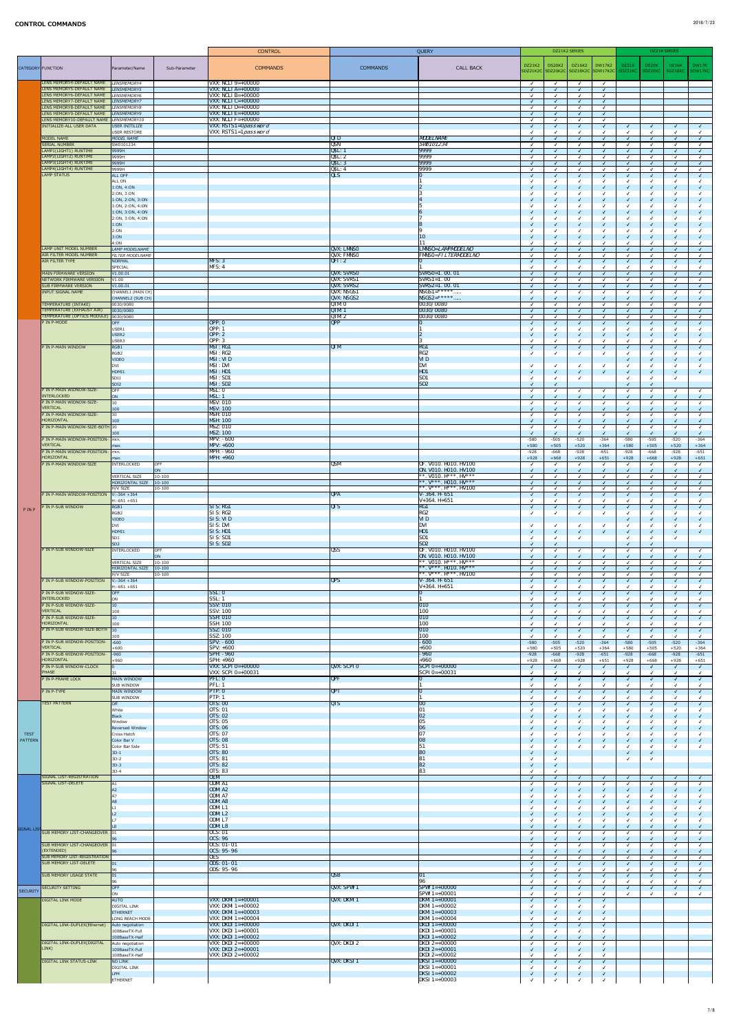# CONTROL COMMANDS

| CATEGORY | FUNCTION | Parameter/Name | Sub-Parameter | CONTROL COMMANDS | QUERY COMMANDS | CALL BACK | DZ21K2 SDZ21K2C | DS20K2 SDZ20K2C | DZ16K2 SDZ16K2C | DW17K2 SDW17K2C | DZ21K SDZ21KC | DS20K SDZ20KC | DZ16K SDZ16KC | DW17K SDW17KC |
|---|---|---|---|---|---|---|---|---|---|---|---|---|---|---|
| | | | | CONTROL | QUERY | | DZ21K2 SERIES | | | | DZ21K SERIES | | | |
| | LENS MEMORY4-DEFAULT NAME | LENSMEMORY4 | | VXX: NCLT 9=+00000 | | | ✓ | ✓ | ✓ | ✓ | | | | |
| | LENS MEMORY5-DEFAULT NAME | LENSMEMORY5 | | VXX: NCLT A=+00000 | | | ✓ | ✓ | ✓ | ✓ | | | | |
| | LENS MEMORY6-DEFAULT NAME | LENSMEMORY6 | | VXX: NCLT B=+00000 | | | ✓ | ✓ | ✓ | ✓ | | | | |
| | LENS MEMORY7-DEFAULT NAME | LENSMEMORY7 | | VXX: NCLT C=+00000 | | | ✓ | ✓ | ✓ | ✓ | | | | |
| | LENS MEMORY8-DEFAULT NAME | LENSMEMORY8 | | VXX: NCLT D=+00000 | | | ✓ | ✓ | ✓ | ✓ | | | | |
| | LENS MEMORY9-DEFAULT NAME | LENSMEMORY9 | | VXX: NCLT E=+00000 | | | ✓ | ✓ | ✓ | ✓ | | | | |
| | LENS MEMORY10-DEFAULT NAME | LENSMEMORY10 | | VXX: NCLT F=+00000 | | | ✓ | ✓ | ✓ | ✓ | | | | |
| | INITIALIZE-ALL USER DATA | USER INITIALIZE | | VXX: RST51=0pass word | | | ✓ | ✓ | ✓ | ✓ | ✓ | ✓ | ✓ | ✓ |
| | | USER RESTORE | | VXX: RST51=1pass word | | | ✓ | ✓ | ✓ | ✓ | ✓ | ✓ | ✓ | ✓ |
| | MODEL NAME | MODEL NAME | | | QID | MODEL NAME | ✓ | ✓ | ✓ | ✓ | ✓ | ✓ | ✓ | ✓ |
| | SERIAL NUMBER | SW0101234 | | | QSN | SW0101234 | ✓ | ✓ | ✓ | ✓ | ✓ | ✓ | ✓ | ✓ |
| | LAMP1(LIGHT1) RUNTIME | 9999H | | | QSL: 1 | 9999 | ✓ | ✓ | ✓ | ✓ | ✓ | ✓ | ✓ | ✓ |
| | LAMP2(LIGHT2) RUNTIME | 9999H | | | QSL: 2 | 9999 | ✓ | ✓ | ✓ | ✓ | ✓ | ✓ | ✓ | ✓ |
| | LAMP3(LIGHT3) RUNTIME | 9999H | | | QSL: 3 | 9999 | ✓ | ✓ | ✓ | ✓ | ✓ | ✓ | ✓ | ✓ |
| | LAMP4(LIGHT4) RUNTIME | 9999H | | | QSL: 4 | 9999 | ✓ | ✓ | ✓ | ✓ | ✓ | ✓ | ✓ | ✓ |
| | LAMP STATUS | ALL OFF | | | QLS | 0 | ✓ | ✓ | ✓ | ✓ | ✓ | ✓ | ✓ | ✓ |
| | | ALL ON | | | | 1 | ✓ | ✓ | ✓ | ✓ | ✓ | ✓ | ✓ | ✓ |
| | | 1:ON, 4:ON | | | | 2 | ✓ | ✓ | ✓ | ✓ | ✓ | ✓ | ✓ | ✓ |
| | | 2:ON, 3:ON | | | | 3 | ✓ | ✓ | ✓ | ✓ | ✓ | ✓ | ✓ | ✓ |
| | | 1:ON, 2:ON, 3:ON | | | | 4 | ✓ | ✓ | ✓ | ✓ | ✓ | ✓ | ✓ | ✓ |
| | | 1:ON, 2:ON, 4:ON | | | | 5 | ✓ | ✓ | ✓ | ✓ | ✓ | ✓ | ✓ | ✓ |
| | | 1:ON, 3:ON, 4:ON | | | | 6 | ✓ | ✓ | ✓ | ✓ | ✓ | ✓ | ✓ | ✓ |
| | | 2:ON, 3:ON, 4:ON | | | | 7 | ✓ | ✓ | ✓ | ✓ | ✓ | ✓ | ✓ | ✓ |
| | | 1:ON | | | | 8 | ✓ | ✓ | ✓ | ✓ | ✓ | ✓ | ✓ | ✓ |
| | | 2:ON | | | | 9 | ✓ | ✓ | ✓ | ✓ | ✓ | ✓ | ✓ | ✓ |
| | | 3:ON | | | | 10 | ✓ | ✓ | ✓ | ✓ | ✓ | ✓ | ✓ | ✓ |
| | | 4:ON | | | | 11 | ✓ | ✓ | ✓ | ✓ | ✓ | ✓ | ✓ | ✓ |
| | LAMP UNIT MODEL NUMBER | LAMP MODELNAME | | | QVX: LMNS0 | LMNS0=LAMPMODELNO | ✓ | ✓ | ✓ | ✓ | ✓ | ✓ | ✓ | ✓ |
| | AIR FILTER MODEL NUMBER | FILTER MODELNAME | | | QVX: FMNS0 | FMNS0=FILTERMODELNO | ✓ | ✓ | ✓ | ✓ | ✓ | ✓ | ✓ | ✓ |
| | AIR FILTER TYPE | NORMAL | | MFS: 3 | QFT: 2 | 0 | ✓ | ✓ | ✓ | ✓ | ✓ | ✓ | ✓ | ✓ |
| | | SPECIAL | | MFS: 4 | | 1 | ✓ | ✓ | ✓ | ✓ | ✓ | ✓ | ✓ | ✓ |
| | MAIN FIRMWARE VERSION | V1.00.01 | | | QVX: SVRS0 | SVRS0=1.00.01 | ✓ | ✓ | ✓ | ✓ | ✓ | ✓ | ✓ | ✓ |
| | NETWORK FIRMWARE VERSION | V1.00 | | | QVX: SVRS1 | SVRS1=1.00 | ✓ | ✓ | ✓ | ✓ | ✓ | ✓ | ✓ | ✓ |
| | SUB FIRMWARE VERSION | V1.00.01 | | | QVX: SVRS2 | SVRS2=1.00.01 | ✓ | ✓ | ✓ | ✓ | ✓ | ✓ | ✓ | ✓ |
| | INPUT SIGNAL NAME | CHANNEL1 (MAIN CH) | | | QVX: NSGS1 | NSGS1=*****..... | ✓ | ✓ | ✓ | ✓ | ✓ | ✓ | ✓ | ✓ |
| | | CHANNEL2 (SUB CH) | | | QVX: NSGS2 | NSGS2=*****..... | ✓ | ✓ | ✓ | ✓ | ✓ | ✓ | ✓ | ✓ |
| | TEMPERATURE (INTAKE) | 0030/0080 | | | QTM 0 | 0030/0080 | ✓ | ✓ | ✓ | ✓ | ✓ | ✓ | ✓ | ✓ |
| | TEMPERATURE (EXHAUST AIR) | 0030/0080 | | | QTM 1 | 0030/0080 | ✓ | ✓ | ✓ | ✓ | ✓ | ✓ | ✓ | ✓ |
| | TEMPERATURE (OPTICS MODULE) | 0030/0080 | | | QTM 2 | 0030/0080 | ✓ | ✓ | ✓ | ✓ | ✓ | ✓ | ✓ | ✓ |
| P IN P | P IN P-MODE | OFF | | OPP: 0 | QPP | 0 | ✓ | ✓ | ✓ | ✓ | ✓ | ✓ | ✓ | ✓ |
| | | USER1 | | OPP: 1 | | 1 | ✓ | ✓ | ✓ | ✓ | ✓ | ✓ | ✓ | ✓ |
| | | USER2 | | OPP: 2 | | 2 | ✓ | ✓ | ✓ | ✓ | ✓ | ✓ | ✓ | ✓ |
| | | USER3 | | OPP: 3 | | 3 | ✓ | ✓ | ✓ | ✓ | ✓ | ✓ | ✓ | ✓ |
| | P IN P-MAIN WINDOW | RGB1 | | MSI: RG1 | QIM | RG1 | ✓ | ✓ | ✓ | ✓ | ✓ | ✓ | ✓ | ✓ |
| | | RGB2 | | MSI: RG2 | | RG2 | ✓ | ✓ | ✓ | ✓ | ✓ | ✓ | ✓ | ✓ |
| | | VIDEO | | MSI: VID | | VID | | | | | ✓ | ✓ | ✓ | ✓ |
| | | DVI | | MSI: DVI | | DVI | ✓ | ✓ | ✓ | ✓ | ✓ | ✓ | ✓ | ✓ |
| | | HDMI1 | | MSI: HD1 | | HD1 | ✓ | ✓ | ✓ | ✓ | ✓ | ✓ | ✓ | ✓ |
| | | SDI1 | | MSI: SD1 | | SD1 | ✓ | ✓ | ✓ | | ✓ | ✓ | ✓ | |
| | | SDI2 | | MSI: SD2 | | SD2 | ✓ | ✓ | | | ✓ | ✓ | | |
| | P IN P-MAIN WIDNOW-SIZE-INTERLOCKED | OFF | | MSL: 0 | | | ✓ | ✓ | ✓ | ✓ | ✓ | ✓ | ✓ | ✓ |
| | | ON | | MSL: 1 | | | ✓ | ✓ | ✓ | ✓ | ✓ | ✓ | ✓ | ✓ |
| | P IN P-MAIN WIDNOW-SIZE-VERTICAL | 10 | | MSV: 010 | | | ✓ | ✓ | ✓ | ✓ | ✓ | ✓ | ✓ | ✓ |
| | | 100 | | MSV: 100 | | | ✓ | ✓ | ✓ | ✓ | ✓ | ✓ | ✓ | ✓ |
| | P IN P-MAIN WIDNOW-SIZE-HORIZONTAL | 10 | | MSH: 010 | | | ✓ | ✓ | ✓ | ✓ | ✓ | ✓ | ✓ | ✓ |
| | | 100 | | MSH: 100 | | | ✓ | ✓ | ✓ | ✓ | ✓ | ✓ | ✓ | ✓ |
| | P IN P-MAIN WIDNOW-SIZE-BOTH | 10 | | MSZ: 010 | | | ✓ | ✓ | ✓ | ✓ | ✓ | ✓ | ✓ | ✓ |
| | | 100 | | MSZ: 100 | | | ✓ | ✓ | ✓ | ✓ | ✓ | ✓ | ✓ | ✓ |
| | P IN P-MAIN WIDNOW-POSITION-VERTICAL | min. | | MPV: -600 | | | -580 | -505 | -520 | -364 | -580 | -505 | -520 | -364 |
| | | max. | | MPV: +600 | | | +580 | +505 | +520 | +364 | +580 | +505 | +520 | +364 |
| | P IN P-MAIN WIDNOW-POSITION-HORIZONTAL | min. | | MPH: -960 | | | -928 | -668 | -928 | -651 | -928 | -668 | -928 | -651 |
| | | max. | | MPH: +960 | | | +928 | +668 | +928 | +651 | +928 | +668 | +928 | +651 |
| | P IN P-MAIN WINDOW-SIZE | INTERLOCKED | OFF | | QSM | OF, V010, H010, HV100 | ✓ | ✓ | ✓ | ✓ | ✓ | ✓ | ✓ | ✓ |
| | | | ON | | | ON, V010, H010, HV100 | ✓ | ✓ | ✓ | ✓ | ✓ | ✓ | ✓ | ✓ |
| | | VERTICAL SIZE | 10-100 | | | **, V010, H***, HV*** | ✓ | ✓ | ✓ | ✓ | ✓ | ✓ | ✓ | ✓ |
| | | HORIZONTAL SIZE | 10-100 | | | **, V***, H010, HV*** | ✓ | ✓ | ✓ | ✓ | ✓ | ✓ | ✓ | ✓ |
| | | H/V SIZE | 10-100 | | | **, V***, H***, HV100 | ✓ | ✓ | ✓ | ✓ | ✓ | ✓ | ✓ | ✓ |
| | P IN P-MAIN WINDOW-POSITION | V:-364 +364 | | | QPA | V-364, H-651 | ✓ | ✓ | ✓ | ✓ | ✓ | ✓ | ✓ | ✓ |
| | | H:-651 +651 | | | | V+364, H+651 | ✓ | ✓ | ✓ | ✓ | ✓ | ✓ | ✓ | ✓ |
| | P IN P-SUB WINDOW | RGB1 | | SIS: RG1 | QIS | RG1 | ✓ | ✓ | ✓ | ✓ | ✓ | ✓ | ✓ | ✓ |
| | | RGB2 | | SIS: RG2 | | RG2 | ✓ | ✓ | ✓ | ✓ | ✓ | ✓ | ✓ | ✓ |
| | | VIDEO | | SIS: VID | | VID | | | | | ✓ | ✓ | ✓ | ✓ |
| | | DVI | | SIS: DVI | | DVI | ✓ | ✓ | ✓ | ✓ | ✓ | ✓ | ✓ | ✓ |
| | | HDMI1 | | SIS: HD1 | | HD1 | ✓ | ✓ | ✓ | ✓ | ✓ | ✓ | ✓ | ✓ |
| | | SD1 | | SIS: SD1 | | SD1 | ✓ | ✓ | | | ✓ | ✓ | | |
| | | SD2 | | SIS: SD2 | | SD2 | ✓ | ✓ | | | ✓ | ✓ | | |
| | P IN P-SUB WINDOW-SIZE | INTERLOCKED | OFF | | QSS | OF, V010, H010, HV100 | ✓ | ✓ | ✓ | ✓ | ✓ | ✓ | ✓ | ✓ |
| | | | ON | | | ON, V010, H010, HV100 | ✓ | ✓ | ✓ | ✓ | ✓ | ✓ | ✓ | ✓ |
| | | VERTICAL SIZE | 10-100 | | | **, V010, H***, HV*** | ✓ | ✓ | ✓ | ✓ | ✓ | ✓ | ✓ | ✓ |
| | | HORIZONTAL SIZE | 10-100 | | | **, V***, H010, HV*** | ✓ | ✓ | ✓ | ✓ | ✓ | ✓ | ✓ | ✓ |
| | | H/V SIZE | 10-100 | | | **, V***, H***, HV100 | ✓ | ✓ | ✓ | ✓ | ✓ | ✓ | ✓ | ✓ |
| | P IN P-SUB WINDOW-POSITION | V:-364 +364 | | | QPS | V-364, H-651 | ✓ | ✓ | ✓ | ✓ | ✓ | ✓ | ✓ | ✓ |
| | | H:-651 +651 | | | | V+364, H+651 | ✓ | ✓ | ✓ | ✓ | ✓ | ✓ | ✓ | ✓ |
| | P IN P-SUB WINDOW-SIZE-INTERLOCKED | OFF | | SSL: 0 | | 0 | ✓ | ✓ | ✓ | ✓ | ✓ | ✓ | ✓ | ✓ |
| | | ON | | SSL: 1 | | 1 | ✓ | ✓ | ✓ | ✓ | ✓ | ✓ | ✓ | ✓ |
| | P IN P-SUB WIDNOW-SIZE-VERTICAL | 10 | | SSV: 010 | | 010 | ✓ | ✓ | ✓ | ✓ | ✓ | ✓ | ✓ | ✓ |
| | | 100 | | SSV: 100 | | 100 | ✓ | ✓ | ✓ | ✓ | ✓ | ✓ | ✓ | ✓ |
| | P IN P-SUB WIDNOW-SIZE-HORIZONTAL | 10 | | SSH: 010 | | 010 | ✓ | ✓ | ✓ | ✓ | ✓ | ✓ | ✓ | ✓ |
| | | 100 | | SSH: 100 | | 100 | ✓ | ✓ | ✓ | ✓ | ✓ | ✓ | ✓ | ✓ |
| | P IN P-SUB WIDNOW-SIZE-BOTH | 10 | | SSZ: 010 | | 010 | ✓ | ✓ | ✓ | ✓ | ✓ | ✓ | ✓ | ✓ |
| | | 100 | | SSZ: 100 | | 100 | ✓ | ✓ | ✓ | ✓ | ✓ | ✓ | ✓ | ✓ |
| | P IN P-SUB WIDNOW-POSITION-VERTICAL | -600 | | SPV: -600 | | -600 | -580 | -505 | -520 | -364 | -580 | -505 | -520 | -364 |
| | | +600 | | SPV: +600 | | +600 | +580 | +505 | +520 | +364 | +580 | +505 | +520 | +364 |
| | P IN P-SUB WIDNOW-POSITION-HORIZONTAL | -960 | | SPH: -960 | | -960 | -928 | -668 | -928 | -651 | -928 | -668 | -928 | -651 |
| | | +960 | | SPH: +960 | | +960 | +928 | +668 | +928 | +651 | +928 | +668 | +928 | +651 |
| | P IN P-SUB WINDOW-CLOCK PHASE | 0 | | VXX: SCPI 0=+00000 | QVX: SCPI 0 | SCPI 0=+00000 | ✓ | ✓ | ✓ | ✓ | ✓ | ✓ | ✓ | ✓ |
| | | 31 | | VXX: SCPI 0=+00031 | | SCPI 0=+00031 | ✓ | ✓ | ✓ | ✓ | ✓ | ✓ | ✓ | ✓ |
| | P IN P-FRAME LOCK | MAIN WINDOW | | PFL: 0 | QPF | 0 | ✓ | ✓ | ✓ | ✓ | ✓ | ✓ | ✓ | ✓ |
| | | SUB WINDOW | | PFL: 1 | | 1 | ✓ | ✓ | ✓ | ✓ | ✓ | ✓ | ✓ | ✓ |
| | P IN P-TYPE | MAIN WINDOW | | PTP: 0 | QPT | 0 | ✓ | ✓ | ✓ | ✓ | ✓ | ✓ | ✓ | ✓ |
| | | SUB WINDOW | | PTP: 1 | | 1 | ✓ | ✓ | ✓ | ✓ | ✓ | ✓ | ✓ | ✓ |
| TEST PATTERN | TEST PATTERN | Off | | OTS: 00 | QTS | 00 | ✓ | ✓ | ✓ | ✓ | ✓ | ✓ | ✓ | ✓ |
| | | White | | OTS: 01 | | 01 | ✓ | ✓ | ✓ | ✓ | ✓ | ✓ | ✓ | ✓ |
| | | Black | | OTS: 02 | | 02 | ✓ | ✓ | ✓ | ✓ | ✓ | ✓ | ✓ | ✓ |
| | | Window | | OTS: 05 | | 05 | ✓ | ✓ | ✓ | ✓ | ✓ | ✓ | ✓ | ✓ |
| | | Reversed Window | | OTS: 06 | | 06 | ✓ | ✓ | ✓ | ✓ | ✓ | ✓ | ✓ | ✓ |
| | | Cross Hatch | | OTS: 07 | | 07 | ✓ | ✓ | ✓ | ✓ | ✓ | ✓ | ✓ | ✓ |
| | | Color Bar V | | OTS: 08 | | 08 | ✓ | ✓ | ✓ | ✓ | ✓ | ✓ | ✓ | ✓ |
| | | Color Bar Side | | OTS: 51 | | 51 | ✓ | ✓ | ✓ | ✓ | ✓ | ✓ | ✓ | ✓ |
| | | 3D-1 | | OTS: 80 | | 80 | ✓ | ✓ | | | ✓ | ✓ | | |
| | | 3D-2 | | OTS: 81 | | 81 | ✓ | ✓ | | | ✓ | ✓ | | |
| | | 3D-3 | | OTS: 82 | | 82 | ✓ | ✓ | | | | | | |
| | | 3D-4 | | OTS: 83 | | 83 | ✓ | ✓ | | | | | | |
| SIGNAL LIST | SIGNAL LIST-REGISTRATION | | | OEM | | | ✓ | ✓ | ✓ | ✓ | ✓ | ✓ | ✓ | ✓ |
| | SIGNAL LIST-DELETE | A1 | | ODM: A1 | | | ✓ | ✓ | ✓ | ✓ | ✓ | ✓ | ✓ | ✓ |
| | | A2 | | ODM: A2 | | | ✓ | ✓ | ✓ | ✓ | ✓ | ✓ | ✓ | ✓ |
| | | A7 | | ODM: A7 | | | ✓ | ✓ | ✓ | ✓ | ✓ | ✓ | ✓ | ✓ |
| | | A8 | | ODM: A8 | | | ✓ | ✓ | ✓ | ✓ | ✓ | ✓ | ✓ | ✓ |
| | | L1 | | ODM: L1 | | | ✓ | ✓ | ✓ | ✓ | ✓ | ✓ | ✓ | ✓ |
| | | L2 | | ODM: L2 | | | ✓ | ✓ | ✓ | ✓ | ✓ | ✓ | ✓ | ✓ |
| | | L7 | | ODM: L7 | | | ✓ | ✓ | ✓ | ✓ | ✓ | ✓ | ✓ | ✓ |
| | | L8 | | ODM: L8 | | | ✓ | ✓ | ✓ | ✓ | ✓ | ✓ | ✓ | ✓ |
| | SUB MEMORY LIST-CHANGEOVER | 01 | | OCS: 01 | | | ✓ | ✓ | ✓ | ✓ | ✓ | ✓ | ✓ | ✓ |
| | | 96 | | OCS: 96 | | | ✓ | ✓ | ✓ | ✓ | ✓ | ✓ | ✓ | ✓ |
| | SUB MEMORY LIST-CHANGEOVER (EXTENDED) | 01 | | OCS: 01-01 | | | ✓ | ✓ | ✓ | ✓ | ✓ | ✓ | ✓ | ✓ |
| | | 96 | | OCS: 95-96 | | | ✓ | ✓ | ✓ | ✓ | ✓ | ✓ | ✓ | ✓ |
| | SUB MEMORY LIST-REGISTRATION | | | OES | | | ✓ | ✓ | ✓ | ✓ | ✓ | ✓ | ✓ | ✓ |
| | SUB MEMORY LIST-DELETE | 01 | | ODS: 01-01 | | | ✓ | ✓ | ✓ | ✓ | ✓ | ✓ | ✓ | ✓ |
| | | 96 | | ODS: 95-96 | | | ✓ | ✓ | ✓ | ✓ | ✓ | ✓ | ✓ | ✓ |
| | SUB MEMORY USAGE STATE | 01 | | | QSB | 01 | ✓ | ✓ | ✓ | ✓ | ✓ | ✓ | ✓ | ✓ |
| | | 96 | | | | 96 | ✓ | ✓ | ✓ | ✓ | ✓ | ✓ | ✓ | ✓ |
| SECURITY | SECURITY SETTING | OFF | | | QVX: SPWI 1 | SPWI 1=+00000 | ✓ | ✓ | ✓ | ✓ | ✓ | ✓ | ✓ | ✓ |
| | | ON | | | | SPWI 1=+00001 | ✓ | ✓ | ✓ | ✓ | ✓ | ✓ | ✓ | ✓ |
| | DIGITAL LINK MODE | AUTO | | VXX: DKMI 1=+00001 | QVX: DKMI 1 | DKMI 1=+00001 | ✓ | ✓ | ✓ | ✓ | | | | |
| | | DIGITAL LINK | | VXX: DKMI 1=+00002 | | DKMI 1=+00002 | ✓ | ✓ | ✓ | ✓ | | | | |
| | | ETHERNET | | VXX: DKMI 1=+00003 | | DKMI 1=+00003 | ✓ | ✓ | ✓ | ✓ | | | | |
| | | LONG REACH MODE | | VXX: DKMI 1=+00004 | | DKMI 1=+00004 | ✓ | ✓ | ✓ | ✓ | | | | |
| | DIGITAL LINK-DUPLEX(Ethernet) | Auto negotiation | | VXX: DKDI 1=+00000 | QVX: DKDI 1 | DKDI 1=+00000 | ✓ | ✓ | ✓ | ✓ | | | | |
| | | 100BaseTX-Full | | VXX: DKDI 1=+00001 | | DKDI 1=+00001 | ✓ | ✓ | ✓ | ✓ | | | | |
| | | 100BaseTX-Half | | VXX: DKDI 1=+00002 | | DKDI 1=+00002 | ✓ | ✓ | ✓ | ✓ | | | | |
| | DIGITAL LINK-DUPLEX(DIGITAL LINK) | Auto negotiation | | VXX: DKDI 2=+00000 | QVX: DKDI 2 | DKDI 2=+00000 | ✓ | ✓ | ✓ | ✓ | | | | |
| | | 100BaseTX-Full | | VXX: DKDI 2=+00001 | | DKDI 2=+00001 | ✓ | ✓ | ✓ | ✓ | | | | |
| | | 100BaseTX-Half | | VXX: DKDI 2=+00002 | | DKDI 2=+00002 | ✓ | ✓ | ✓ | ✓ | | | | |
| | DIGITAL LINK STATUS-LINK | NO LINK | | | QVX: DKSI 1 | DKSI 1=+00000 | ✓ | ✓ | ✓ | ✓ | | | | |
| | | DIGITAL LINK | | | | DKSI 1=+00001 | ✓ | ✓ | ✓ | ✓ | | | | |
| | | LPM | | | | DKSI 1=+00002 | ✓ | ✓ | ✓ | ✓ | | | | |
| | | ETHERNET | | | | DKSI 1=+00003 | ✓ | ✓ | ✓ | ✓ | | | | |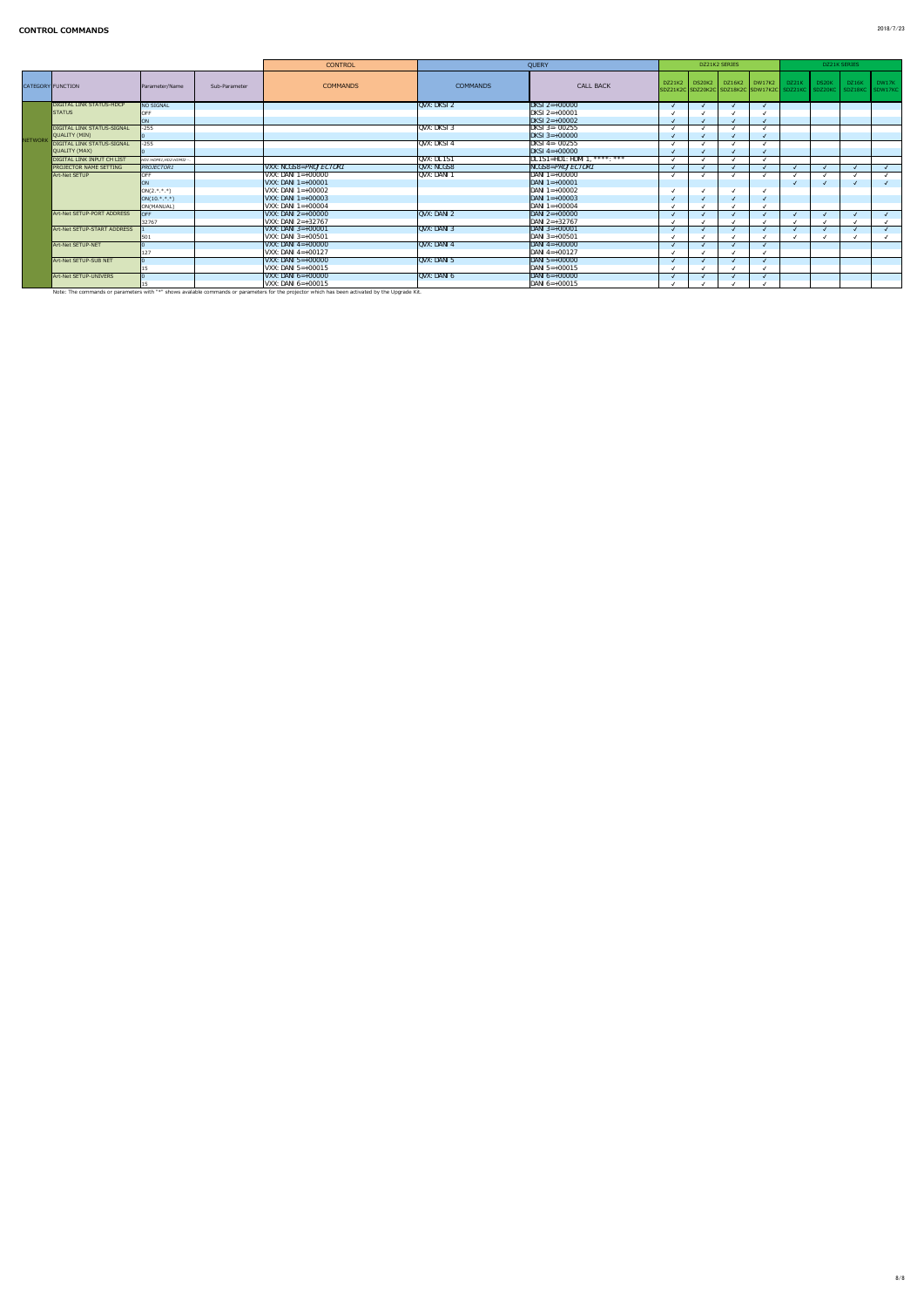# CONTROL COMMANDS

| | | | | CONTROL | QUERY | | DZ21K2 SERIES | | | | DZ21K SERIES | | | |
|---|---|---|---|---|---|---|---|---|---|---|---|---|---|---|
| CATEGORY | FUNCTION | Parameter/Name | Sub-Parameter | COMMANDS | COMMANDS | CALL BACK | DZ21K2 SDZ21K2C | DS20K2 SDZ20K2C | DZ16K2 SDZ16K2C | DW17K2 SDW17K2C | DZ21K SDZ21KC | DS20K SDZ20KC | DZ16K SDZ16KC | DW17K SDW17KC |
| NETWORK | DIGITAL LINK STATUS-HDCP STATUS | NO SIGNAL | | | QVX: DKSI 2 | DKSI 2=+00000 | ✓ | ✓ | ✓ | ✓ | | | | |
| | | OFF | | | | DKSI 2=+00001 | ✓ | ✓ | ✓ | ✓ | | | | |
| | | ON | | | | DKSI 2=+00002 | ✓ | ✓ | ✓ | ✓ | | | | |
| | DIGITAL LINK STATUS-SIGNAL QUALITY (MIN) | -255 | | | QVX: DKSI 3 | DKSI 3= 00255 | ✓ | ✓ | ✓ | ✓ | | | | |
| | | 0 | | | | DKSI 3=+00000 | ✓ | ✓ | ✓ | ✓ | | | | |
| | DIGITAL LINK STATUS-SIGNAL QUALITY (MAX) | -255 | | | QVX: DKSI 4 | DKSI 4= 00255 | ✓ | ✓ | ✓ | ✓ | | | | |
| | | 0 | | | | DKSI 4=+00000 | ✓ | ✓ | ✓ | ✓ | | | | |
| | DIGITAL LINK INPUT CH LIST | HD1:HDMI1,HD2:HDMI2··· | | | QVX: DL1S1 | DL1S1=HD1: HDMI 1, ****: *** | ✓ | ✓ | ✓ | ✓ | | | | |
| | PROJECTOR NAME SETTING | *PROJECTOR1* | | VXX: NCGS8=*PROJECTOR1* | QVX: NCGS8 | NCGS8=*PROJECTOR1* | ✓ | ✓ | ✓ | ✓ | ✓ | ✓ | ✓ | ✓ |
| | Art-Net SETUP | OFF | | VXX: DANI 1=+00000 | QVX: DANI 1 | DANI 1=+00000 | ✓ | ✓ | ✓ | ✓ | ✓ | ✓ | ✓ | ✓ |
| | | ON | | VXX: DANI 1=+00001 | | DANI 1=+00001 | | | | | ✓ | ✓ | ✓ | ✓ |
| | | ON(2.*.*.*) | | VXX: DANI 1=+00002 | | DANI 1=+00002 | ✓ | ✓ | ✓ | ✓ | | | | |
| | | ON(10.*.*.*) | | VXX: DANI 1=+00003 | | DANI 1=+00003 | ✓ | ✓ | ✓ | ✓ | | | | |
| | | ON(MANUAL) | | VXX: DANI 1=+00004 | | DANI 1=+00004 | ✓ | ✓ | ✓ | ✓ | | | | |
| | Art-Net SETUP-PORT ADDRESS | OFF | | VXX: DANI 2=+00000 | QVX: DANI 2 | DANI 2=+00000 | ✓ | ✓ | ✓ | ✓ | ✓ | ✓ | ✓ | ✓ |
| | | 32767 | | VXX: DANI 2=+32767 | | DANI 2=+32767 | ✓ | ✓ | ✓ | ✓ | ✓ | ✓ | ✓ | ✓ |
| | Art-Net SETUP-START ADDRESS | 1 | | VXX: DANI 3=+00001 | QVX: DANI 3 | DANI 3=+00001 | ✓ | ✓ | ✓ | ✓ | ✓ | ✓ | ✓ | ✓ |
| | | 501 | | VXX: DANI 3=+00501 | | DANI 3=+00501 | ✓ | ✓ | ✓ | ✓ | ✓ | ✓ | ✓ | ✓ |
| | Art-Net SETUP-NET | 0 | | VXX: DANI 4=+00000 | QVX: DANI 4 | DANI 4=+00000 | ✓ | ✓ | ✓ | ✓ | | | | |
| | | 127 | | VXX: DANI 4=+00127 | | DANI 4=+00127 | ✓ | ✓ | ✓ | ✓ | | | | |
| | Art-Net SETUP-SUB NET | 0 | | VXX: DANI 5=+00000 | QVX: DANI 5 | DANI 5=+00000 | ✓ | ✓ | ✓ | ✓ | | | | |
| | | 15 | | VXX: DANI 5=+00015 | | DANI 5=+00015 | ✓ | ✓ | ✓ | ✓ | | | | |
| | Art-Net SETUP-UNIVERS | 0 | | VXX: DANI 6=+00000 | QVX: DANI 6 | DANI 6=+00000 | ✓ | ✓ | ✓ | ✓ | | | | |
| | | 15 | | VXX: DANI 6=+00015 | | DANI 6=+00015 | ✓ | ✓ | ✓ | ✓ | | | | |

Note: The commands or parameters with "*" shows available commands or parameters for the projector which has been activated by the Upgrade Kit.